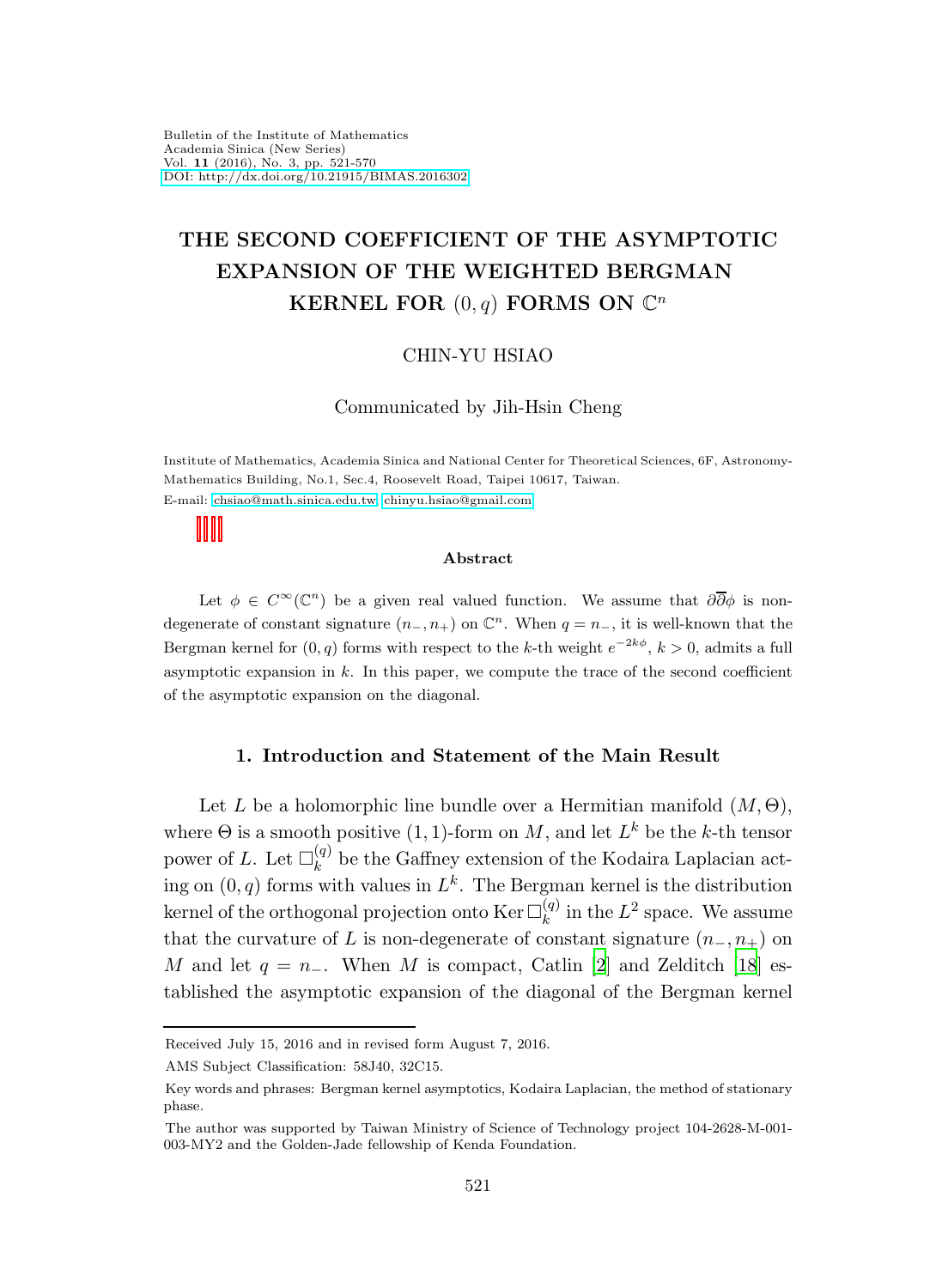# THE SECOND COEFFICIENT OF THE ASYMPTOTIC EXPANSION OF THE WEIGHTED BERGMAN KERNEL FOR $(0, q)$ FORMS ON $\mathbb{C}^n$

CHIN-YU HSIAO

Communicated by Jih-Hsin Cheng

Institute of Mathematics, Academia Sinica and National Center for Theoretical Sciences, 6F, Astronomy-Mathematics Building, No.1, Sec.4, Roosevelt Road, Taipei 10617, Taiwan.
E-mail: chsiao@math.sinica.edu.tw; chinyu.hsiao@gmail.com

### Abstract

Let $\phi \in C^\infty(\mathbb{C}^n)$ be a given real valued function. We assume that $\partial\overline{\partial}\phi$ is non-degenerate of constant signature $(n_-, n_+)$ on $\mathbb{C}^n$. When $q = n_-$, it is well-known that the Bergman kernel for $(0, q)$ forms with respect to the $k$-th weight $e^{-2k\phi}$, $k > 0$, admits a full asymptotic expansion in $k$. In this paper, we compute the trace of the second coefficient of the asymptotic expansion on the diagonal.

## 1. Introduction and Statement of the Main Result

Let $L$ be a holomorphic line bundle over a Hermitian manifold $(M, \Theta)$, where $\Theta$ is a smooth positive $(1, 1)$-form on $M$, and let $L^k$ be the $k$-th tensor power of $L$. Let $\Box_k^{(q)}$ be the Gaffney extension of the Kodaira Laplacian acting on $(0, q)$ forms with values in $L^k$. The Bergman kernel is the distribution kernel of the orthogonal projection onto $\operatorname{Ker} \Box_k^{(q)}$ in the $L^2$ space. We assume that the curvature of $L$ is non-degenerate of constant signature $(n_-, n_+)$ on $M$ and let $q = n_-$. When $M$ is compact, Catlin [2] and Zelditch [18] established the asymptotic expansion of the diagonal of the Bergman kernel

---

Received July 15, 2016 and in revised form August 7, 2016.

AMS Subject Classification: 58J40, 32C15.

Key words and phrases: Bergman kernel asymptotics, Kodaira Laplacian, the method of stationary phase.

The author was supported by Taiwan Ministry of Science of Technology project 104-2628-M-001-003-MY2 and the Golden-Jade fellowship of Kenda Foundation.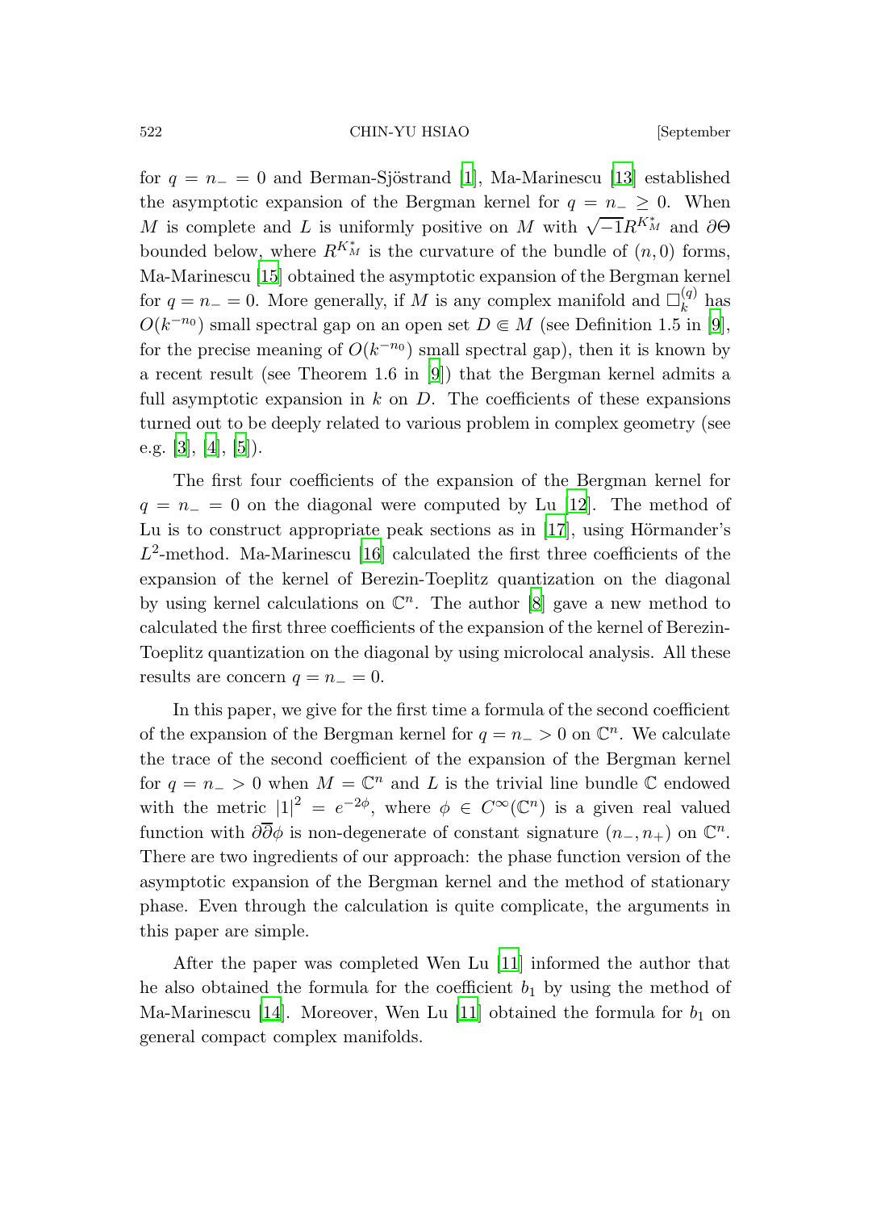for $q = n_- = 0$ and Berman-Sjöstrand [1], Ma-Marinescu [13] established the asymptotic expansion of the Bergman kernel for $q = n_- \geq 0$. When $M$ is complete and $L$ is uniformly positive on $M$ with $\sqrt{-1}R^{K^*_M}$ and $\partial\Theta$ bounded below, where $R^{K^*_M}$ is the curvature of the bundle of $(n, 0)$ forms, Ma-Marinescu [15] obtained the asymptotic expansion of the Bergman kernel for $q = n_- = 0$. More generally, if $M$ is any complex manifold and $\Box^{(q)}_k$ has $O(k^{-n_0})$ small spectral gap on an open set $D \Subset M$ (see Definition 1.5 in [9], for the precise meaning of $O(k^{-n_0})$ small spectral gap), then it is known by a recent result (see Theorem 1.6 in [9]) that the Bergman kernel admits a full asymptotic expansion in $k$ on $D$. The coefficients of these expansions turned out to be deeply related to various problem in complex geometry (see e.g. [3], [4], [5]).

The first four coefficients of the expansion of the Bergman kernel for $q = n_- = 0$ on the diagonal were computed by Lu [12]. The method of Lu is to construct appropriate peak sections as in [17], using Hörmander's $L^2$-method. Ma-Marinescu [16] calculated the first three coefficients of the expansion of the kernel of Berezin-Toeplitz quantization on the diagonal by using kernel calculations on $\mathbb{C}^n$. The author [8] gave a new method to calculated the first three coefficients of the expansion of the kernel of Berezin-Toeplitz quantization on the diagonal by using microlocal analysis. All these results are concern $q = n_- = 0$.

In this paper, we give for the first time a formula of the second coefficient of the expansion of the Bergman kernel for $q = n_- > 0$ on $\mathbb{C}^n$. We calculate the trace of the second coefficient of the expansion of the Bergman kernel for $q = n_- > 0$ when $M = \mathbb{C}^n$ and $L$ is the trivial line bundle $\mathbb{C}$ endowed with the metric $|1|^2 = e^{-2\phi}$, where $\phi \in C^\infty(\mathbb{C}^n)$ is a given real valued function with $\partial\overline{\partial}\phi$ is non-degenerate of constant signature $(n_-, n_+)$ on $\mathbb{C}^n$. There are two ingredients of our approach: the phase function version of the asymptotic expansion of the Bergman kernel and the method of stationary phase. Even through the calculation is quite complicate, the arguments in this paper are simple.

After the paper was completed Wen Lu [11] informed the author that he also obtained the formula for the coefficient $b_1$ by using the method of Ma-Marinescu [14]. Moreover, Wen Lu [11] obtained the formula for $b_1$ on general compact complex manifolds.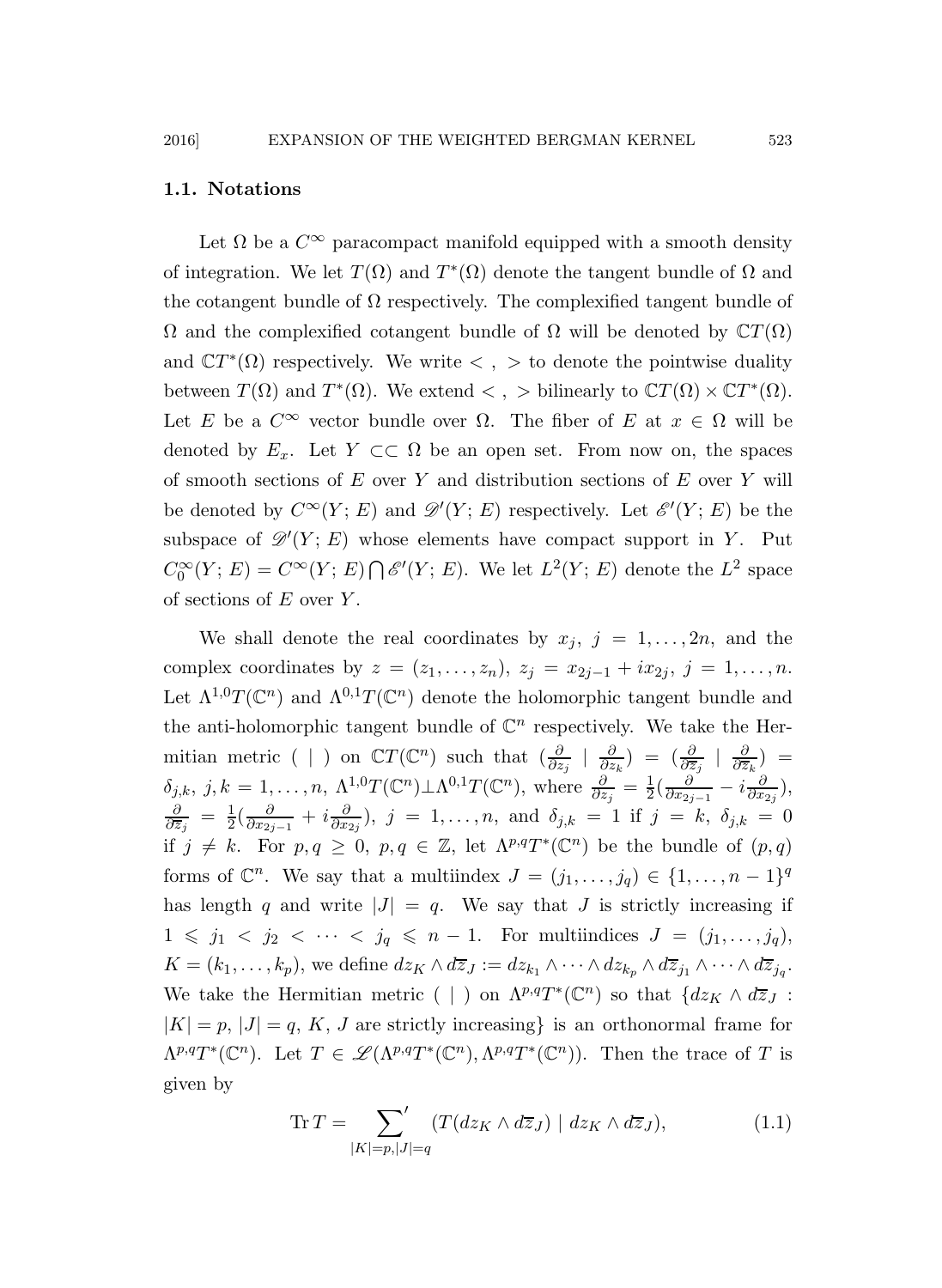### 1.1. Notations

Let $\Omega$ be a $C^\infty$ paracompact manifold equipped with a smooth density of integration. We let $T(\Omega)$ and $T^*(\Omega)$ denote the tangent bundle of $\Omega$ and the cotangent bundle of $\Omega$ respectively. The complexified tangent bundle of $\Omega$ and the complexified cotangent bundle of $\Omega$ will be denoted by $\mathbb{C}T(\Omega)$ and $\mathbb{C}T^*(\Omega)$ respectively. We write $< \, , \, >$ to denote the pointwise duality between $T(\Omega)$ and $T^*(\Omega)$. We extend $< \, , \, >$ bilinearly to $\mathbb{C}T(\Omega) \times \mathbb{C}T^*(\Omega)$. Let $E$ be a $C^\infty$ vector bundle over $\Omega$. The fiber of $E$ at $x \in \Omega$ will be denoted by $E_x$. Let $Y \subset\subset \Omega$ be an open set. From now on, the spaces of smooth sections of $E$ over $Y$ and distribution sections of $E$ over $Y$ will be denoted by $C^\infty(Y; E)$ and $\mathscr{D}'(Y; E)$ respectively. Let $\mathscr{E}'(Y; E)$ be the subspace of $\mathscr{D}'(Y; E)$ whose elements have compact support in $Y$. Put $C_0^\infty(Y; E) = C^\infty(Y; E) \bigcap \mathscr{E}'(Y; E)$. We let $L^2(Y; E)$ denote the $L^2$ space of sections of $E$ over $Y$.

We shall denote the real coordinates by $x_j$, $j = 1, \ldots, 2n$, and the complex coordinates by $z = (z_1, \ldots, z_n)$, $z_j = x_{2j-1} + ix_{2j}$, $j = 1, \ldots, n$. Let $\Lambda^{1,0}T(\mathbb{C}^n)$ and $\Lambda^{0,1}T(\mathbb{C}^n)$ denote the holomorphic tangent bundle and the anti-holomorphic tangent bundle of $\mathbb{C}^n$ respectively. We take the Hermitian metric $(\ |\ )$ on $\mathbb{C}T(\mathbb{C}^n)$ such that $(\frac{\partial}{\partial z_j} \mid \frac{\partial}{\partial z_k}) = (\frac{\partial}{\partial \overline{z}_j} \mid \frac{\partial}{\partial \overline{z}_k}) = \delta_{j,k}$, $j, k = 1, \ldots, n$, $\Lambda^{1,0}T(\mathbb{C}^n) \perp \Lambda^{0,1}T(\mathbb{C}^n)$, where $\frac{\partial}{\partial z_j} = \frac{1}{2}(\frac{\partial}{\partial x_{2j-1}} - i\frac{\partial}{\partial x_{2j}})$, $\frac{\partial}{\partial \overline{z}_j} = \frac{1}{2}(\frac{\partial}{\partial x_{2j-1}} + i\frac{\partial}{\partial x_{2j}})$, $j = 1, \ldots, n$, and $\delta_{j,k} = 1$ if $j = k$, $\delta_{j,k} = 0$ if $j \neq k$. For $p, q \geq 0$, $p, q \in \mathbb{Z}$, let $\Lambda^{p,q}T^*(\mathbb{C}^n)$ be the bundle of $(p, q)$ forms of $\mathbb{C}^n$. We say that a multiindex $J = (j_1, \ldots, j_q) \in \{1, \ldots, n-1\}^q$ has length $q$ and write $|J| = q$. We say that $J$ is strictly increasing if $1 \leqslant j_1 < j_2 < \cdots < j_q \leqslant n-1$. For multiindices $J = (j_1, \ldots, j_q)$, $K = (k_1, \ldots, k_p)$, we define $dz_K \wedge d\overline{z}_J := dz_{k_1} \wedge \cdots \wedge dz_{k_p} \wedge d\overline{z}_{j_1} \wedge \cdots \wedge d\overline{z}_{j_q}$. We take the Hermitian metric $(\ |\ )$ on $\Lambda^{p,q}T^*(\mathbb{C}^n)$ so that $\{dz_K \wedge d\overline{z}_J :$ $|K| = p$, $|J| = q$, $K$, $J$ are strictly increasing$\}$ is an orthonormal frame for $\Lambda^{p,q}T^*(\mathbb{C}^n)$. Let $T \in \mathscr{L}(\Lambda^{p,q}T^*(\mathbb{C}^n), \Lambda^{p,q}T^*(\mathbb{C}^n))$. Then the trace of $T$ is given by

$$\operatorname{Tr} T = {\sum_{|K|=p, |J|=q}}' (T(dz_K \wedge d\overline{z}_J) \mid dz_K \wedge d\overline{z}_J), \tag{1.1}$$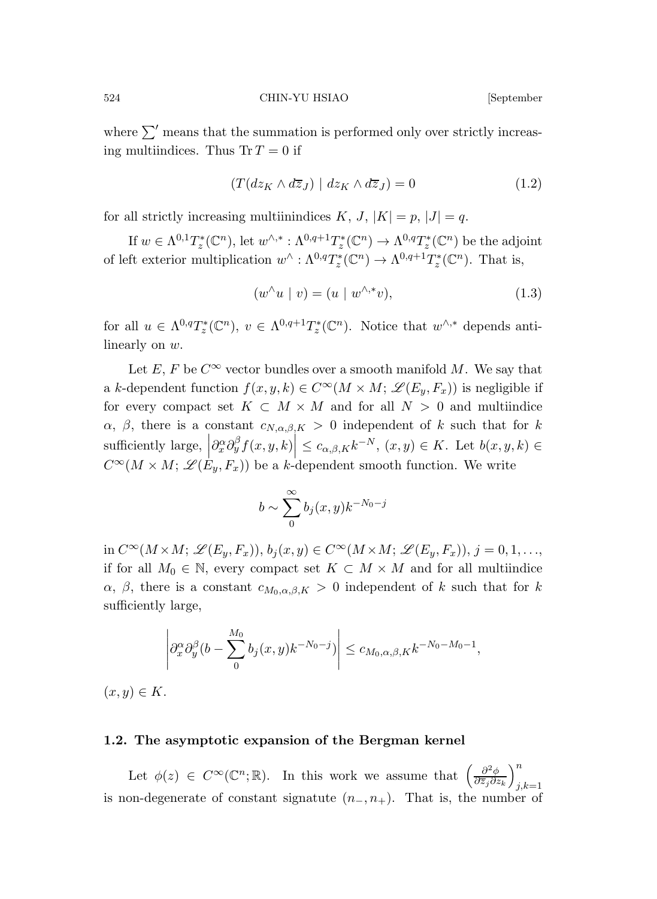where $\sum'$ means that the summation is performed only over strictly increasing multiindices. Thus $\operatorname{Tr} T = 0$ if

$$(T(dz_K \wedge d\overline{z}_J) \mid dz_K \wedge d\overline{z}_J) = 0 \tag{1.2}$$

for all strictly increasing multiinindices $K$, $J$, $|K| = p$, $|J| = q$.

If $w \in \Lambda^{0,1}T^*_z(\mathbb{C}^n)$, let $w^{\wedge,*} : \Lambda^{0,q+1}T^*_z(\mathbb{C}^n) \to \Lambda^{0,q}T^*_z(\mathbb{C}^n)$ be the adjoint of left exterior multiplication $w^\wedge : \Lambda^{0,q}T^*_z(\mathbb{C}^n) \to \Lambda^{0,q+1}T^*_z(\mathbb{C}^n)$. That is,

$$(w^\wedge u \mid v) = (u \mid w^{\wedge,*}v), \tag{1.3}$$

for all $u \in \Lambda^{0,q}T^*_z(\mathbb{C}^n)$, $v \in \Lambda^{0,q+1}T^*_z(\mathbb{C}^n)$. Notice that $w^{\wedge,*}$ depends antilinearly on $w$.

Let $E$, $F$ be $C^\infty$ vector bundles over a smooth manifold $M$. We say that a $k$-dependent function $f(x, y, k) \in C^\infty(M \times M; \mathscr{L}(E_y, F_x))$ is negligible if for every compact set $K \subset M \times M$ and for all $N > 0$ and multiindice $\alpha$, $\beta$, there is a constant $c_{N,\alpha,\beta,K} > 0$ independent of $k$ such that for $k$ sufficiently large, $\left|\partial^\alpha_x \partial^\beta_y f(x, y, k)\right| \leq c_{\alpha,\beta,K} k^{-N}$, $(x, y) \in K$. Let $b(x, y, k) \in C^\infty(M \times M; \mathscr{L}(E_y, F_x))$ be a $k$-dependent smooth function. We write

$$b \sim \sum_0^\infty b_j(x, y) k^{-N_0 - j}$$

in $C^\infty(M \times M; \mathscr{L}(E_y, F_x))$, $b_j(x, y) \in C^\infty(M \times M; \mathscr{L}(E_y, F_x))$, $j = 0, 1, \ldots$, if for all $M_0 \in \mathbb{N}$, every compact set $K \subset M \times M$ and for all multiindice $\alpha$, $\beta$, there is a constant $c_{M_0,\alpha,\beta,K} > 0$ independent of $k$ such that for $k$ sufficiently large,

$$\left|\partial^\alpha_x \partial^\beta_y (b - \sum_0^{M_0} b_j(x, y) k^{-N_0 - j})\right| \leq c_{M_0,\alpha,\beta,K} k^{-N_0 - M_0 - 1},$$

$(x, y) \in K$.

### 1.2. The asymptotic expansion of the Bergman kernel

Let $\phi(z) \in C^\infty(\mathbb{C}^n; \mathbb{R})$. In this work we assume that $\left(\frac{\partial^2 \phi}{\partial \overline{z}_j \partial z_k}\right)_{j,k=1}^n$ is non-degenerate of constant signatute $(n_-, n_+)$. That is, the number of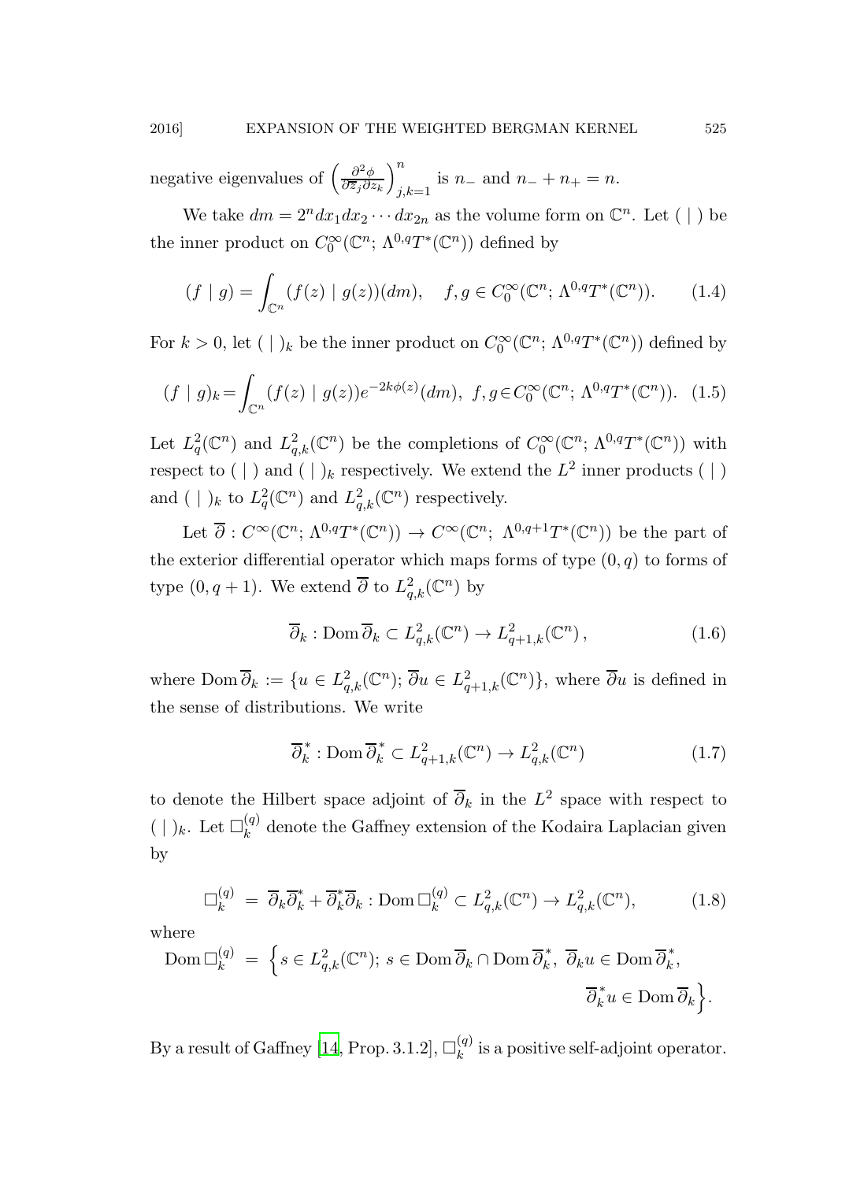negative eigenvalues of $\left(\frac{\partial^2\phi}{\partial \overline{z}_j \partial z_k}\right)_{j,k=1}^n$ is $n_-$ and $n_- + n_+ = n$.

We take $dm = 2^n dx_1 dx_2 \cdots dx_{2n}$ as the volume form on $\mathbb{C}^n$. Let $(\ |\ )$ be the inner product on $C_0^\infty(\mathbb{C}^n;\Lambda^{0,q}T^*(\mathbb{C}^n))$ defined by

$$(f \mid g) = \int_{\mathbb{C}^n} (f(z) \mid g(z))(dm), \quad f, g \in C_0^\infty(\mathbb{C}^n;\Lambda^{0,q}T^*(\mathbb{C}^n)). \tag{1.4}$$

For $k > 0$, let $(\ |\ )_k$ be the inner product on $C_0^\infty(\mathbb{C}^n;\Lambda^{0,q}T^*(\mathbb{C}^n))$ defined by

$$(f \mid g)_k = \int_{\mathbb{C}^n} (f(z) \mid g(z)) e^{-2k\phi(z)}(dm), \ f, g \in C_0^\infty(\mathbb{C}^n;\Lambda^{0,q}T^*(\mathbb{C}^n)). \tag{1.5}$$

Let $L^2_q(\mathbb{C}^n)$ and $L^2_{q,k}(\mathbb{C}^n)$ be the completions of $C_0^\infty(\mathbb{C}^n;\Lambda^{0,q}T^*(\mathbb{C}^n))$ with respect to $(\ |\ )$ and $(\ |\ )_k$ respectively. We extend the $L^2$ inner products $(\ |\ )$ and $(\ |\ )_k$ to $L^2_q(\mathbb{C}^n)$ and $L^2_{q,k}(\mathbb{C}^n)$ respectively.

Let $\overline{\partial} : C^\infty(\mathbb{C}^n;\Lambda^{0,q}T^*(\mathbb{C}^n)) \to C^\infty(\mathbb{C}^n;\ \Lambda^{0,q+1}T^*(\mathbb{C}^n))$ be the part of the exterior differential operator which maps forms of type $(0,q)$ to forms of type $(0,q+1)$. We extend $\overline{\partial}$ to $L^2_{q,k}(\mathbb{C}^n)$ by

$$\overline{\partial}_k : \operatorname{Dom} \overline{\partial}_k \subset L^2_{q,k}(\mathbb{C}^n) \to L^2_{q+1,k}(\mathbb{C}^n)\,, \tag{1.6}$$

where $\operatorname{Dom} \overline{\partial}_k := \{u \in L^2_{q,k}(\mathbb{C}^n);\ \overline{\partial} u \in L^2_{q+1,k}(\mathbb{C}^n)\}$, where $\overline{\partial} u$ is defined in the sense of distributions. We write

$$\overline{\partial}^*_k : \operatorname{Dom} \overline{\partial}^*_k \subset L^2_{q+1,k}(\mathbb{C}^n) \to L^2_{q,k}(\mathbb{C}^n) \tag{1.7}$$

to denote the Hilbert space adjoint of $\overline{\partial}_k$ in the $L^2$ space with respect to $(\ |\ )_k$. Let $\Box^{(q)}_k$ denote the Gaffney extension of the Kodaira Laplacian given by

$$\Box^{(q)}_k \ = \ \overline{\partial}_k \overline{\partial}^*_k + \overline{\partial}^*_k \overline{\partial}_k : \operatorname{Dom} \Box^{(q)}_k \subset L^2_{q,k}(\mathbb{C}^n) \to L^2_{q,k}(\mathbb{C}^n), \tag{1.8}$$

where

$$\operatorname{Dom} \Box^{(q)}_k \ = \ \Big\{ s \in L^2_{q,k}(\mathbb{C}^n);\ s \in \operatorname{Dom} \overline{\partial}_k \cap \operatorname{Dom} \overline{\partial}^*_k,\ \overline{\partial}_k u \in \operatorname{Dom} \overline{\partial}^*_k,\ \overline{\partial}^*_k u \in \operatorname{Dom} \overline{\partial}_k \Big\}.$$

By a result of Gaffney [14, Prop. 3.1.2], $\Box^{(q)}_k$ is a positive self-adjoint operator.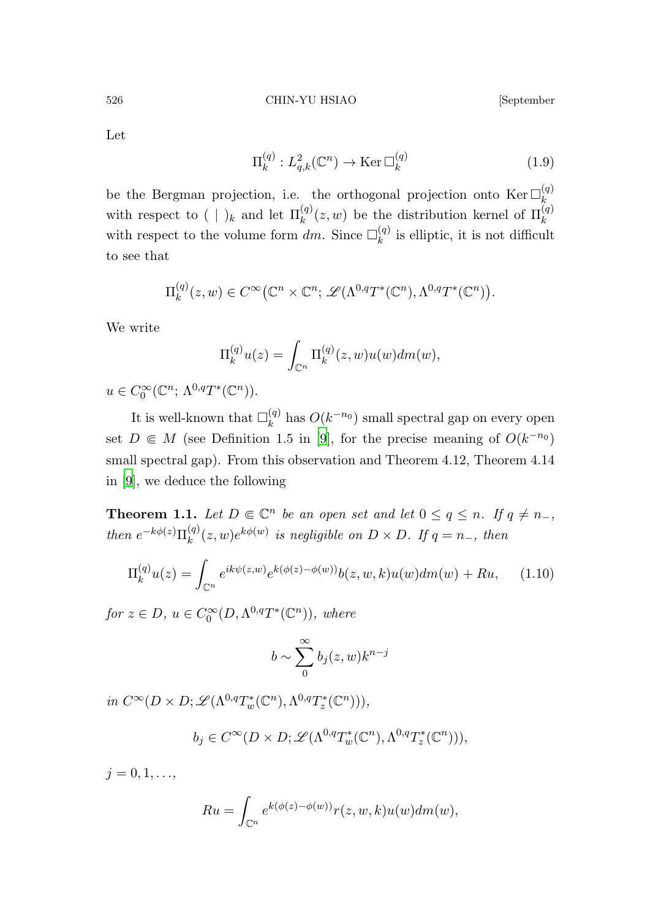Let

$$\Pi_k^{(q)} : L^2_{q,k}(\mathbb{C}^n) \to \operatorname{Ker} \Box_k^{(q)} \tag{1.9}$$

be the Bergman projection, i.e. the orthogonal projection onto $\operatorname{Ker} \Box_k^{(q)}$ with respect to $(\ |\ )_k$ and let $\Pi_k^{(q)}(z,w)$ be the distribution kernel of $\Pi_k^{(q)}$ with respect to the volume form $dm$. Since $\Box_k^{(q)}$ is elliptic, it is not difficult to see that

$$\Pi_k^{(q)}(z,w) \in C^\infty\big(\mathbb{C}^n \times \mathbb{C}^n;\, \mathscr{L}(\Lambda^{0,q}T^*(\mathbb{C}^n), \Lambda^{0,q}T^*(\mathbb{C}^n)\big).$$

We write

$$\Pi_k^{(q)} u(z) = \int_{\mathbb{C}^n} \Pi_k^{(q)}(z,w) u(w) dm(w),$$

$u \in C_0^\infty(\mathbb{C}^n;\, \Lambda^{0,q}T^*(\mathbb{C}^n))$.

It is well-known that $\Box_k^{(q)}$ has $O(k^{-n_0})$ small spectral gap on every open set $D \Subset M$ (see Definition 1.5 in [9], for the precise meaning of $O(k^{-n_0})$ small spectral gap). From this observation and Theorem 4.12, Theorem 4.14 in [9], we deduce the following

**Theorem 1.1.** *Let $D \Subset \mathbb{C}^n$ be an open set and let $0 \leq q \leq n$. If $q \neq n_-$, then $e^{-k\phi(z)}\Pi_k^{(q)}(z,w)e^{k\phi(w)}$ is negligible on $D \times D$. If $q = n_-$, then*

$$\Pi_k^{(q)} u(z) = \int_{\mathbb{C}^n} e^{ik\psi(z,w)} e^{k(\phi(z)-\phi(w))} b(z,w,k) u(w) dm(w) + Ru, \tag{1.10}$$

*for $z \in D$, $u \in C_0^\infty(D, \Lambda^{0,q}T^*(\mathbb{C}^n))$, where*

$$b \sim \sum_0^\infty b_j(z,w) k^{n-j}$$

*in $C^\infty(D \times D; \mathscr{L}(\Lambda^{0,q}T^*_w(\mathbb{C}^n), \Lambda^{0,q}T^*_z(\mathbb{C}^n)))$,*

$$b_j \in C^\infty(D \times D; \mathscr{L}(\Lambda^{0,q}T^*_w(\mathbb{C}^n), \Lambda^{0,q}T^*_z(\mathbb{C}^n))),$$

*$j = 0, 1, \ldots$,*

$$Ru = \int_{\mathbb{C}^n} e^{k(\phi(z)-\phi(w))} r(z,w,k) u(w) dm(w),$$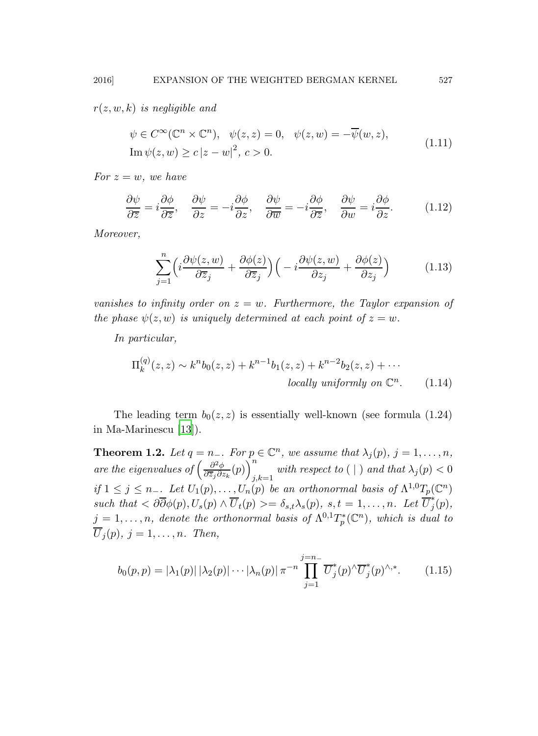$r(z,w,k)$ *is negligible and*

$$
\begin{aligned}
&\psi\in C^\infty(\mathbb{C}^n\times\mathbb{C}^n),\quad \psi(z,z)=0,\quad \psi(z,w)=-\overline{\psi}(w,z),\\
&\operatorname{Im}\psi(z,w)\geq c\left|z-w\right|^2,\ c>0.
\end{aligned}
\tag{1.11}
$$

*For $z=w$, we have*

$$
\frac{\partial\psi}{\partial\overline{z}}=i\frac{\partial\phi}{\partial\overline{z}},\quad \frac{\partial\psi}{\partial z}=-i\frac{\partial\phi}{\partial z},\quad \frac{\partial\psi}{\partial\overline{w}}=-i\frac{\partial\phi}{\partial\overline{z}},\quad \frac{\partial\psi}{\partial w}=i\frac{\partial\phi}{\partial z}.
\tag{1.12}
$$

*Moreover,*

$$
\sum_{j=1}^{n}\Big(i\frac{\partial\psi(z,w)}{\partial\overline{z}_j}+\frac{\partial\phi(z)}{\partial\overline{z}_j}\Big)\Big(-i\frac{\partial\psi(z,w)}{\partial z_j}+\frac{\partial\phi(z)}{\partial z_j}\Big)
\tag{1.13}
$$

*vanishes to infinity order on $z=w$. Furthermore, the Taylor expansion of the phase $\psi(z,w)$ is uniquely determined at each point of $z=w$.*

*In particular,*

$$
\Pi_k^{(q)}(z,z)\sim k^n b_0(z,z)+k^{n-1}b_1(z,z)+k^{n-2}b_2(z,z)+\cdots \quad \text{locally uniformly on } \mathbb{C}^n.
\tag{1.14}
$$

The leading term $b_0(z,z)$ is essentially well-known (see formula (1.24) in Ma-Marinescu [13]).

**Theorem 1.2.** *Let $q=n_-$. For $p\in\mathbb{C}^n$, we assume that $\lambda_j(p)$, $j=1,\ldots,n$, are the eigenvalues of $\Big(\frac{\partial^2\phi}{\partial\overline{z}_j\partial z_k}(p)\Big)_{j,k=1}^n$ with respect to $(\,|\,)$ and that $\lambda_j(p)<0$ if $1\leq j\leq n_-$. Let $U_1(p),\ldots,U_n(p)$ be an orthonormal basis of $\Lambda^{1,0}T_p(\mathbb{C}^n)$ such that $<\partial\overline{\partial}\phi(p),U_s(p)\wedge\overline{U}_t(p)>=\delta_{s,t}\lambda_s(p)$, $s,t=1,\ldots,n$. Let $\overline{U}^*_j(p)$, $j=1,\ldots,n$, denote the orthonormal basis of $\Lambda^{0,1}T^*_p(\mathbb{C}^n)$, which is dual to $\overline{U}_j(p)$, $j=1,\ldots,n$. Then,*

$$
b_0(p,p)=\left|\lambda_1(p)\right|\left|\lambda_2(p)\right|\cdots\left|\lambda_n(p)\right|\pi^{-n}\prod_{j=1}^{j=n_-}\overline{U}^*_j(p)^\wedge\overline{U}^*_j(p)^{\wedge,*}.
\tag{1.15}
$$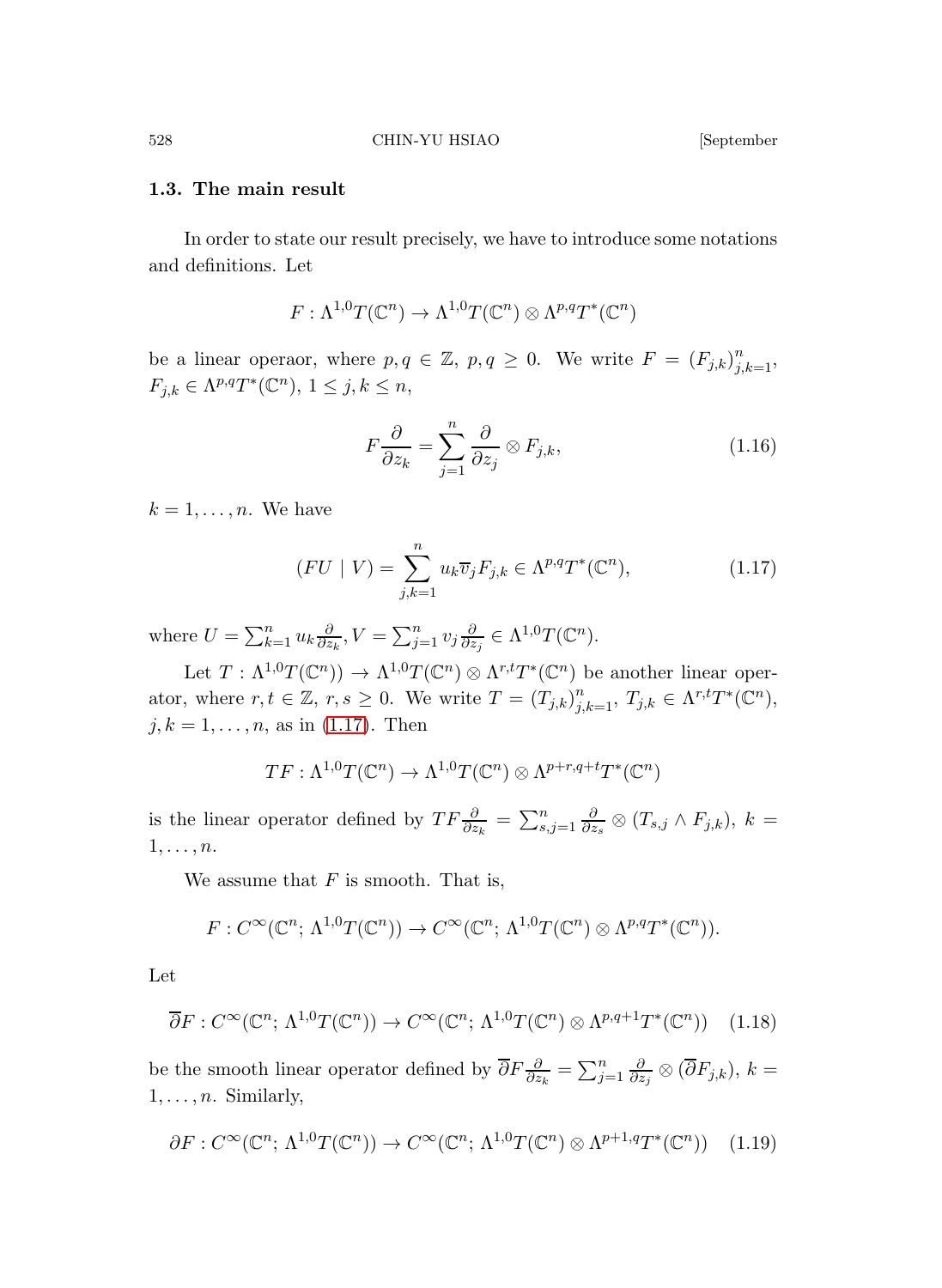### 1.3. The main result

In order to state our result precisely, we have to introduce some notations and definitions. Let

$$F : \Lambda^{1,0}T(\mathbb{C}^n) \to \Lambda^{1,0}T(\mathbb{C}^n) \otimes \Lambda^{p,q}T^*(\mathbb{C}^n)$$

be a linear operaor, where $p, q \in \mathbb{Z}$, $p, q \geq 0$. We write $F = (F_{j,k})_{j,k=1}^n$, $F_{j,k} \in \Lambda^{p,q}T^*(\mathbb{C}^n)$, $1 \leq j, k \leq n$,

$$F\frac{\partial}{\partial z_k} = \sum_{j=1}^n \frac{\partial}{\partial z_j} \otimes F_{j,k}, \tag{1.16}$$

$k = 1, \ldots, n$. We have

$$(FU \mid V) = \sum_{j,k=1}^n u_k \overline{v}_j F_{j,k} \in \Lambda^{p,q}T^*(\mathbb{C}^n), \tag{1.17}$$

where $U = \sum_{k=1}^n u_k \frac{\partial}{\partial z_k}, V = \sum_{j=1}^n v_j \frac{\partial}{\partial z_j} \in \Lambda^{1,0}T(\mathbb{C}^n)$.

Let $T : \Lambda^{1,0}T(\mathbb{C}^n)) \to \Lambda^{1,0}T(\mathbb{C}^n) \otimes \Lambda^{r,t}T^*(\mathbb{C}^n)$ be another linear operator, where $r, t \in \mathbb{Z}$, $r, s \geq 0$. We write $T = (T_{j,k})_{j,k=1}^n$, $T_{j,k} \in \Lambda^{r,t}T^*(\mathbb{C}^n)$, $j, k = 1, \ldots, n$, as in (1.17). Then

$$TF : \Lambda^{1,0}T(\mathbb{C}^n) \to \Lambda^{1,0}T(\mathbb{C}^n) \otimes \Lambda^{p+r,q+t}T^*(\mathbb{C}^n)$$

is the linear operator defined by $TF\frac{\partial}{\partial z_k} = \sum_{s,j=1}^n \frac{\partial}{\partial z_s} \otimes (T_{s,j} \wedge F_{j,k})$, $k = 1, \ldots, n$.

We assume that $F$ is smooth. That is,

$$F : C^\infty(\mathbb{C}^n; \Lambda^{1,0}T(\mathbb{C}^n)) \to C^\infty(\mathbb{C}^n; \Lambda^{1,0}T(\mathbb{C}^n) \otimes \Lambda^{p,q}T^*(\mathbb{C}^n)).$$

Let

$$\overline{\partial} F : C^\infty(\mathbb{C}^n; \Lambda^{1,0}T(\mathbb{C}^n)) \to C^\infty(\mathbb{C}^n; \Lambda^{1,0}T(\mathbb{C}^n) \otimes \Lambda^{p,q+1}T^*(\mathbb{C}^n)) \tag{1.18}$$

be the smooth linear operator defined by $\overline{\partial} F\frac{\partial}{\partial z_k} = \sum_{j=1}^n \frac{\partial}{\partial z_j} \otimes (\overline{\partial} F_{j,k})$, $k = 1, \ldots, n$. Similarly,

$$\partial F : C^\infty(\mathbb{C}^n; \Lambda^{1,0}T(\mathbb{C}^n)) \to C^\infty(\mathbb{C}^n; \Lambda^{1,0}T(\mathbb{C}^n) \otimes \Lambda^{p+1,q}T^*(\mathbb{C}^n)) \tag{1.19}$$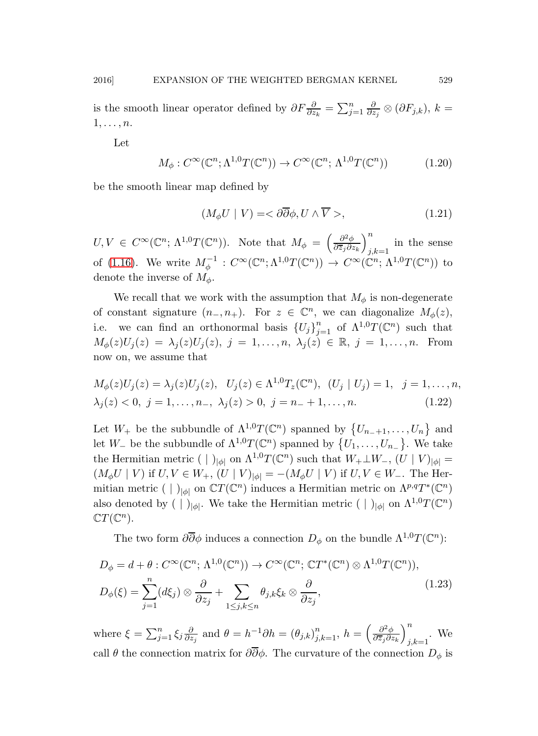is the smooth linear operator defined by $\partial F \frac{\partial}{\partial z_k} = \sum_{j=1}^{n} \frac{\partial}{\partial z_j} \otimes (\partial F_{j,k})$, $k = 1, \ldots, n$.

Let

$$M_\phi : C^\infty(\mathbb{C}^n; \Lambda^{1,0}T(\mathbb{C}^n)) \to C^\infty(\mathbb{C}^n; \Lambda^{1,0}T(\mathbb{C}^n)) \tag{1.20}$$

be the smooth linear map defined by

$$(M_\phi U \mid V) = < \partial\overline{\partial}\phi, U \wedge \overline{V} >, \tag{1.21}$$

$U, V \in C^\infty(\mathbb{C}^n; \Lambda^{1,0}T(\mathbb{C}^n))$. Note that $M_\phi = \left(\frac{\partial^2 \phi}{\partial \overline{z}_j \partial z_k}\right)_{j,k=1}^{n}$ in the sense of (1.16). We write $M_\phi^{-1} : C^\infty(\mathbb{C}^n; \Lambda^{1,0}T(\mathbb{C}^n)) \to C^\infty(\mathbb{C}^n; \Lambda^{1,0}T(\mathbb{C}^n))$ to denote the inverse of $M_\phi$.

We recall that we work with the assumption that $M_\phi$ is non-degenerate of constant signature $(n_-, n_+)$. For $z \in \mathbb{C}^n$, we can diagonalize $M_\phi(z)$, i.e. we can find an orthonormal basis $\{U_j\}_{j=1}^{n}$ of $\Lambda^{1,0}T(\mathbb{C}^n)$ such that $M_\phi(z)U_j(z) = \lambda_j(z)U_j(z)$, $j = 1, \ldots, n$, $\lambda_j(z) \in \mathbb{R}$, $j = 1, \ldots, n$. From now on, we assume that

$$\begin{aligned}
&M_\phi(z)U_j(z) = \lambda_j(z)U_j(z), \ \ U_j(z) \in \Lambda^{1,0}T_z(\mathbb{C}^n), \ \ (U_j \mid U_j) = 1, \ \ j = 1, \ldots, n, \\
&\lambda_j(z) < 0, \ j = 1, \ldots, n_-, \ \lambda_j(z) > 0, \ j = n_- + 1, \ldots, n.
\end{aligned} \tag{1.22}$$

Let $W_+$ be the subbundle of $\Lambda^{1,0}T(\mathbb{C}^n)$ spanned by $\{U_{n_-+1}, \ldots, U_n\}$ and let $W_-$ be the subbundle of $\Lambda^{1,0}T(\mathbb{C}^n)$ spanned by $\{U_1, \ldots, U_{n_-}\}$. We take the Hermitian metric $(\ \mid\ )_{|\phi|}$ on $\Lambda^{1,0}T(\mathbb{C}^n)$ such that $W_+ \perp W_-$, $(U \mid V)_{|\phi|} = (M_\phi U \mid V)$ if $U, V \in W_+$, $(U \mid V)_{|\phi|} = -(M_\phi U \mid V)$ if $U, V \in W_-$. The Hermitian metric $(\ \mid\ )_{|\phi|}$ on $\mathbb{C}T(\mathbb{C}^n)$ induces a Hermitian metric on $\Lambda^{p,q}T^*(\mathbb{C}^n)$ also denoted by $(\ \mid\ )_{|\phi|}$. We take the Hermitian metric $(\ \mid\ )_{|\phi|}$ on $\Lambda^{1,0}T(\mathbb{C}^n)$ $\mathbb{C}T(\mathbb{C}^n)$.

The two form $\partial\overline{\partial}\phi$ induces a connection $D_\phi$ on the bundle $\Lambda^{1,0}T(\mathbb{C}^n)$:

$$\begin{aligned}
&D_\phi = d + \theta : C^\infty(\mathbb{C}^n; \Lambda^{1,0}(\mathbb{C}^n)) \to C^\infty(\mathbb{C}^n; \mathbb{C}T^*(\mathbb{C}^n) \otimes \Lambda^{1,0}T(\mathbb{C}^n)), \\
&D_\phi(\xi) = \sum_{j=1}^{n} (d\xi_j) \otimes \frac{\partial}{\partial z_j} + \sum_{1 \leq j,k \leq n} \theta_{j,k}\xi_k \otimes \frac{\partial}{\partial z_j},
\end{aligned} \tag{1.23}$$

where $\xi = \sum_{j=1}^{n} \xi_j \frac{\partial}{\partial z_j}$ and $\theta = h^{-1}\partial h = (\theta_{j,k})_{j,k=1}^{n}$, $h = \left(\frac{\partial^2 \phi}{\partial \overline{z}_j \partial z_k}\right)_{j,k=1}^{n}$. We call $\theta$ the connection matrix for $\partial\overline{\partial}\phi$. The curvature of the connection $D_\phi$ is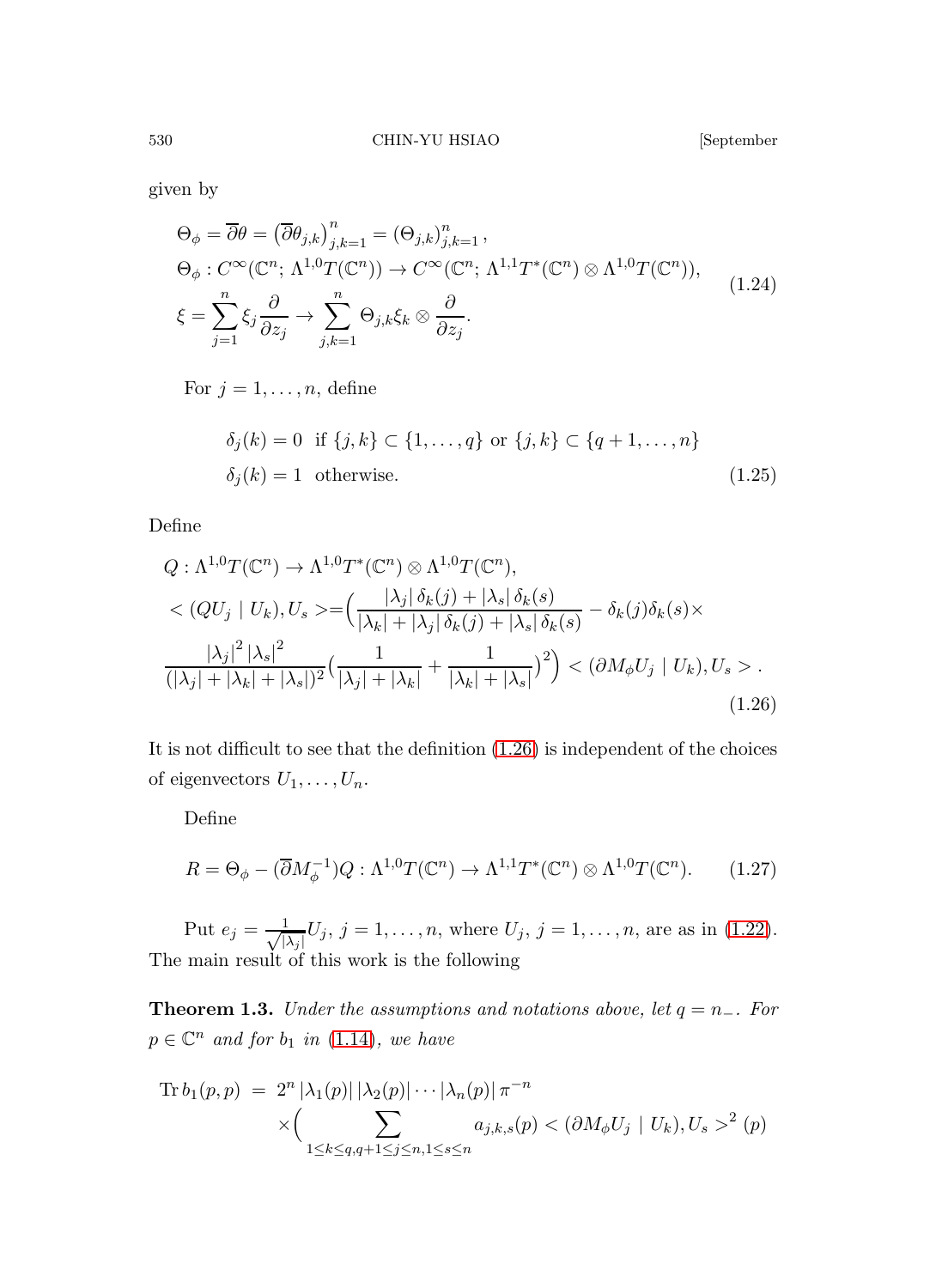given by

$$
\begin{aligned}
&\Theta_\phi = \overline{\partial}\theta = \left(\overline{\partial}\theta_{j,k}\right)_{j,k=1}^n = \left(\Theta_{j,k}\right)_{j,k=1}^n, \\
&\Theta_\phi : C^\infty(\mathbb{C}^n; \Lambda^{1,0}T(\mathbb{C}^n)) \to C^\infty(\mathbb{C}^n; \Lambda^{1,1}T^*(\mathbb{C}^n) \otimes \Lambda^{1,0}T(\mathbb{C}^n)), \\
&\xi = \sum_{j=1}^n \xi_j \frac{\partial}{\partial z_j} \to \sum_{j,k=1}^n \Theta_{j,k}\xi_k \otimes \frac{\partial}{\partial z_j}.
\end{aligned}
\tag{1.24}
$$

For $j = 1, \ldots, n$, define

$$
\begin{aligned}
&\delta_j(k) = 0 \ \text{ if } \{j,k\} \subset \{1,\ldots,q\} \text{ or } \{j,k\} \subset \{q+1,\ldots,n\} \\
&\delta_j(k) = 1 \ \text{ otherwise.}
\end{aligned}
\tag{1.25}
$$

Define

$$
\begin{aligned}
&Q : \Lambda^{1,0}T(\mathbb{C}^n) \to \Lambda^{1,0}T^*(\mathbb{C}^n) \otimes \Lambda^{1,0}T(\mathbb{C}^n), \\
&< (QU_j \mid U_k), U_s > = \Big( \frac{|\lambda_j|\,\delta_k(j) + |\lambda_s|\,\delta_k(s)}{|\lambda_k| + |\lambda_j|\,\delta_k(j) + |\lambda_s|\,\delta_k(s)} - \delta_k(j)\delta_k(s) \times \\
&\frac{|\lambda_j|^2\,|\lambda_s|^2}{(|\lambda_j| + |\lambda_k| + |\lambda_s|)^2} \Big( \frac{1}{|\lambda_j| + |\lambda_k|} + \frac{1}{|\lambda_k| + |\lambda_s|} \Big)^2 \Big) < (\partial M_\phi U_j \mid U_k), U_s > .
\end{aligned}
\tag{1.26}
$$

It is not difficult to see that the definition (1.26) is independent of the choices of eigenvectors $U_1, \ldots, U_n$.

Define

$$
R = \Theta_\phi - (\overline{\partial} M_\phi^{-1})Q : \Lambda^{1,0}T(\mathbb{C}^n) \to \Lambda^{1,1}T^*(\mathbb{C}^n) \otimes \Lambda^{1,0}T(\mathbb{C}^n). \tag{1.27}
$$

Put $e_j = \frac{1}{\sqrt{|\lambda_j|}} U_j$, $j = 1, \ldots, n$, where $U_j$, $j = 1, \ldots, n$, are as in (1.22). The main result of this work is the following

**Theorem 1.3.** *Under the assumptions and notations above, let $q = n_-$. For $p \in \mathbb{C}^n$ and for $b_1$ in (1.14), we have*

$$
\begin{aligned}
\operatorname{Tr} b_1(p,p) \ = \ & 2^n\,|\lambda_1(p)|\,|\lambda_2(p)| \cdots |\lambda_n(p)|\,\pi^{-n} \\
& \times \Big( \sum_{1 \le k \le q, q+1 \le j \le n, 1 \le s \le n} a_{j,k,s}(p) < (\partial M_\phi U_j \mid U_k), U_s >^2 (p)
\end{aligned}
$$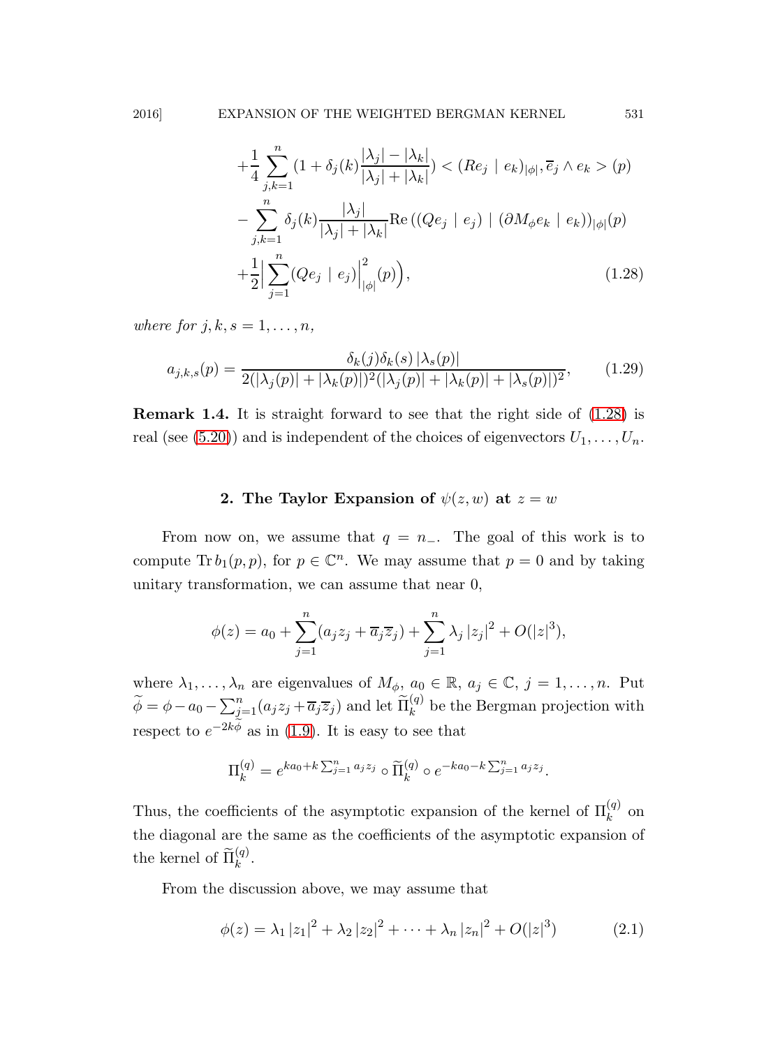$$
\begin{aligned}
&+\frac{1}{4}\sum_{j,k=1}^{n}(1+\delta_j(k)\frac{|\lambda_j|-|\lambda_k|}{|\lambda_j|+|\lambda_k|}) < (Re_j \mid e_k)_{|\phi|}, \overline{e}_j \wedge e_k > (p) \\
&-\sum_{j,k=1}^{n}\delta_j(k)\frac{|\lambda_j|}{|\lambda_j|+|\lambda_k|}\mathrm{Re}\,((Qe_j \mid e_j) \mid (\partial M_\phi e_k \mid e_k))_{|\phi|}(p) \\
&+\frac{1}{2}\Big|\sum_{j=1}^{n}(Qe_j \mid e_j)\Big|^2_{|\phi|}(p)\Big),
\end{aligned}
\tag{1.28}
$$

*where for* $j,k,s = 1,\ldots,n$,

$$
a_{j,k,s}(p) = \frac{\delta_k(j)\delta_k(s)\,|\lambda_s(p)|}{2(|\lambda_j(p)|+|\lambda_k(p)|)^2(|\lambda_j(p)|+|\lambda_k(p)|+|\lambda_s(p)|)^2},
\tag{1.29}
$$

**Remark 1.4.** It is straight forward to see that the right side of (1.28) is real (see (5.20)) and is independent of the choices of eigenvectors $U_1,\ldots,U_n$.

## 2. The Taylor Expansion of $\psi(z,w)$ at $z = w$

From now on, we assume that $q = n_-$. The goal of this work is to compute $\mathrm{Tr}\,b_1(p,p)$, for $p \in \mathbb{C}^n$. We may assume that $p = 0$ and by taking unitary transformation, we can assume that near 0,

$$
\phi(z) = a_0 + \sum_{j=1}^{n}(a_j z_j + \overline{a}_j \overline{z}_j) + \sum_{j=1}^{n}\lambda_j |z_j|^2 + O(|z|^3),
$$

where $\lambda_1,\ldots,\lambda_n$ are eigenvalues of $M_\phi$, $a_0 \in \mathbb{R}$, $a_j \in \mathbb{C}$, $j = 1,\ldots,n$. Put $\widetilde{\phi} = \phi - a_0 - \sum_{j=1}^{n}(a_j z_j + \overline{a}_j \overline{z}_j)$ and let $\widetilde{\Pi}_k^{(q)}$ be the Bergman projection with respect to $e^{-2k\widetilde{\phi}}$ as in (1.9). It is easy to see that

$$
\Pi_k^{(q)} = e^{ka_0 + k\sum_{j=1}^{n}a_j z_j} \circ \widetilde{\Pi}_k^{(q)} \circ e^{-ka_0 - k\sum_{j=1}^{n}a_j z_j}.
$$

Thus, the coefficients of the asymptotic expansion of the kernel of $\Pi_k^{(q)}$ on the diagonal are the same as the coefficients of the asymptotic expansion of the kernel of $\widetilde{\Pi}_k^{(q)}$.

From the discussion above, we may assume that

$$
\phi(z) = \lambda_1 |z_1|^2 + \lambda_2 |z_2|^2 + \cdots + \lambda_n |z_n|^2 + O(|z|^3)
\tag{2.1}
$$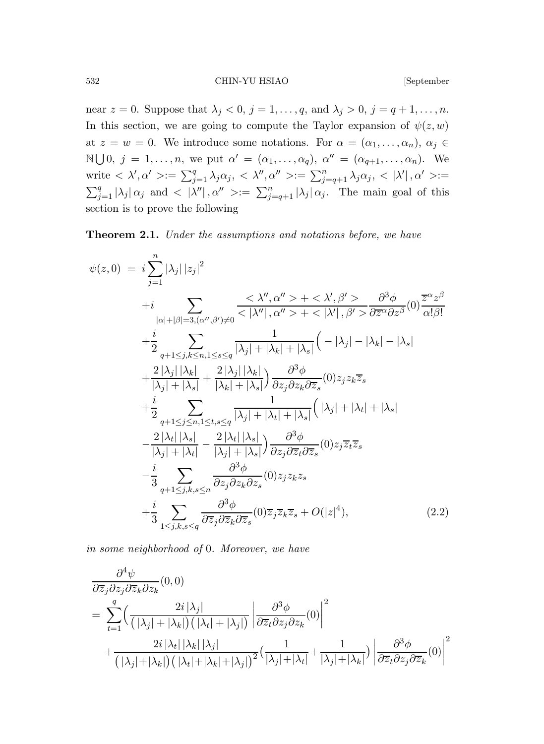near $z = 0$. Suppose that $\lambda_j < 0$, $j = 1, \ldots, q$, and $\lambda_j > 0$, $j = q+1, \ldots, n$. In this section, we are going to compute the Taylor expansion of $\psi(z, w)$ at $z = w = 0$. We introduce some notations. For $\alpha = (\alpha_1, \ldots, \alpha_n)$, $\alpha_j \in \mathbb{N} \bigcup 0$, $j = 1, \ldots, n$, we put $\alpha' = (\alpha_1, \ldots, \alpha_q)$, $\alpha'' = (\alpha_{q+1}, \ldots, \alpha_n)$. We write $<\lambda', \alpha'> := \sum_{j=1}^{q} \lambda_j \alpha_j$, $<\lambda'', \alpha''> := \sum_{j=q+1}^{n} \lambda_j \alpha_j$, $<|\lambda'|, \alpha'> := \sum_{j=1}^{q} |\lambda_j| \alpha_j$ and $<|\lambda''|, \alpha''> := \sum_{j=q+1}^{n} |\lambda_j| \alpha_j$. The main goal of this section is to prove the following

**Theorem 2.1.** *Under the assumptions and notations before, we have*

$$
\begin{aligned}
\psi(z,0) \;=\;& i\sum_{j=1}^{n} |\lambda_j| \, |z_j|^2 \\
&+ i \sum_{|\alpha|+|\beta|=3, (\alpha'', \beta') \neq 0} \frac{<\lambda'', \alpha''> + <\lambda', \beta'>}{<|\lambda''|, \alpha''> + <|\lambda'|, \beta'>} \frac{\partial^3 \phi}{\partial \overline{z}^\alpha \partial z^\beta}(0) \frac{\overline{z}^\alpha z^\beta}{\alpha! \beta!} \\
&+ \frac{i}{2} \sum_{q+1 \leq j,k \leq n, 1 \leq s \leq q} \frac{1}{|\lambda_j| + |\lambda_k| + |\lambda_s|} \Big( -|\lambda_j| - |\lambda_k| - |\lambda_s| \\
&+ \frac{2|\lambda_j| \, |\lambda_k|}{|\lambda_j| + |\lambda_s|} + \frac{2|\lambda_j| \, |\lambda_k|}{|\lambda_k| + |\lambda_s|} \Big) \frac{\partial^3 \phi}{\partial z_j \partial z_k \partial \overline{z}_s}(0) z_j z_k \overline{z}_s \\
&+ \frac{i}{2} \sum_{q+1 \leq j \leq n, 1 \leq t,s \leq q} \frac{1}{|\lambda_j| + |\lambda_t| + |\lambda_s|} \Big( |\lambda_j| + |\lambda_t| + |\lambda_s| \\
&- \frac{2|\lambda_t| \, |\lambda_s|}{|\lambda_j| + |\lambda_t|} - \frac{2|\lambda_t| \, |\lambda_s|}{|\lambda_j| + |\lambda_s|} \Big) \frac{\partial^3 \phi}{\partial z_j \partial \overline{z}_t \partial \overline{z}_s}(0) z_j \overline{z}_t \overline{z}_s \\
&- \frac{i}{3} \sum_{q+1 \leq j,k,s \leq n} \frac{\partial^3 \phi}{\partial z_j \partial z_k \partial z_s}(0) z_j z_k z_s \\
&+ \frac{i}{3} \sum_{1 \leq j,k,s \leq q} \frac{\partial^3 \phi}{\partial \overline{z}_j \partial \overline{z}_k \partial \overline{z}_s}(0) \overline{z}_j \overline{z}_k \overline{z}_s + O(|z|^4),
\end{aligned}
\tag{2.2}
$$

*in some neighborhood of* $0$. *Moreover, we have*

$$
\begin{aligned}
&\frac{\partial^4 \psi}{\partial \overline{z}_j \partial z_j \partial \overline{z}_k \partial z_k}(0,0) \\
&= \sum_{t=1}^{q} \Big( \frac{2i|\lambda_j|}{\big(|\lambda_j| + |\lambda_k|\big)\big(|\lambda_t| + |\lambda_j|\big)} \left| \frac{\partial^3 \phi}{\partial \overline{z}_t \partial z_j \partial z_k}(0) \right|^2 \\
&\quad + \frac{2i|\lambda_t| \, |\lambda_k| \, |\lambda_j|}{\big(|\lambda_j| + |\lambda_k|\big)\big(|\lambda_t| + |\lambda_k| + |\lambda_j|\big)^2} \Big( \frac{1}{|\lambda_j| + |\lambda_t|} + \frac{1}{|\lambda_j| + |\lambda_k|} \Big) \left| \frac{\partial^3 \phi}{\partial \overline{z}_t \partial z_j \partial \overline{z}_k}(0) \right|^2
\end{aligned}
$$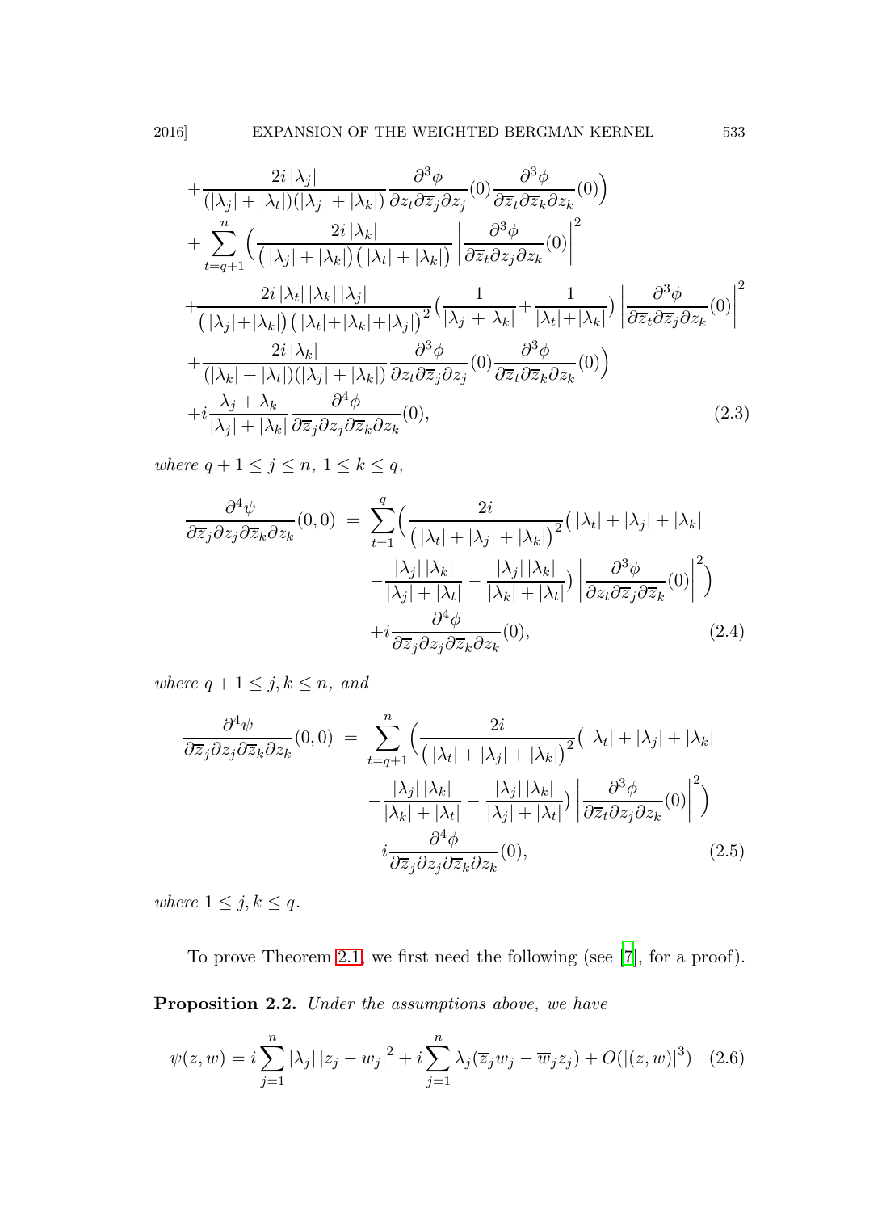$$
\begin{aligned}
&+\frac{2i\,|\lambda_j|}{(|\lambda_j|+|\lambda_t|)(|\lambda_j|+|\lambda_k|)}\frac{\partial^3\phi}{\partial z_t\partial \overline{z}_j\partial z_j}(0)\frac{\partial^3\phi}{\partial \overline{z}_t\partial \overline{z}_k\partial z_k}(0)\Big)\\
&+\sum_{t=q+1}^{n}\Big(\frac{2i\,|\lambda_k|}{\big(\,|\lambda_j|+|\lambda_k|\big)\big(\,|\lambda_t|+|\lambda_k|\big)}\left|\frac{\partial^3\phi}{\partial \overline{z}_t\partial z_j\partial z_k}(0)\right|^2\\
&+\frac{2i\,|\lambda_t|\,|\lambda_k|\,|\lambda_j|}{\big(\,|\lambda_j|+|\lambda_k|\big)\big(\,|\lambda_t|+|\lambda_k|+|\lambda_j|\big)^2}\big(\frac{1}{|\lambda_j|+|\lambda_k|}+\frac{1}{|\lambda_t|+|\lambda_k|}\big)\left|\frac{\partial^3\phi}{\partial \overline{z}_t\partial \overline{z}_j\partial z_k}(0)\right|^2\\
&+\frac{2i\,|\lambda_k|}{(|\lambda_k|+|\lambda_t|)(|\lambda_j|+|\lambda_k|)}\frac{\partial^3\phi}{\partial z_t\partial \overline{z}_j\partial z_j}(0)\frac{\partial^3\phi}{\partial \overline{z}_t\partial \overline{z}_k\partial z_k}(0)\Big)\\
&+i\frac{\lambda_j+\lambda_k}{|\lambda_j|+|\lambda_k|}\frac{\partial^4\phi}{\partial \overline{z}_j\partial z_j\partial \overline{z}_k\partial z_k}(0),
\end{aligned}
\tag{2.3}
$$

*where* $q+1\le j\le n$, $1\le k\le q$,

$$
\begin{aligned}
\frac{\partial^4\psi}{\partial \overline{z}_j\partial z_j\partial \overline{z}_k\partial z_k}(0,0) \;=\; &\sum_{t=1}^{q}\Big(\frac{2i}{\big(\,|\lambda_t|+|\lambda_j|+|\lambda_k|\big)^2}\big(\,|\lambda_t|+|\lambda_j|+|\lambda_k|\\
&-\frac{|\lambda_j|\,|\lambda_k|}{|\lambda_j|+|\lambda_t|}-\frac{|\lambda_j|\,|\lambda_k|}{|\lambda_k|+|\lambda_t|}\big)\left|\frac{\partial^3\phi}{\partial z_t\partial \overline{z}_j\partial \overline{z}_k}(0)\right|^2\Big)\\
&+i\frac{\partial^4\phi}{\partial \overline{z}_j\partial z_j\partial \overline{z}_k\partial z_k}(0),
\end{aligned}
\tag{2.4}
$$

*where* $q+1\le j,k\le n$, *and*

$$
\begin{aligned}
\frac{\partial^4\psi}{\partial \overline{z}_j\partial z_j\partial \overline{z}_k\partial z_k}(0,0) \;=\; &\sum_{t=q+1}^{n}\Big(\frac{2i}{\big(\,|\lambda_t|+|\lambda_j|+|\lambda_k|\big)^2}\big(\,|\lambda_t|+|\lambda_j|+|\lambda_k|\\
&-\frac{|\lambda_j|\,|\lambda_k|}{|\lambda_k|+|\lambda_t|}-\frac{|\lambda_j|\,|\lambda_k|}{|\lambda_j|+|\lambda_t|}\big)\left|\frac{\partial^3\phi}{\partial \overline{z}_t\partial z_j\partial z_k}(0)\right|^2\Big)\\
&-i\frac{\partial^4\phi}{\partial \overline{z}_j\partial z_j\partial \overline{z}_k\partial z_k}(0),
\end{aligned}
\tag{2.5}
$$

*where* $1\le j,k\le q$.

To prove Theorem 2.1, we first need the following (see [7], for a proof).

**Proposition 2.2.** *Under the assumptions above, we have*

$$
\psi(z,w)=i\sum_{j=1}^{n}|\lambda_j|\,|z_j-w_j|^2+i\sum_{j=1}^{n}\lambda_j(\overline{z}_jw_j-\overline{w}_jz_j)+O(|(z,w)|^3)\quad (2.6)
$$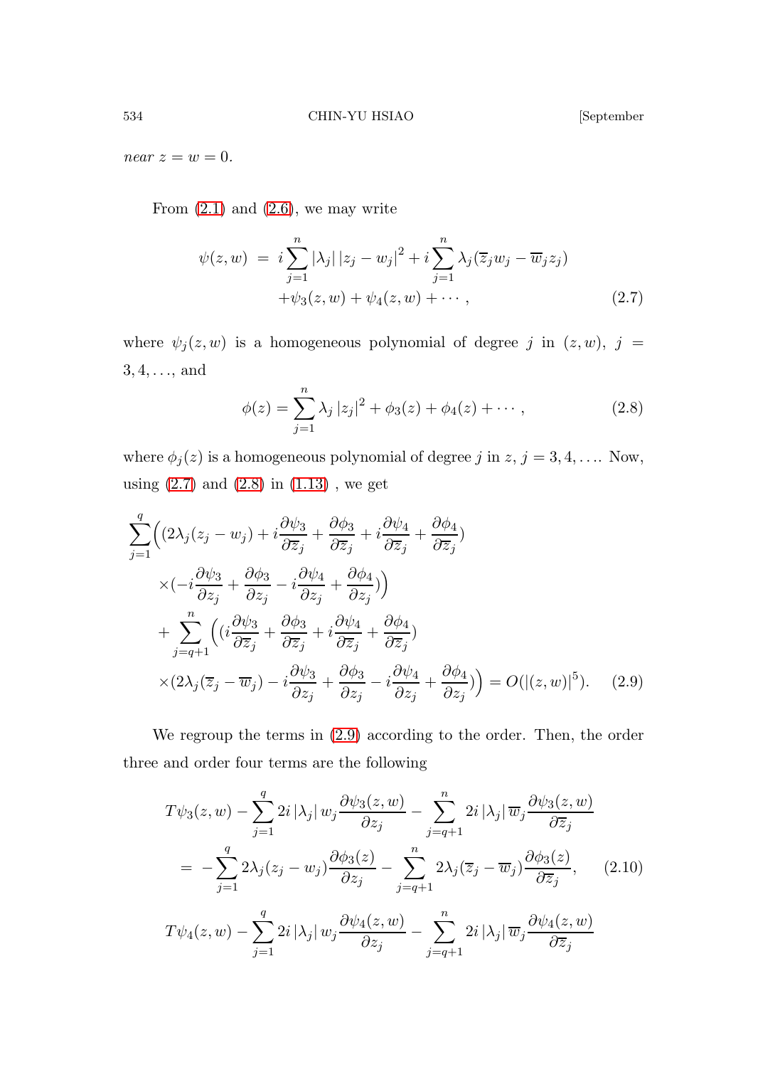*near* $z = w = 0$.

From (2.1) and (2.6), we may write

$$\psi(z,w) \;=\; i\sum_{j=1}^{n}|\lambda_j|\,|z_j-w_j|^2+i\sum_{j=1}^{n}\lambda_j(\overline{z}_jw_j-\overline{w}_jz_j) \\ +\psi_3(z,w)+\psi_4(z,w)+\cdots, \tag{2.7}$$

where $\psi_j(z,w)$ is a homogeneous polynomial of degree $j$ in $(z,w)$, $j = 3,4,\ldots$, and

$$\phi(z)=\sum_{j=1}^{n}\lambda_j\,|z_j|^2+\phi_3(z)+\phi_4(z)+\cdots, \tag{2.8}$$

where $\phi_j(z)$ is a homogeneous polynomial of degree $j$ in $z$, $j = 3,4,\ldots$. Now, using (2.7) and (2.8) in (1.13) , we get

$$\begin{aligned}
&\sum_{j=1}^{q}\Big((2\lambda_j(z_j-w_j)+i\frac{\partial\psi_3}{\partial\overline{z}_j}+\frac{\partial\phi_3}{\partial\overline{z}_j}+i\frac{\partial\psi_4}{\partial\overline{z}_j}+\frac{\partial\phi_4}{\partial\overline{z}_j})\\
&\quad\times(-i\frac{\partial\psi_3}{\partial z_j}+\frac{\partial\phi_3}{\partial z_j}-i\frac{\partial\psi_4}{\partial z_j}+\frac{\partial\phi_4}{\partial z_j})\Big)\\
&\quad+\sum_{j=q+1}^{n}\Big((i\frac{\partial\psi_3}{\partial\overline{z}_j}+\frac{\partial\phi_3}{\partial\overline{z}_j}+i\frac{\partial\psi_4}{\partial\overline{z}_j}+\frac{\partial\phi_4}{\partial\overline{z}_j})\\
&\quad\times(2\lambda_j(\overline{z}_j-\overline{w}_j)-i\frac{\partial\psi_3}{\partial z_j}+\frac{\partial\phi_3}{\partial z_j}-i\frac{\partial\psi_4}{\partial z_j}+\frac{\partial\phi_4}{\partial z_j})\Big)=O(|(z,w)|^5).
\end{aligned} \tag{2.9}$$

We regroup the terms in (2.9) according to the order. Then, the order three and order four terms are the following

$$\begin{aligned}
&T\psi_3(z,w)-\sum_{j=1}^{q}2i\,|\lambda_j|\,w_j\frac{\partial\psi_3(z,w)}{\partial z_j}-\sum_{j=q+1}^{n}2i\,|\lambda_j|\,\overline{w}_j\frac{\partial\psi_3(z,w)}{\partial\overline{z}_j}\\
&\quad=\;-\sum_{j=1}^{q}2\lambda_j(z_j-w_j)\frac{\partial\phi_3(z)}{\partial z_j}-\sum_{j=q+1}^{n}2\lambda_j(\overline{z}_j-\overline{w}_j)\frac{\partial\phi_3(z)}{\partial\overline{z}_j},
\end{aligned} \tag{2.10}$$

$$T\psi_4(z,w)-\sum_{j=1}^{q}2i\,|\lambda_j|\,w_j\frac{\partial\psi_4(z,w)}{\partial z_j}-\sum_{j=q+1}^{n}2i\,|\lambda_j|\,\overline{w}_j\frac{\partial\psi_4(z,w)}{\partial\overline{z}_j}$$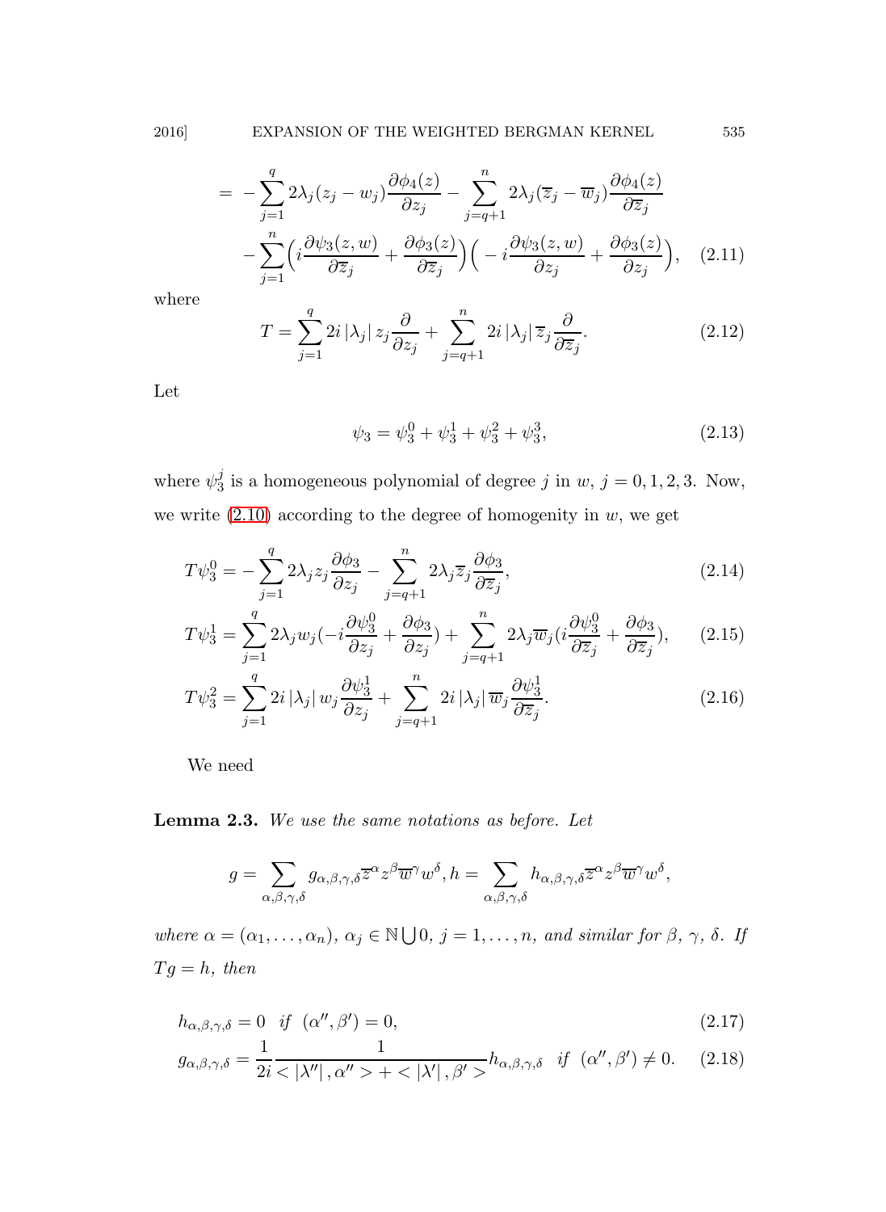$$= -\sum_{j=1}^{q} 2\lambda_j (z_j - w_j)\frac{\partial \phi_4(z)}{\partial z_j} - \sum_{j=q+1}^{n} 2\lambda_j (\overline{z}_j - \overline{w}_j)\frac{\partial \phi_4(z)}{\partial \overline{z}_j}$$
$$-\sum_{j=1}^{n}\Big(i\frac{\partial \psi_3(z,w)}{\partial \overline{z}_j} + \frac{\partial \phi_3(z)}{\partial \overline{z}_j}\Big)\Big(-i\frac{\partial \psi_3(z,w)}{\partial z_j} + \frac{\partial \phi_3(z)}{\partial z_j}\Big), \quad (2.11)$$

where

$$T = \sum_{j=1}^{q} 2i\,|\lambda_j|\, z_j \frac{\partial}{\partial z_j} + \sum_{j=q+1}^{n} 2i\,|\lambda_j|\, \overline{z}_j \frac{\partial}{\partial \overline{z}_j}. \quad (2.12)$$

Let

$$\psi_3 = \psi_3^0 + \psi_3^1 + \psi_3^2 + \psi_3^3, \quad (2.13)$$

where $\psi_3^j$ is a homogeneous polynomial of degree $j$ in $w$, $j = 0, 1, 2, 3$. Now, we write (2.10) according to the degree of homogenity in $w$, we get

$$T\psi_3^0 = -\sum_{j=1}^{q} 2\lambda_j z_j \frac{\partial \phi_3}{\partial z_j} - \sum_{j=q+1}^{n} 2\lambda_j \overline{z}_j \frac{\partial \phi_3}{\partial \overline{z}_j}, \quad (2.14)$$

$$T\psi_3^1 = \sum_{j=1}^{q} 2\lambda_j w_j\big(-i\frac{\partial \psi_3^0}{\partial z_j} + \frac{\partial \phi_3}{\partial z_j}\big) + \sum_{j=q+1}^{n} 2\lambda_j \overline{w}_j\big(i\frac{\partial \psi_3^0}{\partial \overline{z}_j} + \frac{\partial \phi_3}{\partial \overline{z}_j}\big), \quad (2.15)$$

$$T\psi_3^2 = \sum_{j=1}^{q} 2i\,|\lambda_j|\, w_j \frac{\partial \psi_3^1}{\partial z_j} + \sum_{j=q+1}^{n} 2i\,|\lambda_j|\, \overline{w}_j \frac{\partial \psi_3^1}{\partial \overline{z}_j}. \quad (2.16)$$

We need

**Lemma 2.3.** *We use the same notations as before. Let*

$$g = \sum_{\alpha,\beta,\gamma,\delta} g_{\alpha,\beta,\gamma,\delta}\overline{z}^{\alpha} z^{\beta}\overline{w}^{\gamma} w^{\delta}, h = \sum_{\alpha,\beta,\gamma,\delta} h_{\alpha,\beta,\gamma,\delta}\overline{z}^{\alpha} z^{\beta}\overline{w}^{\gamma} w^{\delta},$$

*where $\alpha = (\alpha_1, \ldots, \alpha_n)$, $\alpha_j \in \mathbb{N}\bigcup 0$, $j = 1, \ldots, n$, and similar for $\beta$, $\gamma$, $\delta$. If $Tg = h$, then*

$$h_{\alpha,\beta,\gamma,\delta} = 0 \quad \textit{if} \quad (\alpha'', \beta') = 0, \quad (2.17)$$

$$g_{\alpha,\beta,\gamma,\delta} = \frac{1}{2i}\frac{1}{<|\lambda''|, \alpha''> + <|\lambda'|, \beta'>} h_{\alpha,\beta,\gamma,\delta} \quad \textit{if} \quad (\alpha'', \beta') \neq 0. \quad (2.18)$$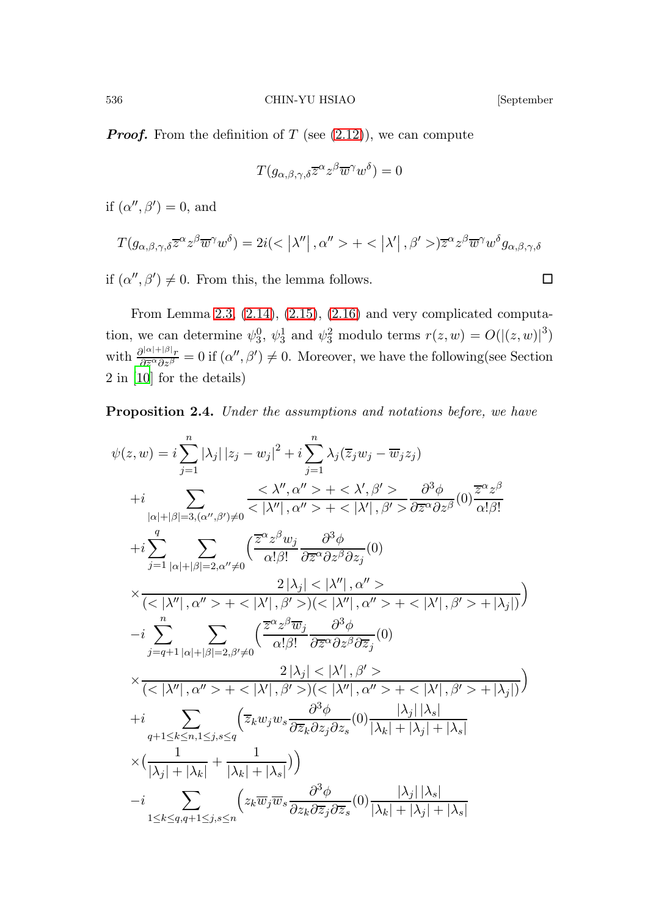***Proof.*** From the definition of $T$ (see (2.12)), we can compute

$$T(g_{\alpha,\beta,\gamma,\delta}\overline{z}^{\alpha}z^{\beta}\overline{w}^{\gamma}w^{\delta})=0$$

if $(\alpha'',\beta')=0$, and

$$T(g_{\alpha,\beta,\gamma,\delta}\overline{z}^{\alpha}z^{\beta}\overline{w}^{\gamma}w^{\delta})=2i(<\left|\lambda''\right|,\alpha''>+<\left|\lambda'\right|,\beta'>)\overline{z}^{\alpha}z^{\beta}\overline{w}^{\gamma}w^{\delta}g_{\alpha,\beta,\gamma,\delta}$$

if $(\alpha'',\beta')\neq 0$. From this, the lemma follows. $\square$

From Lemma 2.3, (2.14), (2.15), (2.16) and very complicated computation, we can determine $\psi_3^0$, $\psi_3^1$ and $\psi_3^2$ modulo terms $r(z,w)=O(\left|(z,w)\right|^3)$ with $\frac{\partial^{|\alpha|+|\beta|}r}{\partial\overline{z}^{\alpha}\partial z^{\beta}}=0$ if $(\alpha'',\beta')\neq 0$. Moreover, we have the following(see Section 2 in [10] for the details)

**Proposition 2.4.** *Under the assumptions and notations before, we have*

$$\begin{aligned}
\psi(z,w)&=i\sum_{j=1}^{n}\left|\lambda_j\right|\left|z_j-w_j\right|^2+i\sum_{j=1}^{n}\lambda_j(\overline{z}_jw_j-\overline{w}_jz_j)\\
&+i\sum_{|\alpha|+|\beta|=3,(\alpha'',\beta')\neq 0}\frac{<\lambda'',\alpha''>+<\lambda',\beta'>}{<\left|\lambda''\right|,\alpha''>+<\left|\lambda'\right|,\beta'>}\frac{\partial^3\phi}{\partial\overline{z}^{\alpha}\partial z^{\beta}}(0)\frac{\overline{z}^{\alpha}z^{\beta}}{\alpha!\beta!}\\
&+i\sum_{j=1}^{q}\sum_{|\alpha|+|\beta|=2,\alpha''\neq 0}\Big(\frac{\overline{z}^{\alpha}z^{\beta}w_j}{\alpha!\beta!}\frac{\partial^3\phi}{\partial\overline{z}^{\alpha}\partial z^{\beta}\partial z_j}(0)\\
&\times\frac{2\left|\lambda_j\right|<\left|\lambda''\right|,\alpha''>}{(<\left|\lambda''\right|,\alpha''>+<\left|\lambda'\right|,\beta'>)(<\left|\lambda''\right|,\alpha''>+<\left|\lambda'\right|,\beta'>+\left|\lambda_j\right|)}\Big)\\
&-i\sum_{j=q+1}^{n}\sum_{|\alpha|+|\beta|=2,\beta'\neq 0}\Big(\frac{\overline{z}^{\alpha}z^{\beta}\overline{w}_j}{\alpha!\beta!}\frac{\partial^3\phi}{\partial\overline{z}^{\alpha}\partial z^{\beta}\partial\overline{z}_j}(0)\\
&\times\frac{2\left|\lambda_j\right|<\left|\lambda'\right|,\beta'>}{(<\left|\lambda''\right|,\alpha''>+<\left|\lambda'\right|,\beta'>)(<\left|\lambda''\right|,\alpha''>+<\left|\lambda'\right|,\beta'>+\left|\lambda_j\right|)}\Big)\\
&+i\sum_{q+1\leq k\leq n,1\leq j,s\leq q}\Big(\overline{z}_kw_jw_s\frac{\partial^3\phi}{\partial\overline{z}_k\partial z_j\partial z_s}(0)\frac{\left|\lambda_j\right|\left|\lambda_s\right|}{\left|\lambda_k\right|+\left|\lambda_j\right|+\left|\lambda_s\right|}\\
&\times\big(\frac{1}{\left|\lambda_j\right|+\left|\lambda_k\right|}+\frac{1}{\left|\lambda_k\right|+\left|\lambda_s\right|}\big)\Big)\\
&-i\sum_{1\leq k\leq q,q+1\leq j,s\leq n}\Big(z_k\overline{w}_j\overline{w}_s\frac{\partial^3\phi}{\partial z_k\partial\overline{z}_j\partial\overline{z}_s}(0)\frac{\left|\lambda_j\right|\left|\lambda_s\right|}{\left|\lambda_k\right|+\left|\lambda_j\right|+\left|\lambda_s\right|}
\end{aligned}$$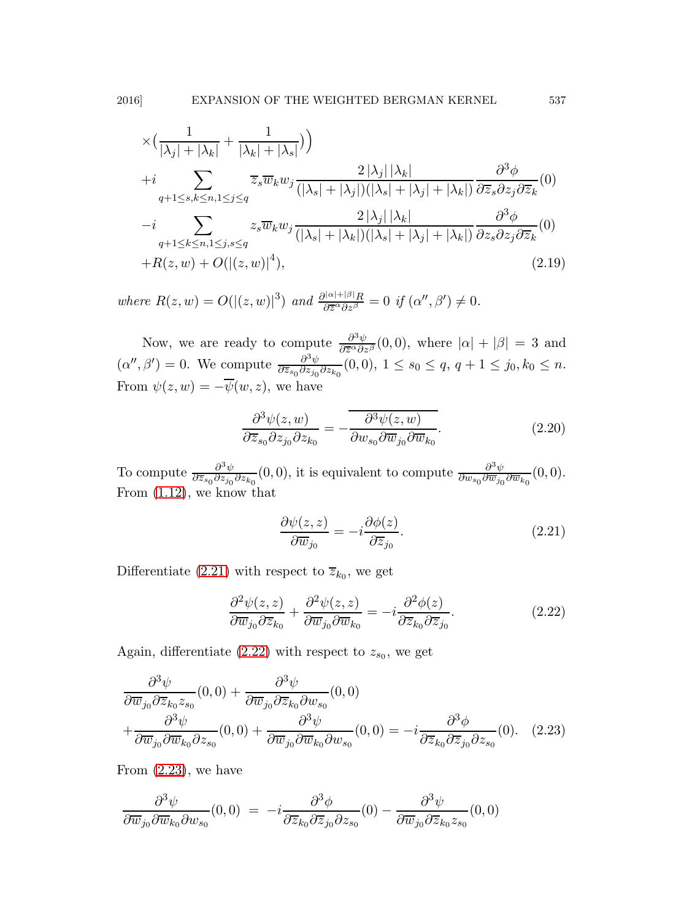$$
\begin{aligned}
&\times\Big(\frac{1}{|\lambda_j|+|\lambda_k|}+\frac{1}{|\lambda_k|+|\lambda_s|}\Big)\Big) \\
&+i\sum_{q+1\leq s,k\leq n,1\leq j\leq q}\overline{z}_s\overline{w}_k w_j\frac{2\,|\lambda_j|\,|\lambda_k|}{(|\lambda_s|+|\lambda_j|)(|\lambda_s|+|\lambda_j|+|\lambda_k|)}\frac{\partial^3\phi}{\partial\overline{z}_s\partial z_j\partial\overline{z}_k}(0) \\
&-i\sum_{q+1\leq k\leq n,1\leq j,s\leq q}z_s\overline{w}_k w_j\frac{2\,|\lambda_j|\,|\lambda_k|}{(|\lambda_s|+|\lambda_k|)(|\lambda_s|+|\lambda_j|+|\lambda_k|)}\frac{\partial^3\phi}{\partial z_s\partial z_j\partial\overline{z}_k}(0) \\
&+R(z,w)+O(|(z,w)|^4),
\end{aligned}
\tag{2.19}
$$

*where* $R(z,w)=O(|(z,w)|^3)$ *and* $\frac{\partial^{|\alpha|+|\beta|}R}{\partial\overline{z}^\alpha\partial z^\beta}=0$ *if* $(\alpha'',\beta')\neq 0$.

Now, we are ready to compute $\frac{\partial^3\psi}{\partial\overline{z}^\alpha\partial z^\beta}(0,0)$, where $|\alpha|+|\beta|=3$ and $(\alpha'',\beta')=0$. We compute $\frac{\partial^3\psi}{\partial\overline{z}_{s_0}\partial z_{j_0}\partial z_{k_0}}(0,0)$, $1\leq s_0\leq q$, $q+1\leq j_0,k_0\leq n$. From $\psi(z,w)=-\overline{\psi}(w,z)$, we have

$$
\frac{\partial^3\psi(z,w)}{\partial\overline{z}_{s_0}\partial z_{j_0}\partial z_{k_0}}=-\overline{\frac{\partial^3\psi(z,w)}{\partial w_{s_0}\partial\overline{w}_{j_0}\partial\overline{w}_{k_0}}}.
\tag{2.20}
$$

To compute $\frac{\partial^3\psi}{\partial\overline{z}_{s_0}\partial z_{j_0}\partial z_{k_0}}(0,0)$, it is equivalent to compute $\frac{\partial^3\psi}{\partial w_{s_0}\partial\overline{w}_{j_0}\partial\overline{w}_{k_0}}(0,0)$. From (1.12), we know that

$$
\frac{\partial\psi(z,z)}{\partial\overline{w}_{j_0}}=-i\frac{\partial\phi(z)}{\partial\overline{z}_{j_0}}.
\tag{2.21}
$$

Differentiate (2.21) with respect to $\overline{z}_{k_0}$, we get

$$
\frac{\partial^2\psi(z,z)}{\partial\overline{w}_{j_0}\partial\overline{z}_{k_0}}+\frac{\partial^2\psi(z,z)}{\partial\overline{w}_{j_0}\partial\overline{w}_{k_0}}=-i\frac{\partial^2\phi(z)}{\partial\overline{z}_{k_0}\partial\overline{z}_{j_0}}.
\tag{2.22}
$$

Again, differentiate (2.22) with respect to $z_{s_0}$, we get

$$
\begin{aligned}
&\frac{\partial^3\psi}{\partial\overline{w}_{j_0}\partial\overline{z}_{k_0}z_{s_0}}(0,0)+\frac{\partial^3\psi}{\partial\overline{w}_{j_0}\partial\overline{z}_{k_0}\partial w_{s_0}}(0,0) \\
&+\frac{\partial^3\psi}{\partial\overline{w}_{j_0}\partial\overline{w}_{k_0}\partial z_{s_0}}(0,0)+\frac{\partial^3\psi}{\partial\overline{w}_{j_0}\partial\overline{w}_{k_0}\partial w_{s_0}}(0,0)=-i\frac{\partial^3\phi}{\partial\overline{z}_{k_0}\partial\overline{z}_{j_0}\partial z_{s_0}}(0).
\end{aligned}
\tag{2.23}
$$

From (2.23), we have

$$
\frac{\partial^3\psi}{\partial\overline{w}_{j_0}\partial\overline{w}_{k_0}\partial w_{s_0}}(0,0)\ =\ -i\frac{\partial^3\phi}{\partial\overline{z}_{k_0}\partial\overline{z}_{j_0}\partial z_{s_0}}(0)-\frac{\partial^3\psi}{\partial\overline{w}_{j_0}\partial\overline{z}_{k_0}z_{s_0}}(0,0)
$$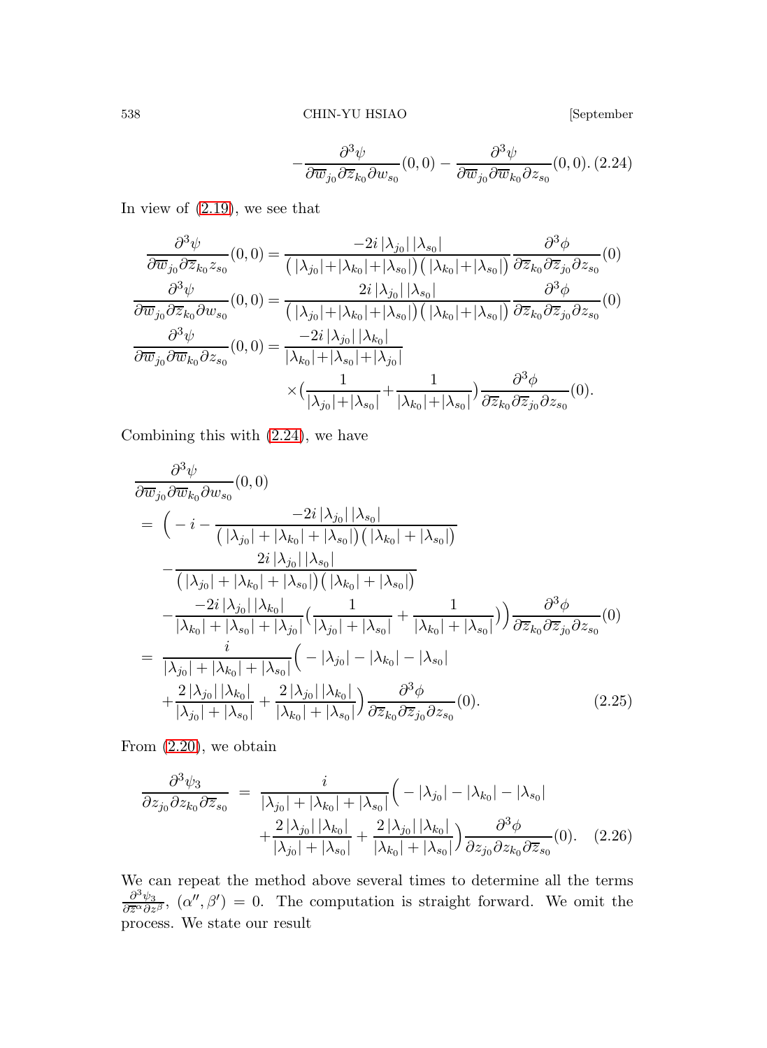$$-\frac{\partial^3\psi}{\partial\overline{w}_{j_0}\partial\overline{z}_{k_0}\partial w_{s_0}}(0,0)-\frac{\partial^3\psi}{\partial\overline{w}_{j_0}\partial\overline{w}_{k_0}\partial z_{s_0}}(0,0). \quad (2.24)$$

In view of (2.19), we see that

$$\begin{aligned}
\frac{\partial^3\psi}{\partial\overline{w}_{j_0}\partial\overline{z}_{k_0}z_{s_0}}(0,0) &= \frac{-2i\,|\lambda_{j_0}|\,|\lambda_{s_0}|}{\big(\,|\lambda_{j_0}|+|\lambda_{k_0}|+|\lambda_{s_0}|\big)\big(\,|\lambda_{k_0}|+|\lambda_{s_0}|\big)}\frac{\partial^3\phi}{\partial\overline{z}_{k_0}\partial\overline{z}_{j_0}\partial z_{s_0}}(0)\\
\frac{\partial^3\psi}{\partial\overline{w}_{j_0}\partial\overline{z}_{k_0}\partial w_{s_0}}(0,0) &= \frac{2i\,|\lambda_{j_0}|\,|\lambda_{s_0}|}{\big(\,|\lambda_{j_0}|+|\lambda_{k_0}|+|\lambda_{s_0}|\big)\big(\,|\lambda_{k_0}|+|\lambda_{s_0}|\big)}\frac{\partial^3\phi}{\partial\overline{z}_{k_0}\partial\overline{z}_{j_0}\partial z_{s_0}}(0)\\
\frac{\partial^3\psi}{\partial\overline{w}_{j_0}\partial\overline{w}_{k_0}\partial z_{s_0}}(0,0) &= \frac{-2i\,|\lambda_{j_0}|\,|\lambda_{k_0}|}{|\lambda_{k_0}|+|\lambda_{s_0}|+|\lambda_{j_0}|}\\
&\quad\times\Big(\frac{1}{|\lambda_{j_0}|+|\lambda_{s_0}|}+\frac{1}{|\lambda_{k_0}|+|\lambda_{s_0}|}\Big)\frac{\partial^3\phi}{\partial\overline{z}_{k_0}\partial\overline{z}_{j_0}\partial z_{s_0}}(0).
\end{aligned}$$

Combining this with (2.24), we have

$$\begin{aligned}
&\frac{\partial^3\psi}{\partial\overline{w}_{j_0}\partial\overline{w}_{k_0}\partial w_{s_0}}(0,0)\\
&= \Big(-i-\frac{-2i\,|\lambda_{j_0}|\,|\lambda_{s_0}|}{\big(\,|\lambda_{j_0}|+|\lambda_{k_0}|+|\lambda_{s_0}|\big)\big(\,|\lambda_{k_0}|+|\lambda_{s_0}|\big)}\\
&\quad-\frac{2i\,|\lambda_{j_0}|\,|\lambda_{s_0}|}{\big(\,|\lambda_{j_0}|+|\lambda_{k_0}|+|\lambda_{s_0}|\big)\big(\,|\lambda_{k_0}|+|\lambda_{s_0}|\big)}\\
&\quad-\frac{-2i\,|\lambda_{j_0}|\,|\lambda_{k_0}|}{|\lambda_{k_0}|+|\lambda_{s_0}|+|\lambda_{j_0}|}\Big(\frac{1}{|\lambda_{j_0}|+|\lambda_{s_0}|}+\frac{1}{|\lambda_{k_0}|+|\lambda_{s_0}|}\Big)\Big)\frac{\partial^3\phi}{\partial\overline{z}_{k_0}\partial\overline{z}_{j_0}\partial z_{s_0}}(0)\\
&= \frac{i}{|\lambda_{j_0}|+|\lambda_{k_0}|+|\lambda_{s_0}|}\Big(-|\lambda_{j_0}|-|\lambda_{k_0}|-|\lambda_{s_0}|\\
&\quad+\frac{2\,|\lambda_{j_0}|\,|\lambda_{k_0}|}{|\lambda_{j_0}|+|\lambda_{s_0}|}+\frac{2\,|\lambda_{j_0}|\,|\lambda_{k_0}|}{|\lambda_{k_0}|+|\lambda_{s_0}|}\Big)\frac{\partial^3\phi}{\partial\overline{z}_{k_0}\partial\overline{z}_{j_0}\partial z_{s_0}}(0). \qquad (2.25)
\end{aligned}$$

From (2.20), we obtain

$$\begin{aligned}
\frac{\partial^3\psi_3}{\partial z_{j_0}\partial z_{k_0}\partial\overline{z}_{s_0}} &= \frac{i}{|\lambda_{j_0}|+|\lambda_{k_0}|+|\lambda_{s_0}|}\Big(-|\lambda_{j_0}|-|\lambda_{k_0}|-|\lambda_{s_0}|\\
&\quad+\frac{2\,|\lambda_{j_0}|\,|\lambda_{k_0}|}{|\lambda_{j_0}|+|\lambda_{s_0}|}+\frac{2\,|\lambda_{j_0}|\,|\lambda_{k_0}|}{|\lambda_{k_0}|+|\lambda_{s_0}|}\Big)\frac{\partial^3\phi}{\partial z_{j_0}\partial z_{k_0}\partial\overline{z}_{s_0}}(0). \qquad (2.26)
\end{aligned}$$

We can repeat the method above several times to determine all the terms $\frac{\partial^3\psi_3}{\partial\overline{z}^\alpha\partial z^\beta}$, $(\alpha'',\beta')=0$. The computation is straight forward. We omit the process. We state our result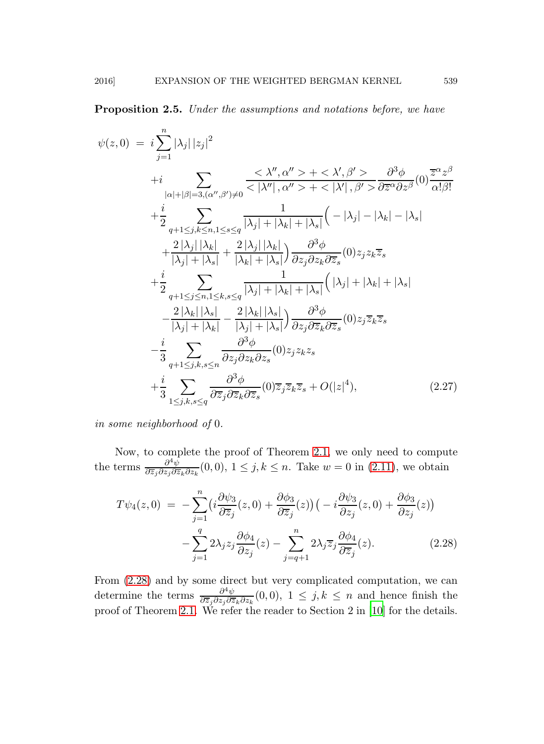**Proposition 2.5.** *Under the assumptions and notations before, we have*

$$
\begin{aligned}
\psi(z,0) \;=\; & i\sum_{j=1}^{n}|\lambda_j|\,|z_j|^2 \\
& +i\sum_{|\alpha|+|\beta|=3,(\alpha'',\beta')\neq 0}\frac{<\lambda'',\alpha''>+<\lambda',\beta'>}{<|\lambda''|,\alpha''>+<|\lambda'|,\beta'>}\frac{\partial^3\phi}{\partial\overline{z}^\alpha\partial z^\beta}(0)\frac{\overline{z}^\alpha z^\beta}{\alpha!\beta!} \\
& +\frac{i}{2}\sum_{q+1\leq j,k\leq n,1\leq s\leq q}\frac{1}{|\lambda_j|+|\lambda_k|+|\lambda_s|}\Big(-|\lambda_j|-|\lambda_k|-|\lambda_s| \\
& +\frac{2\,|\lambda_j|\,|\lambda_k|}{|\lambda_j|+|\lambda_s|}+\frac{2\,|\lambda_j|\,|\lambda_k|}{|\lambda_k|+|\lambda_s|}\Big)\frac{\partial^3\phi}{\partial z_j\partial z_k\partial\overline{z}_s}(0)z_jz_k\overline{z}_s \\
& +\frac{i}{2}\sum_{q+1\leq j\leq n,1\leq k,s\leq q}\frac{1}{|\lambda_j|+|\lambda_k|+|\lambda_s|}\Big(|\lambda_j|+|\lambda_k|+|\lambda_s| \\
& -\frac{2\,|\lambda_k|\,|\lambda_s|}{|\lambda_j|+|\lambda_k|}-\frac{2\,|\lambda_k|\,|\lambda_s|}{|\lambda_j|+|\lambda_s|}\Big)\frac{\partial^3\phi}{\partial z_j\partial\overline{z}_k\partial\overline{z}_s}(0)z_j\overline{z}_k\overline{z}_s \\
& -\frac{i}{3}\sum_{q+1\leq j,k,s\leq n}\frac{\partial^3\phi}{\partial z_j\partial z_k\partial z_s}(0)z_jz_kz_s \\
& +\frac{i}{3}\sum_{1\leq j,k,s\leq q}\frac{\partial^3\phi}{\partial\overline{z}_j\partial\overline{z}_k\partial\overline{z}_s}(0)\overline{z}_j\overline{z}_k\overline{z}_s+O(|z|^4),
\end{aligned}
\tag{2.27}
$$

*in some neighborhood of* 0.

Now, to complete the proof of Theorem 2.1, we only need to compute the terms $\frac{\partial^4\psi}{\partial\overline{z}_j\partial z_j\partial\overline{z}_k\partial z_k}(0,0)$, $1\leq j,k\leq n$. Take $w=0$ in (2.11), we obtain

$$
\begin{aligned}
T\psi_4(z,0) \;=\; & -\sum_{j=1}^{n}\big(i\frac{\partial\psi_3}{\partial\overline{z}_j}(z,0)+\frac{\partial\phi_3}{\partial\overline{z}_j}(z)\big)\big(-i\frac{\partial\psi_3}{\partial z_j}(z,0)+\frac{\partial\phi_3}{\partial z_j}(z)\big) \\
& -\sum_{j=1}^{q}2\lambda_jz_j\frac{\partial\phi_4}{\partial z_j}(z)-\sum_{j=q+1}^{n}2\lambda_j\overline{z}_j\frac{\partial\phi_4}{\partial\overline{z}_j}(z).
\end{aligned}
\tag{2.28}
$$

From (2.28) and by some direct but very complicated computation, we can determine the terms $\frac{\partial^4\psi}{\partial\overline{z}_j\partial z_j\partial\overline{z}_k\partial z_k}(0,0)$, $1\leq j,k\leq n$ and hence finish the proof of Theorem 2.1. We refer the reader to Section 2 in [10] for the details.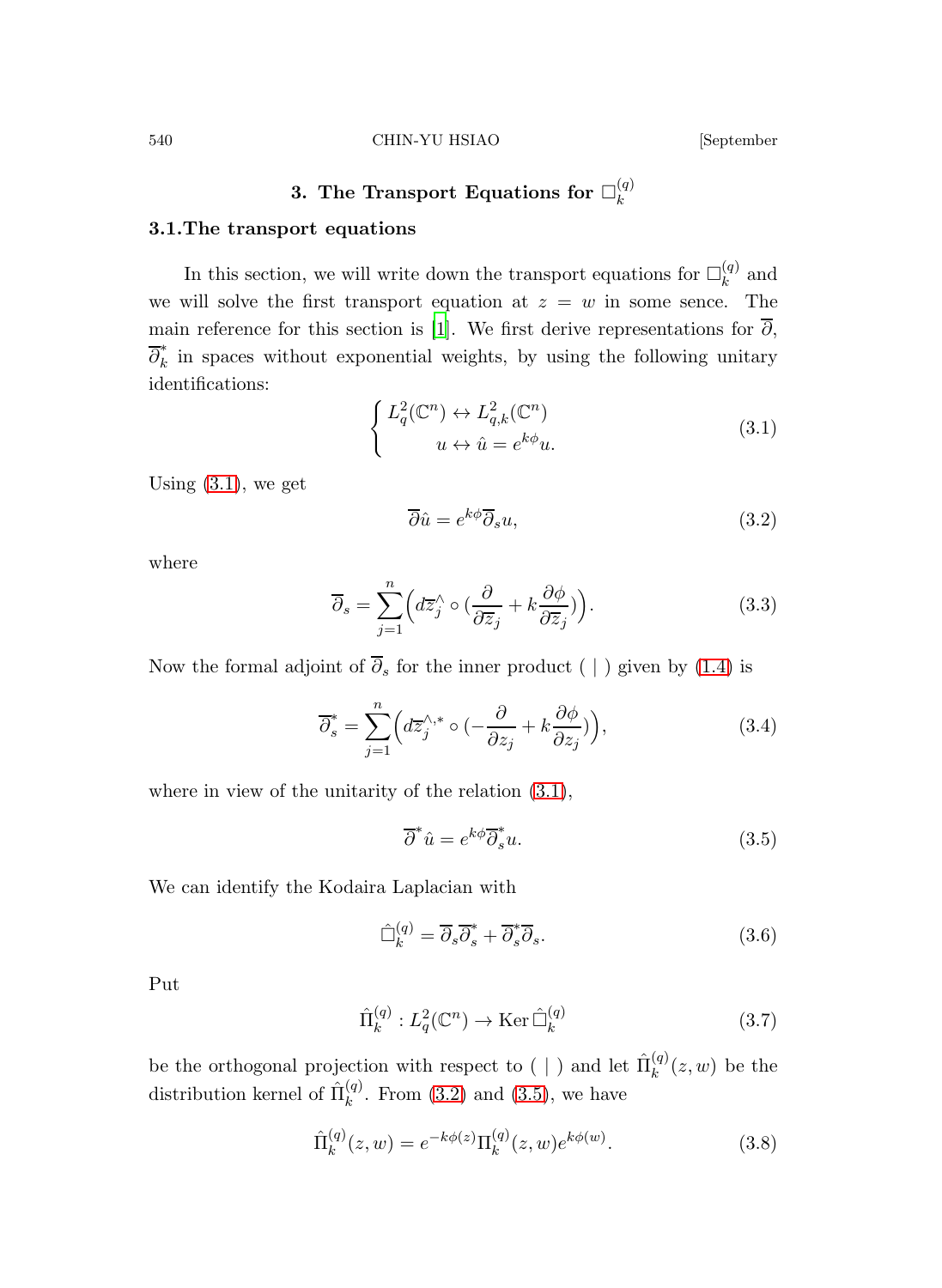## 3. The Transport Equations for $\Box_k^{(q)}$

### 3.1.The transport equations

In this section, we will write down the transport equations for $\Box_k^{(q)}$ and we will solve the first transport equation at $z = w$ in some sence. The main reference for this section is [1]. We first derive representations for $\overline{\partial}$, $\overline{\partial}_k^*$ in spaces without exponential weights, by using the following unitary identifications:

$$\begin{cases} L^2_q(\mathbb{C}^n) \leftrightarrow L^2_{q,k}(\mathbb{C}^n) \\ \qquad u \leftrightarrow \hat{u} = e^{k\phi}u. \end{cases} \tag{3.1}$$

Using (3.1), we get

$$\overline{\partial}\hat{u} = e^{k\phi}\overline{\partial}_s u, \tag{3.2}$$

where

$$\overline{\partial}_s = \sum_{j=1}^n \Big( d\overline{z}_j^{\wedge} \circ \big(\frac{\partial}{\partial \overline{z}_j} + k\frac{\partial \phi}{\partial \overline{z}_j}\big)\Big). \tag{3.3}$$

Now the formal adjoint of $\overline{\partial}_s$ for the inner product $(\ |\ )$ given by (1.4) is

$$\overline{\partial}_s^* = \sum_{j=1}^n \Big( d\overline{z}_j^{\wedge,*} \circ \big(-\frac{\partial}{\partial z_j} + k\frac{\partial \phi}{\partial z_j}\big)\Big), \tag{3.4}$$

where in view of the unitarity of the relation (3.1),

$$\overline{\partial}^*\hat{u} = e^{k\phi}\overline{\partial}_s^* u. \tag{3.5}$$

We can identify the Kodaira Laplacian with

$$\hat{\Box}_k^{(q)} = \overline{\partial}_s\overline{\partial}_s^* + \overline{\partial}_s^*\overline{\partial}_s. \tag{3.6}$$

Put

$$\hat{\Pi}_k^{(q)} : L^2_q(\mathbb{C}^n) \to \operatorname{Ker} \hat{\Box}_k^{(q)} \tag{3.7}$$

be the orthogonal projection with respect to $(\ |\ )$ and let $\hat{\Pi}_k^{(q)}(z, w)$ be the distribution kernel of $\hat{\Pi}_k^{(q)}$. From (3.2) and (3.5), we have

$$\hat{\Pi}_k^{(q)}(z, w) = e^{-k\phi(z)}\Pi_k^{(q)}(z, w)e^{k\phi(w)}. \tag{3.8}$$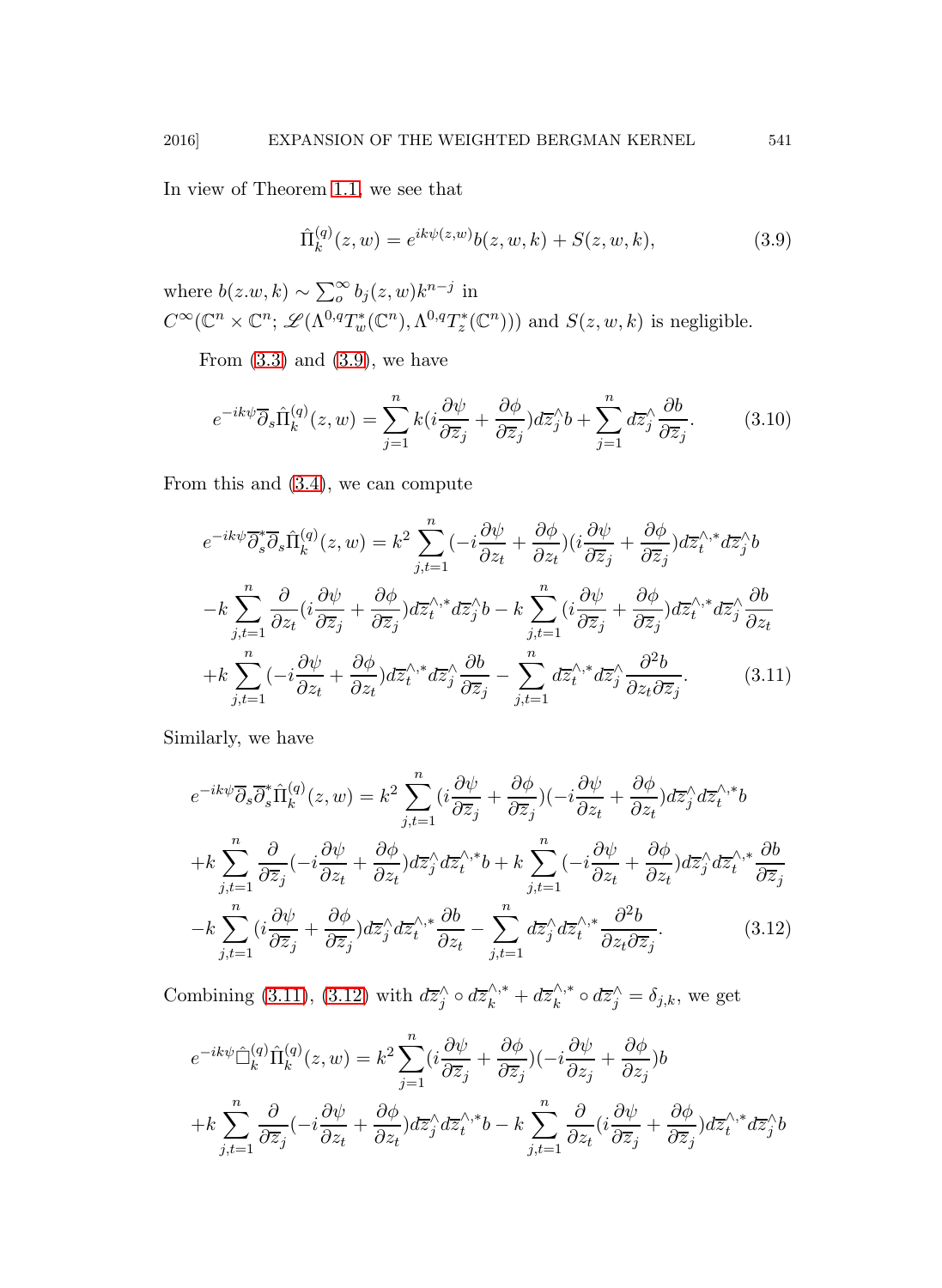In view of Theorem 1.1, we see that

$$\hat{\Pi}_k^{(q)}(z,w) = e^{ik\psi(z,w)}b(z,w,k) + S(z,w,k), \tag{3.9}$$

where $b(z.w,k) \sim \sum_o^\infty b_j(z,w)k^{n-j}$ in $C^\infty(\mathbb{C}^n \times \mathbb{C}^n; \mathscr{L}(\Lambda^{0,q}T_w^*(\mathbb{C}^n), \Lambda^{0,q}T_z^*(\mathbb{C}^n)))$ and $S(z,w,k)$ is negligible.

From (3.3) and (3.9), we have

$$e^{-ik\psi}\overline{\partial}_s\hat{\Pi}_k^{(q)}(z,w) = \sum_{j=1}^n k(i\frac{\partial\psi}{\partial\overline{z}_j} + \frac{\partial\phi}{\partial\overline{z}_j})d\overline{z}_j^\wedge b + \sum_{j=1}^n d\overline{z}_j^\wedge \frac{\partial b}{\partial\overline{z}_j}. \tag{3.10}$$

From this and (3.4), we can compute

$$\begin{aligned} e^{-ik\psi}\overline{\partial}_s^*\overline{\partial}_s\hat{\Pi}_k^{(q)}(z,w) &= k^2\sum_{j,t=1}^n(-i\frac{\partial\psi}{\partial z_t} + \frac{\partial\phi}{\partial z_t})(i\frac{\partial\psi}{\partial\overline{z}_j} + \frac{\partial\phi}{\partial\overline{z}_j})d\overline{z}_t^{\wedge,*}d\overline{z}_j^\wedge b \\ -k\sum_{j,t=1}^n\frac{\partial}{\partial z_t}(i\frac{\partial\psi}{\partial\overline{z}_j} &+ \frac{\partial\phi}{\partial\overline{z}_j})d\overline{z}_t^{\wedge,*}d\overline{z}_j^\wedge b - k\sum_{j,t=1}^n(i\frac{\partial\psi}{\partial\overline{z}_j} + \frac{\partial\phi}{\partial\overline{z}_j})d\overline{z}_t^{\wedge,*}d\overline{z}_j^\wedge\frac{\partial b}{\partial z_t} \\ +k\sum_{j,t=1}^n(-i\frac{\partial\psi}{\partial z_t} &+ \frac{\partial\phi}{\partial z_t})d\overline{z}_t^{\wedge,*}d\overline{z}_j^\wedge\frac{\partial b}{\partial\overline{z}_j} - \sum_{j,t=1}^n d\overline{z}_t^{\wedge,*}d\overline{z}_j^\wedge\frac{\partial^2 b}{\partial z_t\partial\overline{z}_j}. \end{aligned} \tag{3.11}$$

Similarly, we have

$$\begin{aligned} e^{-ik\psi}\overline{\partial}_s\overline{\partial}_s^*\hat{\Pi}_k^{(q)}(z,w) &= k^2\sum_{j,t=1}^n(i\frac{\partial\psi}{\partial\overline{z}_j} + \frac{\partial\phi}{\partial\overline{z}_j})(-i\frac{\partial\psi}{\partial z_t} + \frac{\partial\phi}{\partial z_t})d\overline{z}_j^\wedge d\overline{z}_t^{\wedge,*}b \\ +k\sum_{j,t=1}^n\frac{\partial}{\partial\overline{z}_j}(-i\frac{\partial\psi}{\partial z_t} &+ \frac{\partial\phi}{\partial z_t})d\overline{z}_j^\wedge d\overline{z}_t^{\wedge,*}b + k\sum_{j,t=1}^n(-i\frac{\partial\psi}{\partial z_t} + \frac{\partial\phi}{\partial z_t})d\overline{z}_j^\wedge d\overline{z}_t^{\wedge,*}\frac{\partial b}{\partial\overline{z}_j} \\ -k\sum_{j,t=1}^n(i\frac{\partial\psi}{\partial\overline{z}_j} &+ \frac{\partial\phi}{\partial\overline{z}_j})d\overline{z}_j^\wedge d\overline{z}_t^{\wedge,*}\frac{\partial b}{\partial z_t} - \sum_{j,t=1}^n d\overline{z}_j^\wedge d\overline{z}_t^{\wedge,*}\frac{\partial^2 b}{\partial z_t\partial\overline{z}_j}. \end{aligned} \tag{3.12}$$

Combining (3.11), (3.12) with $d\overline{z}_j^\wedge \circ d\overline{z}_k^{\wedge,*} + d\overline{z}_k^{\wedge,*} \circ d\overline{z}_j^\wedge = \delta_{j,k}$, we get

$$\begin{aligned} e^{-ik\psi}\Box_k^{(q)}\hat{\Pi}_k^{(q)}(z,w) &= k^2\sum_{j=1}^n(i\frac{\partial\psi}{\partial\overline{z}_j} + \frac{\partial\phi}{\partial\overline{z}_j})(-i\frac{\partial\psi}{\partial z_j} + \frac{\partial\phi}{\partial z_j})b \\ +k\sum_{j,t=1}^n\frac{\partial}{\partial\overline{z}_j}(-i\frac{\partial\psi}{\partial z_t} &+ \frac{\partial\phi}{\partial z_t})d\overline{z}_j^\wedge d\overline{z}_t^{\wedge,*}b - k\sum_{j,t=1}^n\frac{\partial}{\partial z_t}(i\frac{\partial\psi}{\partial\overline{z}_j} + \frac{\partial\phi}{\partial\overline{z}_j})d\overline{z}_t^{\wedge,*}d\overline{z}_j^\wedge b \end{aligned}$$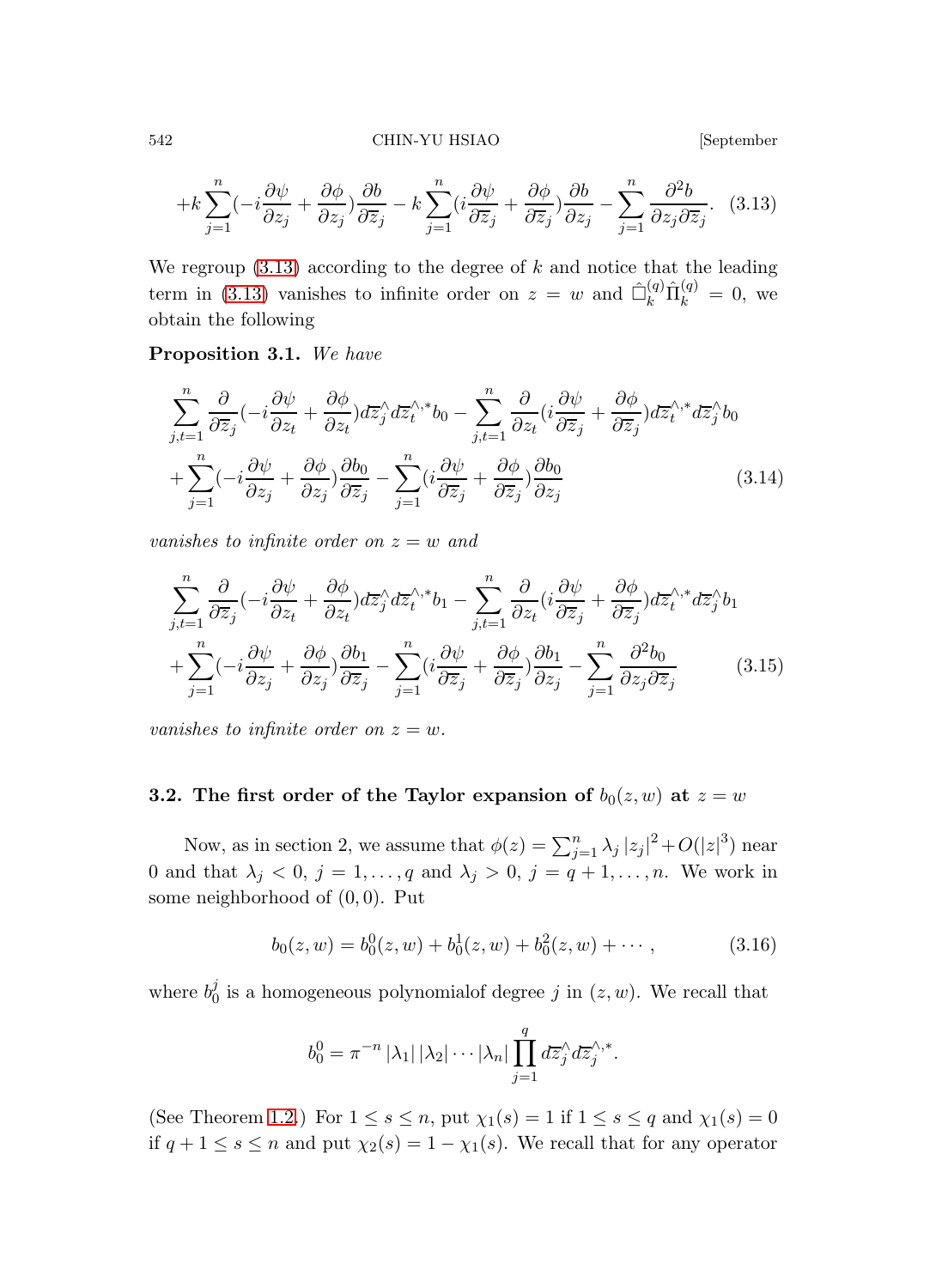$$+k\sum_{j=1}^{n}(-i\frac{\partial\psi}{\partial z_j}+\frac{\partial\phi}{\partial z_j})\frac{\partial b}{\partial\overline{z}_j}-k\sum_{j=1}^{n}(i\frac{\partial\psi}{\partial\overline{z}_j}+\frac{\partial\phi}{\partial\overline{z}_j})\frac{\partial b}{\partial z_j}-\sum_{j=1}^{n}\frac{\partial^2 b}{\partial z_j\partial\overline{z}_j}. \quad (3.13)$$

We regroup (3.13) according to the degree of $k$ and notice that the leading term in (3.13) vanishes to infinite order on $z = w$ and $\hat{\Box}^{(q)}_k\hat{\Pi}^{(q)}_k = 0$, we obtain the following

**Proposition 3.1.** *We have*

$$\sum_{j,t=1}^{n}\frac{\partial}{\partial\overline{z}_j}(-i\frac{\partial\psi}{\partial z_t}+\frac{\partial\phi}{\partial z_t})d\overline{z}_j^{\wedge}d\overline{z}_t^{\wedge,*}b_0-\sum_{j,t=1}^{n}\frac{\partial}{\partial z_t}(i\frac{\partial\psi}{\partial\overline{z}_j}+\frac{\partial\phi}{\partial\overline{z}_j})d\overline{z}_t^{\wedge,*}d\overline{z}_j^{\wedge}b_0$$
$$+\sum_{j=1}^{n}(-i\frac{\partial\psi}{\partial z_j}+\frac{\partial\phi}{\partial z_j})\frac{\partial b_0}{\partial\overline{z}_j}-\sum_{j=1}^{n}(i\frac{\partial\psi}{\partial\overline{z}_j}+\frac{\partial\phi}{\partial\overline{z}_j})\frac{\partial b_0}{\partial z_j} \quad (3.14)$$

*vanishes to infinite order on $z = w$ and*

$$\sum_{j,t=1}^{n}\frac{\partial}{\partial\overline{z}_j}(-i\frac{\partial\psi}{\partial z_t}+\frac{\partial\phi}{\partial z_t})d\overline{z}_j^{\wedge}d\overline{z}_t^{\wedge,*}b_1-\sum_{j,t=1}^{n}\frac{\partial}{\partial z_t}(i\frac{\partial\psi}{\partial\overline{z}_j}+\frac{\partial\phi}{\partial\overline{z}_j})d\overline{z}_t^{\wedge,*}d\overline{z}_j^{\wedge}b_1$$
$$+\sum_{j=1}^{n}(-i\frac{\partial\psi}{\partial z_j}+\frac{\partial\phi}{\partial z_j})\frac{\partial b_1}{\partial\overline{z}_j}-\sum_{j=1}^{n}(i\frac{\partial\psi}{\partial\overline{z}_j}+\frac{\partial\phi}{\partial\overline{z}_j})\frac{\partial b_1}{\partial z_j}-\sum_{j=1}^{n}\frac{\partial^2 b_0}{\partial z_j\partial\overline{z}_j} \quad (3.15)$$

*vanishes to infinite order on $z = w$.*

### 3.2. The first order of the Taylor expansion of $b_0(z, w)$ at $z = w$

Now, as in section 2, we assume that $\phi(z) = \sum_{j=1}^{n}\lambda_j|z_j|^2 + O(|z|^3)$ near 0 and that $\lambda_j < 0$, $j = 1, \ldots, q$ and $\lambda_j > 0$, $j = q + 1, \ldots, n$. We work in some neighborhood of $(0, 0)$. Put

$$b_0(z, w) = b_0^0(z, w) + b_0^1(z, w) + b_0^2(z, w) + \cdots, \quad (3.16)$$

where $b_0^j$ is a homogeneous polynomialof degree $j$ in $(z, w)$. We recall that

$$b_0^0 = \pi^{-n}|\lambda_1||\lambda_2|\cdots|\lambda_n|\prod_{j=1}^{q}d\overline{z}_j^{\wedge}d\overline{z}_j^{\wedge,*}.$$

(See Theorem 1.2.) For $1 \leq s \leq n$, put $\chi_1(s) = 1$ if $1 \leq s \leq q$ and $\chi_1(s) = 0$ if $q + 1 \leq s \leq n$ and put $\chi_2(s) = 1 - \chi_1(s)$. We recall that for any operator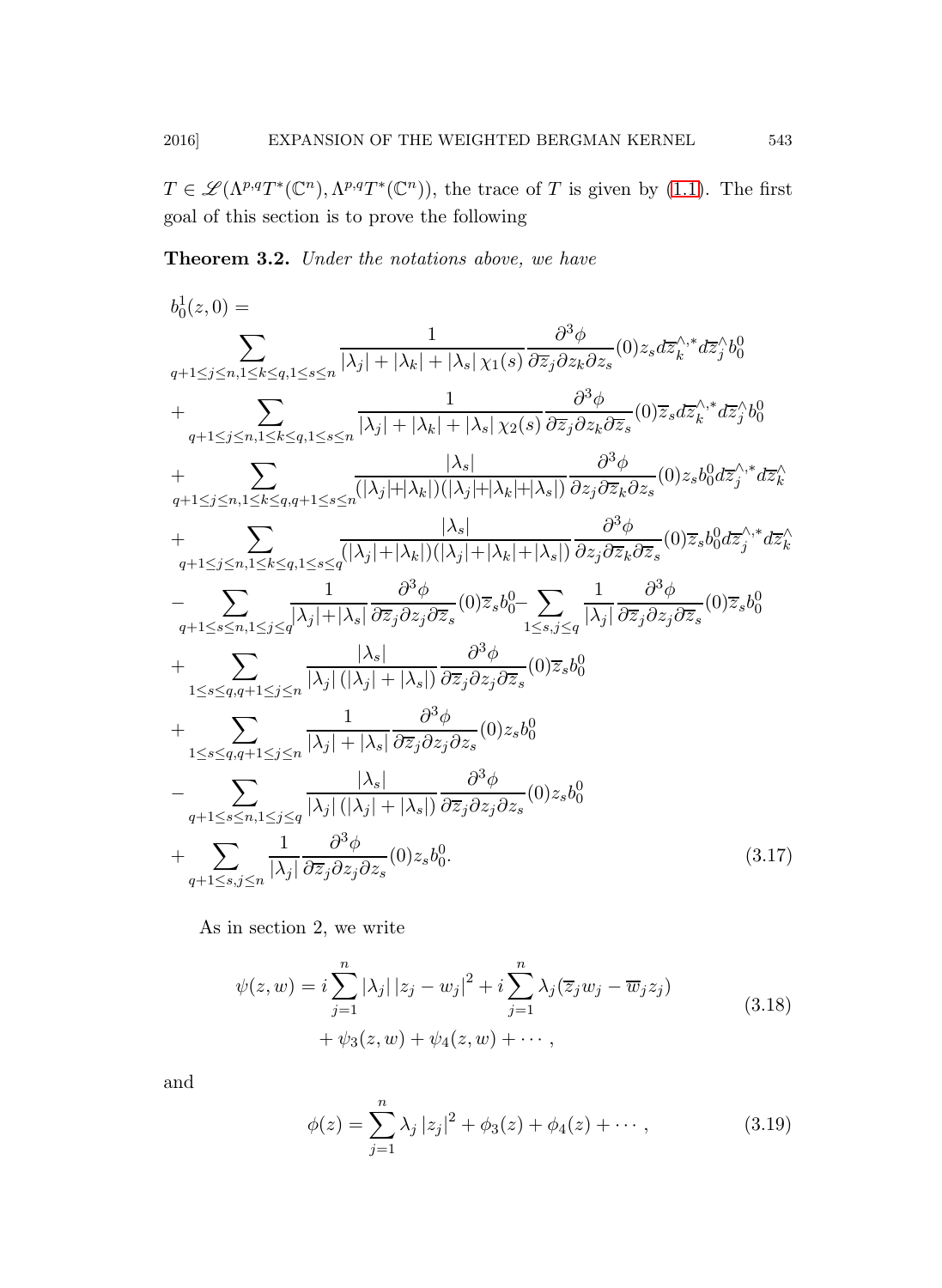$T \in \mathscr{L}(\Lambda^{p,q}T^*(\mathbb{C}^n), \Lambda^{p,q}T^*(\mathbb{C}^n))$, the trace of $T$ is given by (1.1). The first goal of this section is to prove the following

**Theorem 3.2.** *Under the notations above, we have*

$$
\begin{aligned}
&b_0^1(z,0) = \\
&\sum_{q+1\leq j\leq n, 1\leq k\leq q, 1\leq s\leq n} \frac{1}{|\lambda_j| + |\lambda_k| + |\lambda_s|\,\chi_1(s)} \frac{\partial^3 \phi}{\partial \overline{z}_j \partial z_k \partial z_s}(0) z_s d\overline{z}_k^{\wedge,*} d\overline{z}_j^{\wedge} b_0^0 \\
&+ \sum_{q+1\leq j\leq n, 1\leq k\leq q, 1\leq s\leq n} \frac{1}{|\lambda_j| + |\lambda_k| + |\lambda_s|\,\chi_2(s)} \frac{\partial^3 \phi}{\partial \overline{z}_j \partial z_k \partial \overline{z}_s}(0) \overline{z}_s d\overline{z}_k^{\wedge,*} d\overline{z}_j^{\wedge} b_0^0 \\
&+ \sum_{q+1\leq j\leq n, 1\leq k\leq q, q+1\leq s\leq n} \frac{|\lambda_s|}{(|\lambda_j|+|\lambda_k|)(|\lambda_j|+|\lambda_k|+|\lambda_s|)} \frac{\partial^3 \phi}{\partial z_j \partial \overline{z}_k \partial z_s}(0) z_s b_0^0 d\overline{z}_j^{\wedge,*} d\overline{z}_k^{\wedge} \\
&+ \sum_{q+1\leq j\leq n, 1\leq k\leq q, 1\leq s\leq q} \frac{|\lambda_s|}{(|\lambda_j|+|\lambda_k|)(|\lambda_j|+|\lambda_k|+|\lambda_s|)} \frac{\partial^3 \phi}{\partial z_j \partial \overline{z}_k \partial \overline{z}_s}(0) \overline{z}_s b_0^0 d\overline{z}_j^{\wedge,*} d\overline{z}_k^{\wedge} \\
&- \sum_{q+1\leq s\leq n, 1\leq j\leq q} \frac{1}{|\lambda_j|+|\lambda_s|} \frac{\partial^3 \phi}{\partial \overline{z}_j \partial z_j \partial \overline{z}_s}(0) \overline{z}_s b_0^0 - \sum_{1\leq s,j\leq q} \frac{1}{|\lambda_j|} \frac{\partial^3 \phi}{\partial \overline{z}_j \partial z_j \partial \overline{z}_s}(0) \overline{z}_s b_0^0 \\
&+ \sum_{1\leq s\leq q, q+1\leq j\leq n} \frac{|\lambda_s|}{|\lambda_j|\,(|\lambda_j| + |\lambda_s|)} \frac{\partial^3 \phi}{\partial \overline{z}_j \partial z_j \partial \overline{z}_s}(0) \overline{z}_s b_0^0 \\
&+ \sum_{1\leq s\leq q, q+1\leq j\leq n} \frac{1}{|\lambda_j| + |\lambda_s|} \frac{\partial^3 \phi}{\partial \overline{z}_j \partial z_j \partial z_s}(0) z_s b_0^0 \\
&- \sum_{q+1\leq s\leq n, 1\leq j\leq q} \frac{|\lambda_s|}{|\lambda_j|\,(|\lambda_j| + |\lambda_s|)} \frac{\partial^3 \phi}{\partial \overline{z}_j \partial z_j \partial z_s}(0) z_s b_0^0 \\
&+ \sum_{q+1\leq s,j\leq n} \frac{1}{|\lambda_j|} \frac{\partial^3 \phi}{\partial \overline{z}_j \partial z_j \partial z_s}(0) z_s b_0^0.
\end{aligned}
\tag{3.17}
$$

As in section 2, we write

$$
\begin{aligned}
\psi(z,w) = {} & i\sum_{j=1}^n |\lambda_j|\,|z_j - w_j|^2 + i\sum_{j=1}^n \lambda_j(\overline{z}_j w_j - \overline{w}_j z_j) \\
& + \psi_3(z,w) + \psi_4(z,w) + \cdots,
\end{aligned}
\tag{3.18}
$$

and

$$
\phi(z) = \sum_{j=1}^n \lambda_j\,|z_j|^2 + \phi_3(z) + \phi_4(z) + \cdots, \tag{3.19}
$$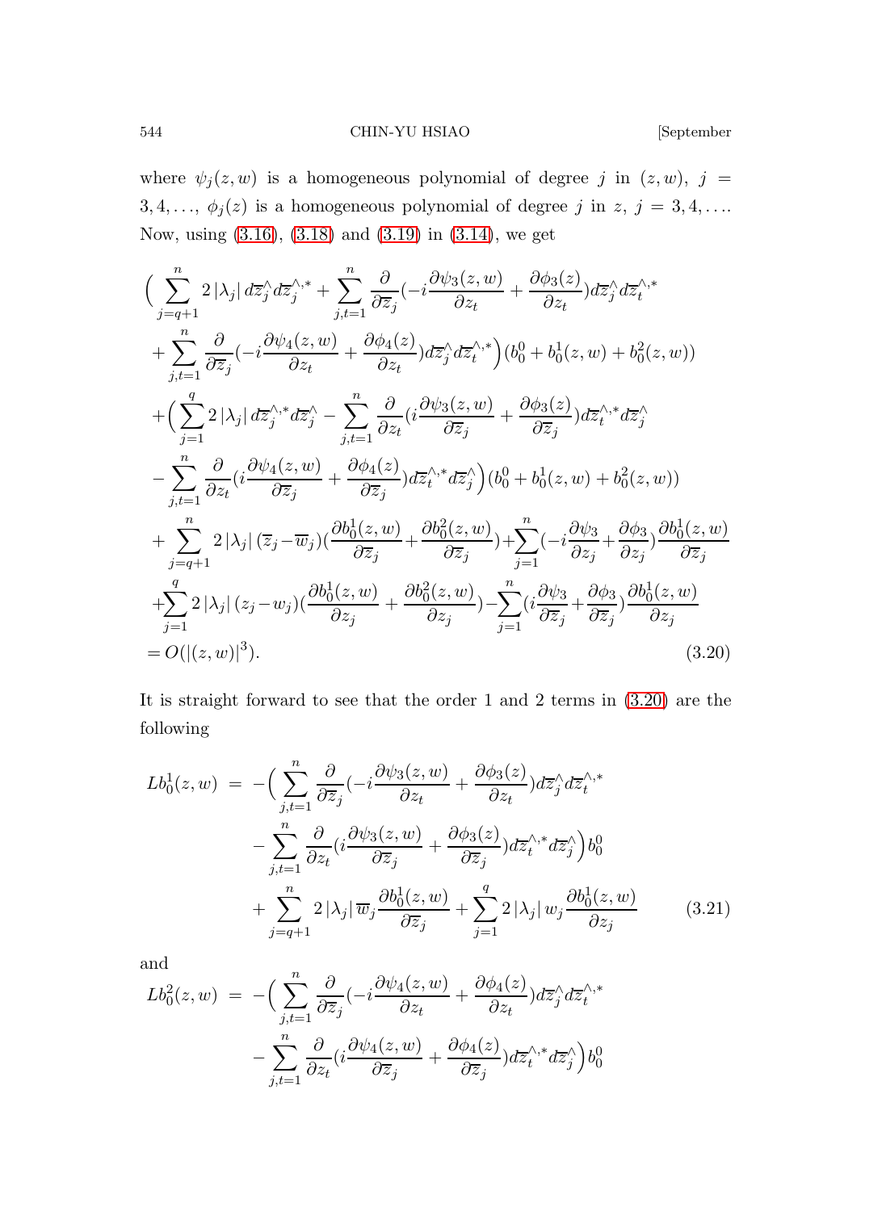where $\psi_j(z,w)$ is a homogeneous polynomial of degree $j$ in $(z,w)$, $j = 3,4,\ldots$, $\phi_j(z)$ is a homogeneous polynomial of degree $j$ in $z$, $j = 3,4,\ldots$. Now, using (3.16), (3.18) and (3.19) in (3.14), we get

$$
\begin{aligned}
&\Big(\sum_{j=q+1}^{n} 2\left|\lambda_j\right| d\overline{z}_j^{\wedge} d\overline{z}_j^{\wedge,*} + \sum_{j,t=1}^{n} \frac{\partial}{\partial \overline{z}_j}(-i\frac{\partial \psi_3(z,w)}{\partial z_t} + \frac{\partial \phi_3(z)}{\partial z_t}) d\overline{z}_j^{\wedge} d\overline{z}_t^{\wedge,*} \\
&+ \sum_{j,t=1}^{n} \frac{\partial}{\partial \overline{z}_j}(-i\frac{\partial \psi_4(z,w)}{\partial z_t} + \frac{\partial \phi_4(z)}{\partial z_t}) d\overline{z}_j^{\wedge} d\overline{z}_t^{\wedge,*}\Big)(b_0^0 + b_0^1(z,w) + b_0^2(z,w)) \\
&+\Big(\sum_{j=1}^{q} 2\left|\lambda_j\right| d\overline{z}_j^{\wedge,*} d\overline{z}_j^{\wedge} - \sum_{j,t=1}^{n} \frac{\partial}{\partial z_t}(i\frac{\partial \psi_3(z,w)}{\partial \overline{z}_j} + \frac{\partial \phi_3(z)}{\partial \overline{z}_j}) d\overline{z}_t^{\wedge,*} d\overline{z}_j^{\wedge} \\
&- \sum_{j,t=1}^{n} \frac{\partial}{\partial z_t}(i\frac{\partial \psi_4(z,w)}{\partial \overline{z}_j} + \frac{\partial \phi_4(z)}{\partial \overline{z}_j}) d\overline{z}_t^{\wedge,*} d\overline{z}_j^{\wedge}\Big)(b_0^0 + b_0^1(z,w) + b_0^2(z,w)) \\
&+ \sum_{j=q+1}^{n} 2\left|\lambda_j\right|(\overline{z}_j - \overline{w}_j)(\frac{\partial b_0^1(z,w)}{\partial \overline{z}_j} + \frac{\partial b_0^2(z,w)}{\partial \overline{z}_j}) + \sum_{j=1}^{n}(-i\frac{\partial \psi_3}{\partial z_j} + \frac{\partial \phi_3}{\partial z_j})\frac{\partial b_0^1(z,w)}{\partial \overline{z}_j} \\
&+ \sum_{j=1}^{q} 2\left|\lambda_j\right|(z_j - w_j)(\frac{\partial b_0^1(z,w)}{\partial z_j} + \frac{\partial b_0^2(z,w)}{\partial z_j}) - \sum_{j=1}^{n}(i\frac{\partial \psi_3}{\partial \overline{z}_j} + \frac{\partial \phi_3}{\partial \overline{z}_j})\frac{\partial b_0^1(z,w)}{\partial z_j} \\
&= O(\left|(z,w)\right|^3). \qquad (3.20)
\end{aligned}
$$

It is straight forward to see that the order 1 and 2 terms in (3.20) are the following

$$
\begin{aligned}
Lb_0^1(z,w) \;=\; &-\Big(\sum_{j,t=1}^{n} \frac{\partial}{\partial \overline{z}_j}(-i\frac{\partial \psi_3(z,w)}{\partial z_t} + \frac{\partial \phi_3(z)}{\partial z_t}) d\overline{z}_j^{\wedge} d\overline{z}_t^{\wedge,*} \\
&- \sum_{j,t=1}^{n} \frac{\partial}{\partial z_t}(i\frac{\partial \psi_3(z,w)}{\partial \overline{z}_j} + \frac{\partial \phi_3(z)}{\partial \overline{z}_j}) d\overline{z}_t^{\wedge,*} d\overline{z}_j^{\wedge}\Big) b_0^0 \\
&+ \sum_{j=q+1}^{n} 2\left|\lambda_j\right| \overline{w}_j \frac{\partial b_0^1(z,w)}{\partial \overline{z}_j} + \sum_{j=1}^{q} 2\left|\lambda_j\right| w_j \frac{\partial b_0^1(z,w)}{\partial z_j} \qquad (3.21)
\end{aligned}
$$

and

$$
\begin{aligned}
Lb_0^2(z,w) \;=\; &-\Big(\sum_{j,t=1}^{n} \frac{\partial}{\partial \overline{z}_j}(-i\frac{\partial \psi_4(z,w)}{\partial z_t} + \frac{\partial \phi_4(z)}{\partial z_t}) d\overline{z}_j^{\wedge} d\overline{z}_t^{\wedge,*} \\
&- \sum_{j,t=1}^{n} \frac{\partial}{\partial z_t}(i\frac{\partial \psi_4(z,w)}{\partial \overline{z}_j} + \frac{\partial \phi_4(z)}{\partial \overline{z}_j}) d\overline{z}_t^{\wedge,*} d\overline{z}_j^{\wedge}\Big) b_0^0
\end{aligned}
$$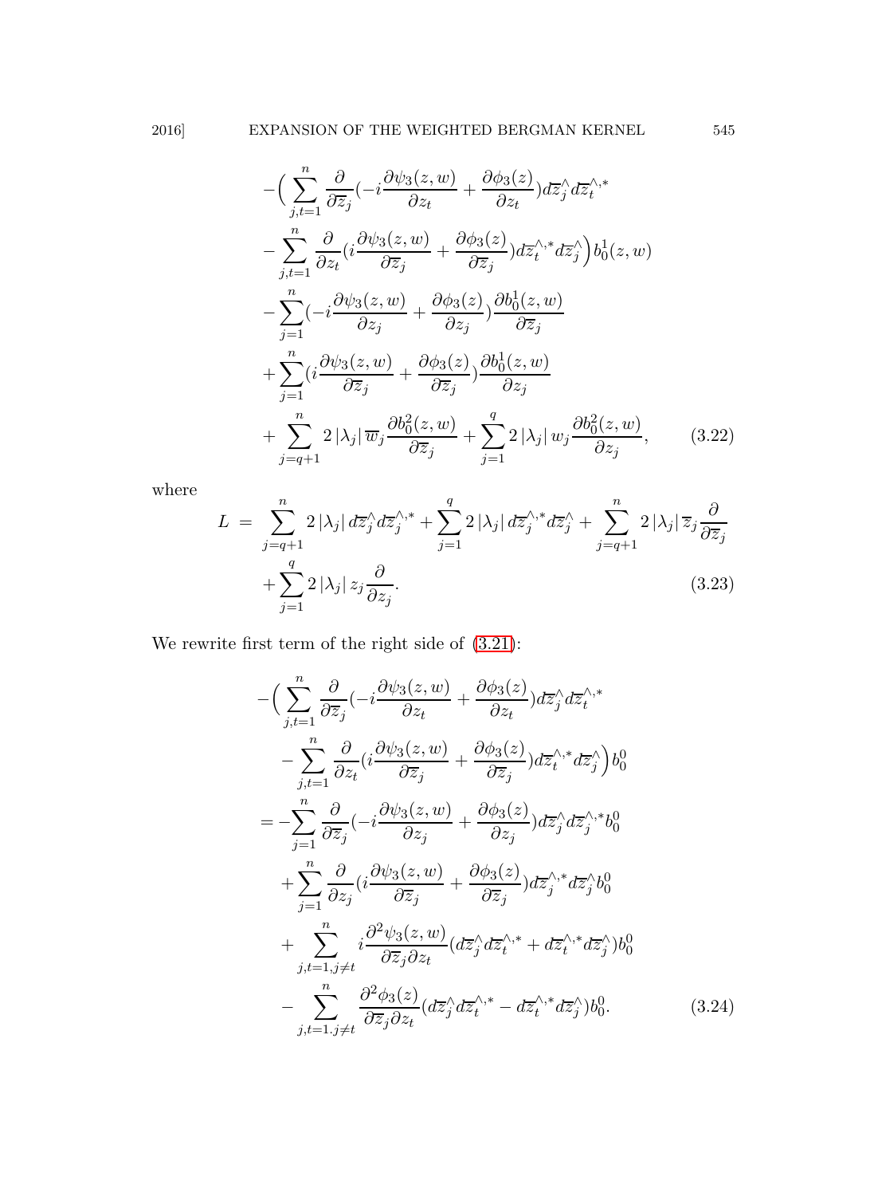$$
\begin{aligned}
&-\Big(\sum_{j,t=1}^{n}\frac{\partial}{\partial \overline{z}_j}(-i\frac{\partial \psi_3(z,w)}{\partial z_t}+\frac{\partial \phi_3(z)}{\partial z_t})d\overline{z}_j^{\wedge}d\overline{z}_t^{\wedge,*}\\
&-\sum_{j,t=1}^{n}\frac{\partial}{\partial z_t}(i\frac{\partial \psi_3(z,w)}{\partial \overline{z}_j}+\frac{\partial \phi_3(z)}{\partial \overline{z}_j})d\overline{z}_t^{\wedge,*}d\overline{z}_j^{\wedge}\Big)b_0^1(z,w)\\
&-\sum_{j=1}^{n}(-i\frac{\partial \psi_3(z,w)}{\partial z_j}+\frac{\partial \phi_3(z)}{\partial z_j})\frac{\partial b_0^1(z,w)}{\partial \overline{z}_j}\\
&+\sum_{j=1}^{n}(i\frac{\partial \psi_3(z,w)}{\partial \overline{z}_j}+\frac{\partial \phi_3(z)}{\partial \overline{z}_j})\frac{\partial b_0^1(z,w)}{\partial z_j}\\
&+\sum_{j=q+1}^{n}2\left|\lambda_j\right|\overline{w}_j\frac{\partial b_0^2(z,w)}{\partial \overline{z}_j}+\sum_{j=1}^{q}2\left|\lambda_j\right|w_j\frac{\partial b_0^2(z,w)}{\partial z_j},
\end{aligned}
\tag{3.22}
$$

where

$$
\begin{aligned}
L \;=\; &\sum_{j=q+1}^{n}2\left|\lambda_j\right|d\overline{z}_j^{\wedge}d\overline{z}_j^{\wedge,*}+\sum_{j=1}^{q}2\left|\lambda_j\right|d\overline{z}_j^{\wedge,*}d\overline{z}_j^{\wedge}+\sum_{j=q+1}^{n}2\left|\lambda_j\right|\overline{z}_j\frac{\partial}{\partial \overline{z}_j}\\
&+\sum_{j=1}^{q}2\left|\lambda_j\right|z_j\frac{\partial}{\partial z_j}.
\end{aligned}
\tag{3.23}
$$

We rewrite first term of the right side of (3.21):

$$
\begin{aligned}
&-\Big(\sum_{j,t=1}^{n}\frac{\partial}{\partial \overline{z}_j}(-i\frac{\partial \psi_3(z,w)}{\partial z_t}+\frac{\partial \phi_3(z)}{\partial z_t})d\overline{z}_j^{\wedge}d\overline{z}_t^{\wedge,*}\\
&\quad-\sum_{j,t=1}^{n}\frac{\partial}{\partial z_t}(i\frac{\partial \psi_3(z,w)}{\partial \overline{z}_j}+\frac{\partial \phi_3(z)}{\partial \overline{z}_j})d\overline{z}_t^{\wedge,*}d\overline{z}_j^{\wedge}\Big)b_0^0\\
&=-\sum_{j=1}^{n}\frac{\partial}{\partial \overline{z}_j}(-i\frac{\partial \psi_3(z,w)}{\partial z_j}+\frac{\partial \phi_3(z)}{\partial z_j})d\overline{z}_j^{\wedge}d\overline{z}_j^{\wedge,*}b_0^0\\
&\quad+\sum_{j=1}^{n}\frac{\partial}{\partial z_j}(i\frac{\partial \psi_3(z,w)}{\partial \overline{z}_j}+\frac{\partial \phi_3(z)}{\partial \overline{z}_j})d\overline{z}_j^{\wedge,*}d\overline{z}_j^{\wedge}b_0^0\\
&\quad+\sum_{j,t=1,j\neq t}^{n}i\frac{\partial^2 \psi_3(z,w)}{\partial \overline{z}_j\partial z_t}(d\overline{z}_j^{\wedge}d\overline{z}_t^{\wedge,*}+d\overline{z}_t^{\wedge,*}d\overline{z}_j^{\wedge})b_0^0\\
&\quad-\sum_{j,t=1.j\neq t}^{n}\frac{\partial^2 \phi_3(z)}{\partial \overline{z}_j\partial z_t}(d\overline{z}_j^{\wedge}d\overline{z}_t^{\wedge,*}-d\overline{z}_t^{\wedge,*}d\overline{z}_j^{\wedge})b_0^0.
\end{aligned}
\tag{3.24}
$$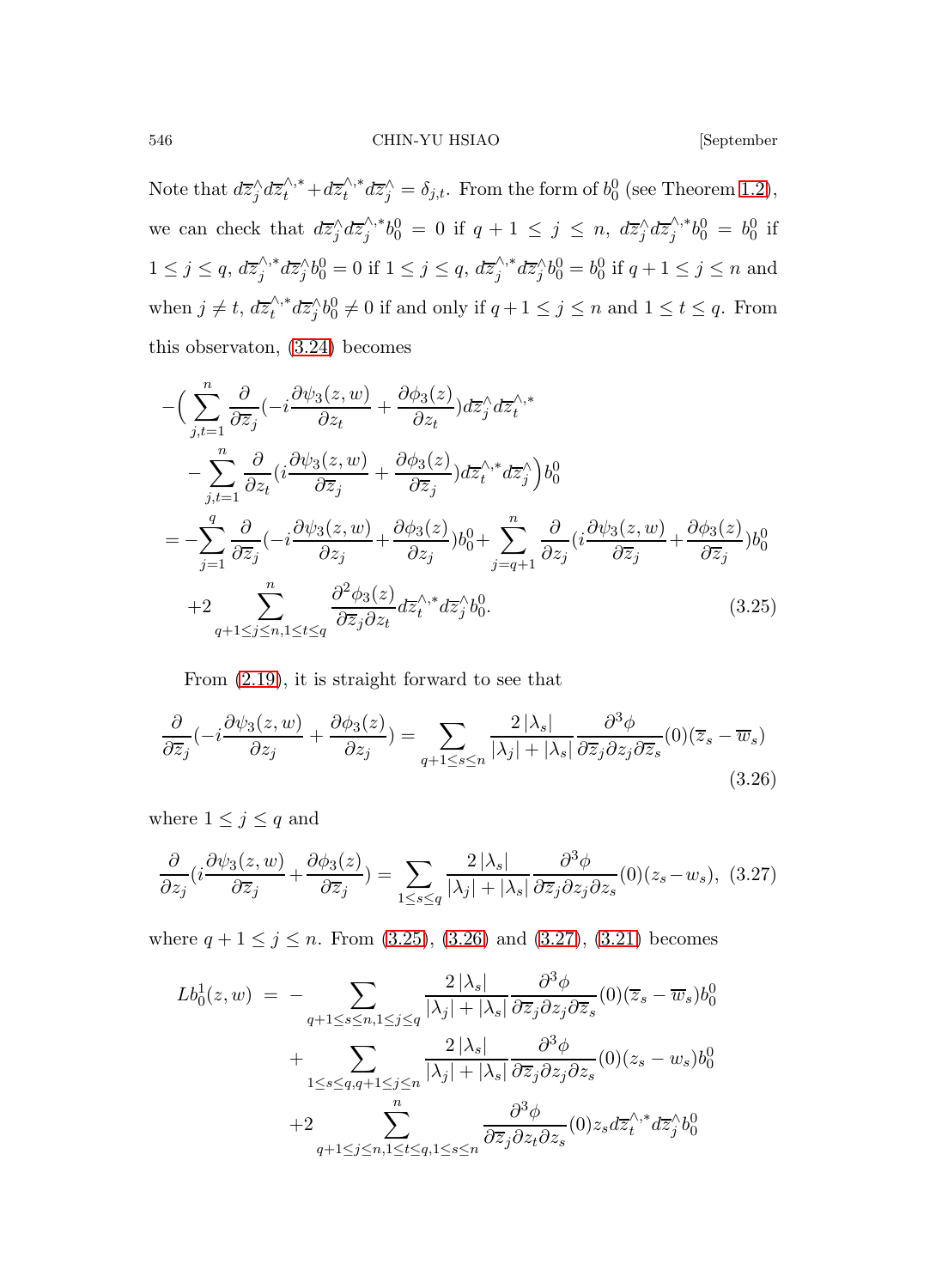Note that $d\overline{z}_j^{\wedge} d\overline{z}_t^{\wedge,*} + d\overline{z}_t^{\wedge,*} d\overline{z}_j^{\wedge} = \delta_{j,t}$. From the form of $b_0^0$ (see Theorem 1.2), we can check that $d\overline{z}_j^{\wedge} d\overline{z}_j^{\wedge,*} b_0^0 = 0$ if $q+1 \leq j \leq n$, $d\overline{z}_j^{\wedge} d\overline{z}_j^{\wedge,*} b_0^0 = b_0^0$ if $1 \leq j \leq q$, $d\overline{z}_j^{\wedge,*} d\overline{z}_j^{\wedge} b_0^0 = 0$ if $1 \leq j \leq q$, $d\overline{z}_j^{\wedge,*} d\overline{z}_j^{\wedge} b_0^0 = b_0^0$ if $q+1 \leq j \leq n$ and when $j \neq t$, $d\overline{z}_t^{\wedge,*} d\overline{z}_j^{\wedge} b_0^0 \neq 0$ if and only if $q+1 \leq j \leq n$ and $1 \leq t \leq q$. From this observaton, (3.24) becomes

$$
\begin{aligned}
&-\Big( \sum_{j,t=1}^{n} \frac{\partial}{\partial \overline{z}_j} \big(-i \frac{\partial \psi_3(z,w)}{\partial z_t} + \frac{\partial \phi_3(z)}{\partial z_t}\big) d\overline{z}_j^{\wedge} d\overline{z}_t^{\wedge,*} \\
&\quad - \sum_{j,t=1}^{n} \frac{\partial}{\partial z_t} \big(i \frac{\partial \psi_3(z,w)}{\partial \overline{z}_j} + \frac{\partial \phi_3(z)}{\partial \overline{z}_j}\big) d\overline{z}_t^{\wedge,*} d\overline{z}_j^{\wedge} \Big) b_0^0 \\
&= -\sum_{j=1}^{q} \frac{\partial}{\partial \overline{z}_j} \big(-i \frac{\partial \psi_3(z,w)}{\partial z_j} + \frac{\partial \phi_3(z)}{\partial z_j}\big) b_0^0 + \sum_{j=q+1}^{n} \frac{\partial}{\partial z_j} \big(i \frac{\partial \psi_3(z,w)}{\partial \overline{z}_j} + \frac{\partial \phi_3(z)}{\partial \overline{z}_j}\big) b_0^0 \\
&\quad + 2 \sum_{q+1 \leq j \leq n, 1 \leq t \leq q}^{n} \frac{\partial^2 \phi_3(z)}{\partial \overline{z}_j \partial z_t} d\overline{z}_t^{\wedge,*} d\overline{z}_j^{\wedge} b_0^0. 
\end{aligned}
\tag{3.25}
$$

From (2.19), it is straight forward to see that

$$
\frac{\partial}{\partial \overline{z}_j} \big(-i \frac{\partial \psi_3(z,w)}{\partial z_j} + \frac{\partial \phi_3(z)}{\partial z_j}\big) = \sum_{q+1 \leq s \leq n} \frac{2 \left|\lambda_s\right|}{\left|\lambda_j\right| + \left|\lambda_s\right|} \frac{\partial^3 \phi}{\partial \overline{z}_j \partial z_j \partial \overline{z}_s}(0)(\overline{z}_s - \overline{w}_s)
\tag{3.26}
$$

where $1 \leq j \leq q$ and

$$
\frac{\partial}{\partial z_j} \big(i \frac{\partial \psi_3(z,w)}{\partial \overline{z}_j} + \frac{\partial \phi_3(z)}{\partial \overline{z}_j}\big) = \sum_{1 \leq s \leq q} \frac{2 \left|\lambda_s\right|}{\left|\lambda_j\right| + \left|\lambda_s\right|} \frac{\partial^3 \phi}{\partial \overline{z}_j \partial z_j \partial z_s}(0)(z_s - w_s),
\tag{3.27}
$$

where $q+1 \leq j \leq n$. From (3.25), (3.26) and (3.27), (3.21) becomes

$$
\begin{aligned}
Lb_0^1(z,w) \;=\; &- \sum_{q+1 \leq s \leq n, 1 \leq j \leq q} \frac{2 \left|\lambda_s\right|}{\left|\lambda_j\right| + \left|\lambda_s\right|} \frac{\partial^3 \phi}{\partial \overline{z}_j \partial z_j \partial \overline{z}_s}(0)(\overline{z}_s - \overline{w}_s) b_0^0 \\
&+ \sum_{1 \leq s \leq q, q+1 \leq j \leq n} \frac{2 \left|\lambda_s\right|}{\left|\lambda_j\right| + \left|\lambda_s\right|} \frac{\partial^3 \phi}{\partial \overline{z}_j \partial z_j \partial z_s}(0)(z_s - w_s) b_0^0 \\
&+ 2 \sum_{q+1 \leq j \leq n, 1 \leq t \leq q, 1 \leq s \leq n}^{n} \frac{\partial^3 \phi}{\partial \overline{z}_j \partial z_t \partial z_s}(0) z_s d\overline{z}_t^{\wedge,*} d\overline{z}_j^{\wedge} b_0^0
\end{aligned}
$$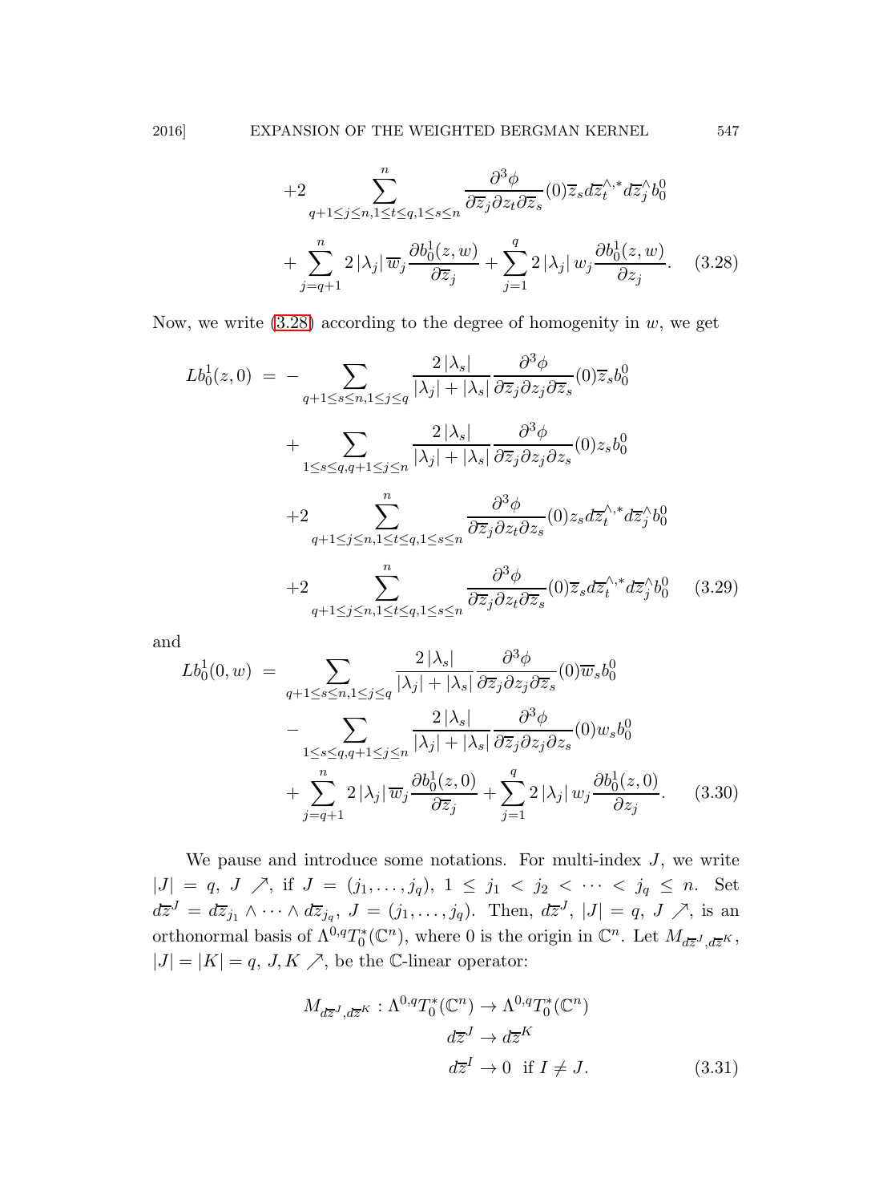$$
\begin{aligned}
&+2\sum_{q+1\le j\le n,1\le t\le q,1\le s\le n}^{n}\frac{\partial^3\phi}{\partial\overline{z}_j\partial z_t\partial\overline{z}_s}(0)\overline{z}_s d\overline{z}_t^{\wedge,*}d\overline{z}_j^{\wedge}b_0^0\\
&+\sum_{j=q+1}^{n}2\left|\lambda_j\right|\overline{w}_j\frac{\partial b_0^1(z,w)}{\partial\overline{z}_j}+\sum_{j=1}^{q}2\left|\lambda_j\right|w_j\frac{\partial b_0^1(z,w)}{\partial z_j}. \qquad (3.28)
\end{aligned}
$$

Now, we write (3.28) according to the degree of homogenity in $w$, we get

$$
\begin{aligned}
Lb_0^1(z,0) \;=\; &-\sum_{q+1\le s\le n,1\le j\le q}\frac{2\left|\lambda_s\right|}{\left|\lambda_j\right|+\left|\lambda_s\right|}\frac{\partial^3\phi}{\partial\overline{z}_j\partial z_j\partial\overline{z}_s}(0)\overline{z}_s b_0^0\\
&+\sum_{1\le s\le q,q+1\le j\le n}\frac{2\left|\lambda_s\right|}{\left|\lambda_j\right|+\left|\lambda_s\right|}\frac{\partial^3\phi}{\partial\overline{z}_j\partial z_j\partial z_s}(0)z_s b_0^0\\
&+2\sum_{q+1\le j\le n,1\le t\le q,1\le s\le n}^{n}\frac{\partial^3\phi}{\partial\overline{z}_j\partial z_t\partial z_s}(0)z_s d\overline{z}_t^{\wedge,*}d\overline{z}_j^{\wedge}b_0^0\\
&+2\sum_{q+1\le j\le n,1\le t\le q,1\le s\le n}^{n}\frac{\partial^3\phi}{\partial\overline{z}_j\partial z_t\partial\overline{z}_s}(0)\overline{z}_s d\overline{z}_t^{\wedge,*}d\overline{z}_j^{\wedge}b_0^0 \qquad (3.29)
\end{aligned}
$$

and

$$
\begin{aligned}
Lb_0^1(0,w) \;=\; &\sum_{q+1\le s\le n,1\le j\le q}\frac{2\left|\lambda_s\right|}{\left|\lambda_j\right|+\left|\lambda_s\right|}\frac{\partial^3\phi}{\partial\overline{z}_j\partial z_j\partial\overline{z}_s}(0)\overline{w}_s b_0^0\\
&-\sum_{1\le s\le q,q+1\le j\le n}\frac{2\left|\lambda_s\right|}{\left|\lambda_j\right|+\left|\lambda_s\right|}\frac{\partial^3\phi}{\partial\overline{z}_j\partial z_j\partial z_s}(0)w_s b_0^0\\
&+\sum_{j=q+1}^{n}2\left|\lambda_j\right|\overline{w}_j\frac{\partial b_0^1(z,0)}{\partial\overline{z}_j}+\sum_{j=1}^{q}2\left|\lambda_j\right|w_j\frac{\partial b_0^1(z,0)}{\partial z_j}. \qquad (3.30)
\end{aligned}
$$

We pause and introduce some notations. For multi-index $J$, we write $|J|=q$, $J\nearrow$, if $J=(j_1,\ldots,j_q)$, $1\le j_1<j_2<\cdots<j_q\le n$. Set $d\overline{z}^J=d\overline{z}_{j_1}\wedge\cdots\wedge d\overline{z}_{j_q}$, $J=(j_1,\ldots,j_q)$. Then, $d\overline{z}^J$, $|J|=q$, $J\nearrow$, is an orthonormal basis of $\Lambda^{0,q}T_0^*(\mathbb{C}^n)$, where $0$ is the origin in $\mathbb{C}^n$. Let $M_{d\overline{z}^J,d\overline{z}^K}$, $|J|=|K|=q$, $J,K\nearrow$, be the $\mathbb{C}$-linear operator:

$$
\begin{aligned}
M_{d\overline{z}^J,d\overline{z}^K}:\Lambda^{0,q}T_0^*(\mathbb{C}^n)&\to\Lambda^{0,q}T_0^*(\mathbb{C}^n)\\
d\overline{z}^J&\to d\overline{z}^K\\
d\overline{z}^I&\to 0\;\text{ if } I\ne J. \qquad (3.31)
\end{aligned}
$$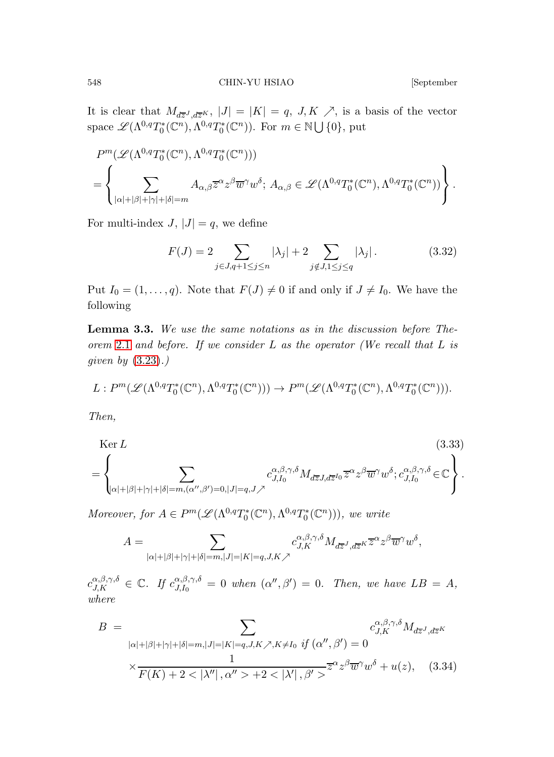It is clear that $M_{d\overline{z}^J, d\overline{z}^K}$, $|J| = |K| = q$, $J, K \nearrow$, is a basis of the vector space $\mathscr{L}(\Lambda^{0,q}T_0^*(\mathbb{C}^n), \Lambda^{0,q}T_0^*(\mathbb{C}^n))$. For $m \in \mathbb{N}\bigcup\{0\}$, put

$$
\begin{aligned}
&P^m(\mathscr{L}(\Lambda^{0,q}T_0^*(\mathbb{C}^n), \Lambda^{0,q}T_0^*(\mathbb{C}^n))) \\
&= \left\{ \sum_{|\alpha|+|\beta|+|\gamma|+|\delta|=m} A_{\alpha,\beta}\overline{z}^\alpha z^\beta \overline{w}^\gamma w^\delta ;\, A_{\alpha,\beta} \in \mathscr{L}(\Lambda^{0,q}T_0^*(\mathbb{C}^n), \Lambda^{0,q}T_0^*(\mathbb{C}^n)) \right\}.
\end{aligned}
$$

For multi-index $J$, $|J| = q$, we define

$$
F(J) = 2\sum_{j\in J, q+1\leq j\leq n} |\lambda_j| + 2\sum_{j\notin J, 1\leq j\leq q} |\lambda_j|. \tag{3.32}
$$

Put $I_0 = (1, \ldots, q)$. Note that $F(J) \neq 0$ if and only if $J \neq I_0$. We have the following

**Lemma 3.3.** *We use the same notations as in the discussion before Theorem 2.1 and before. If we consider $L$ as the operator (We recall that $L$ is given by (3.23).)*

$$
L : P^m(\mathscr{L}(\Lambda^{0,q}T_0^*(\mathbb{C}^n), \Lambda^{0,q}T_0^*(\mathbb{C}^n))) \to P^m(\mathscr{L}(\Lambda^{0,q}T_0^*(\mathbb{C}^n), \Lambda^{0,q}T_0^*(\mathbb{C}^n))).
$$

*Then,*

$$
\begin{aligned}
&\operatorname{Ker} L \\
&= \left\{ \sum_{|\alpha|+|\beta|+|\gamma|+|\delta|=m, (\alpha'', \beta')=0, |J|=q, J\nearrow} c_{J,I_0}^{\alpha,\beta,\gamma,\delta} M_{d\overline{z}J, d\overline{z}^{I_0}} \overline{z}^\alpha z^\beta \overline{w}^\gamma w^\delta ;\, c_{J,I_0}^{\alpha,\beta,\gamma,\delta} \in \mathbb{C} \right\}.
\end{aligned} \tag{3.33}
$$

*Moreover, for $A \in P^m(\mathscr{L}(\Lambda^{0,q}T_0^*(\mathbb{C}^n), \Lambda^{0,q}T_0^*(\mathbb{C}^n)))$, we write*

$$
A = \sum_{|\alpha|+|\beta|+|\gamma|+|\delta|=m, |J|=|K|=q, J,K\nearrow} c_{J,K}^{\alpha,\beta,\gamma,\delta} M_{d\overline{z}^J, d\overline{z}^K} \overline{z}^\alpha z^\beta \overline{w}^\gamma w^\delta,
$$

*$c_{J,K}^{\alpha,\beta,\gamma,\delta} \in \mathbb{C}$. If $c_{J,I_0}^{\alpha,\beta,\gamma,\delta} = 0$ when $(\alpha'', \beta') = 0$. Then, we have $LB = A$, where*

$$
\begin{aligned}
B \ = &\sum_{|\alpha|+|\beta|+|\gamma|+|\delta|=m, |J|=|K|=q, J,K\nearrow, K\neq I_0 \text{ if } (\alpha'',\beta')=0} c_{J,K}^{\alpha,\beta,\gamma,\delta} M_{d\overline{z}^J, d\overline{z}^K} \\
&\times \frac{1}{F(K) + 2 < |\lambda''|, \alpha'' > + 2 < |\lambda'|, \beta' >} \overline{z}^\alpha z^\beta \overline{w}^\gamma w^\delta + u(z),
\end{aligned} \tag{3.34}
$$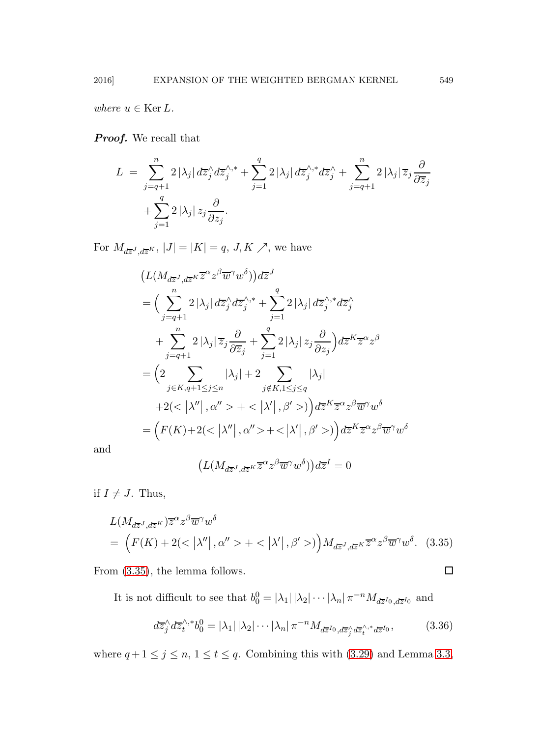*where* $u \in \operatorname{Ker} L$.

***Proof.*** We recall that

$$
\begin{aligned}
L \;=\; & \sum_{j=q+1}^{n} 2\left|\lambda_j\right| d\overline{z}_j^{\wedge} d\overline{z}_j^{\wedge,*} + \sum_{j=1}^{q} 2\left|\lambda_j\right| d\overline{z}_j^{\wedge,*} d\overline{z}_j^{\wedge} + \sum_{j=q+1}^{n} 2\left|\lambda_j\right| \overline{z}_j \frac{\partial}{\partial \overline{z}_j} \\
& + \sum_{j=1}^{q} 2\left|\lambda_j\right| z_j \frac{\partial}{\partial z_j}.
\end{aligned}
$$

For $M_{d\overline{z}^J, d\overline{z}^K}$, $|J| = |K| = q$, $J, K \nearrow$, we have

$$
\begin{aligned}
& \big(L(M_{d\overline{z}^J, d\overline{z}^K} \overline{z}^{\alpha} z^{\beta} \overline{w}^{\gamma} w^{\delta})\big) d\overline{z}^J \\
&= \Big( \sum_{j=q+1}^{n} 2\left|\lambda_j\right| d\overline{z}_j^{\wedge} d\overline{z}_j^{\wedge,*} + \sum_{j=1}^{q} 2\left|\lambda_j\right| d\overline{z}_j^{\wedge,*} d\overline{z}_j^{\wedge} \\
&\qquad + \sum_{j=q+1}^{n} 2\left|\lambda_j\right| \overline{z}_j \frac{\partial}{\partial \overline{z}_j} + \sum_{j=1}^{q} 2\left|\lambda_j\right| z_j \frac{\partial}{\partial z_j} \Big) d\overline{z}^K \overline{z}^{\alpha} z^{\beta} \\
&= \Big( 2 \sum_{j \in K, q+1 \leq j \leq n} \left|\lambda_j\right| + 2 \sum_{j \notin K, 1 \leq j \leq q} \left|\lambda_j\right| \\
&\qquad + 2(<\left|\lambda''\right|, \alpha''> + <\left|\lambda'\right|, \beta'>) \Big) d\overline{z}^K \overline{z}^{\alpha} z^{\beta} \overline{w}^{\gamma} w^{\delta} \\
&= \Big( F(K) + 2(<\left|\lambda''\right|, \alpha''> + <\left|\lambda'\right|, \beta'>) \Big) d\overline{z}^K \overline{z}^{\alpha} z^{\beta} \overline{w}^{\gamma} w^{\delta}
\end{aligned}
$$

and

$$
\big(L(M_{d\overline{z}^J, d\overline{z}^K} \overline{z}^{\alpha} z^{\beta} \overline{w}^{\gamma} w^{\delta})\big) d\overline{z}^I = 0
$$

if $I \neq J$. Thus,

$$
\begin{aligned}
& L(M_{d\overline{z}^J, d\overline{z}^K}) \overline{z}^{\alpha} z^{\beta} \overline{w}^{\gamma} w^{\delta} \\
&= \Big( F(K) + 2(<\left|\lambda''\right|, \alpha''> + <\left|\lambda'\right|, \beta'>) \Big) M_{d\overline{z}^J, d\overline{z}^K} \overline{z}^{\alpha} z^{\beta} \overline{w}^{\gamma} w^{\delta}. \quad (3.35)
\end{aligned}
$$

From (3.35), the lemma follows. $\square$

It is not difficult to see that $b_0^0 = \left|\lambda_1\right| \left|\lambda_2\right| \cdots \left|\lambda_n\right| \pi^{-n} M_{d\overline{z}^{I_0}, d\overline{z}^{I_0}}$ and

$$
d\overline{z}_j^{\wedge} d\overline{z}_t^{\wedge,*} b_0^0 = \left|\lambda_1\right| \left|\lambda_2\right| \cdots \left|\lambda_n\right| \pi^{-n} M_{d\overline{z}^{I_0}, d\overline{z}_j^{\wedge} d\overline{z}_t^{\wedge,*} d\overline{z}^{I_0}}, \tag{3.36}
$$

where $q+1 \leq j \leq n$, $1 \leq t \leq q$. Combining this with (3.29) and Lemma 3.3,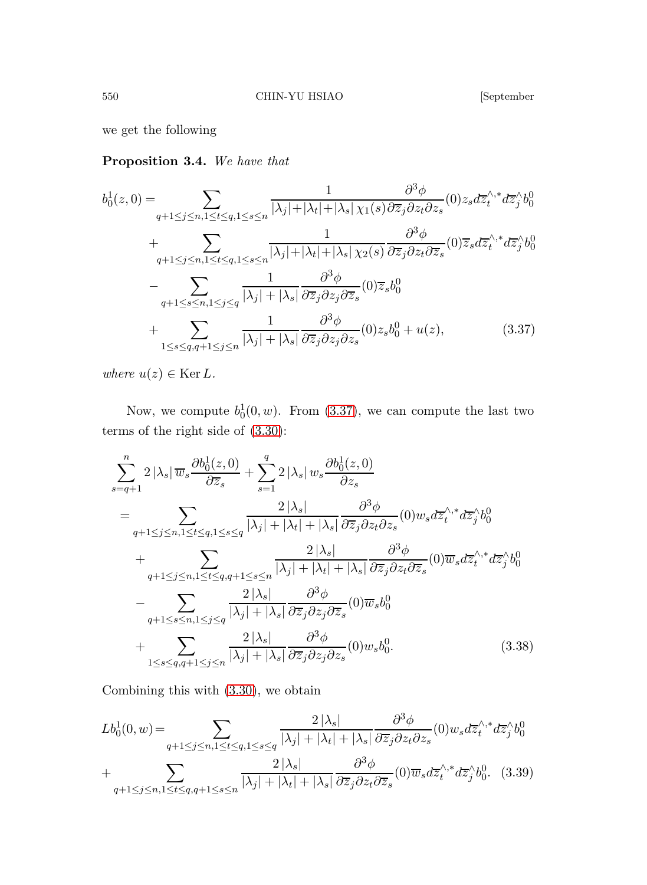we get the following

**Proposition 3.4.** *We have that*

$$
\begin{aligned}
b_0^1(z,0) = &\sum_{q+1\leq j\leq n, 1\leq t\leq q, 1\leq s\leq n} \frac{1}{|\lambda_j|+|\lambda_t|+|\lambda_s|\,\chi_1(s)} \frac{\partial^3\phi}{\partial\overline{z}_j\partial z_t\partial z_s}(0) z_s d\overline{z}_t^{\wedge,*} d\overline{z}_j^{\wedge} b_0^0 \\
&+ \sum_{q+1\leq j\leq n, 1\leq t\leq q, 1\leq s\leq n} \frac{1}{|\lambda_j|+|\lambda_t|+|\lambda_s|\,\chi_2(s)} \frac{\partial^3\phi}{\partial\overline{z}_j\partial z_t\partial\overline{z}_s}(0) \overline{z}_s d\overline{z}_t^{\wedge,*} d\overline{z}_j^{\wedge} b_0^0 \\
&- \sum_{q+1\leq s\leq n, 1\leq j\leq q} \frac{1}{|\lambda_j|+|\lambda_s|} \frac{\partial^3\phi}{\partial\overline{z}_j\partial z_j\partial\overline{z}_s}(0) \overline{z}_s b_0^0 \\
&+ \sum_{1\leq s\leq q, q+1\leq j\leq n} \frac{1}{|\lambda_j|+|\lambda_s|} \frac{\partial^3\phi}{\partial\overline{z}_j\partial z_j\partial z_s}(0) z_s b_0^0 + u(z),
\end{aligned}
\tag{3.37}
$$

*where* $u(z)\in \operatorname{Ker} L$.

Now, we compute $b_0^1(0,w)$. From (3.37), we can compute the last two terms of the right side of (3.30):

$$
\begin{aligned}
&\sum_{s=q+1}^{n} 2|\lambda_s|\,\overline{w}_s \frac{\partial b_0^1(z,0)}{\partial\overline{z}_s} + \sum_{s=1}^{q} 2|\lambda_s|\, w_s \frac{\partial b_0^1(z,0)}{\partial z_s} \\
&= \sum_{q+1\leq j\leq n, 1\leq t\leq q, 1\leq s\leq q} \frac{2|\lambda_s|}{|\lambda_j|+|\lambda_t|+|\lambda_s|} \frac{\partial^3\phi}{\partial\overline{z}_j\partial z_t\partial z_s}(0) w_s d\overline{z}_t^{\wedge,*} d\overline{z}_j^{\wedge} b_0^0 \\
&\quad + \sum_{q+1\leq j\leq n, 1\leq t\leq q, q+1\leq s\leq n} \frac{2|\lambda_s|}{|\lambda_j|+|\lambda_t|+|\lambda_s|} \frac{\partial^3\phi}{\partial\overline{z}_j\partial z_t\partial\overline{z}_s}(0) \overline{w}_s d\overline{z}_t^{\wedge,*} d\overline{z}_j^{\wedge} b_0^0 \\
&\quad - \sum_{q+1\leq s\leq n, 1\leq j\leq q} \frac{2|\lambda_s|}{|\lambda_j|+|\lambda_s|} \frac{\partial^3\phi}{\partial\overline{z}_j\partial z_j\partial\overline{z}_s}(0) \overline{w}_s b_0^0 \\
&\quad + \sum_{1\leq s\leq q, q+1\leq j\leq n} \frac{2|\lambda_s|}{|\lambda_j|+|\lambda_s|} \frac{\partial^3\phi}{\partial\overline{z}_j\partial z_j\partial z_s}(0) w_s b_0^0.
\end{aligned}
\tag{3.38}
$$

Combining this with (3.30), we obtain

$$
\begin{aligned}
Lb_0^1(0,w) = &\sum_{q+1\leq j\leq n, 1\leq t\leq q, 1\leq s\leq q} \frac{2|\lambda_s|}{|\lambda_j|+|\lambda_t|+|\lambda_s|} \frac{\partial^3\phi}{\partial\overline{z}_j\partial z_t\partial z_s}(0) w_s d\overline{z}_t^{\wedge,*} d\overline{z}_j^{\wedge} b_0^0 \\
+ &\sum_{q+1\leq j\leq n, 1\leq t\leq q, q+1\leq s\leq n} \frac{2|\lambda_s|}{|\lambda_j|+|\lambda_t|+|\lambda_s|} \frac{\partial^3\phi}{\partial\overline{z}_j\partial z_t\partial\overline{z}_s}(0) \overline{w}_s d\overline{z}_t^{\wedge,*} d\overline{z}_j^{\wedge} b_0^0.
\end{aligned}
\tag{3.39}
$$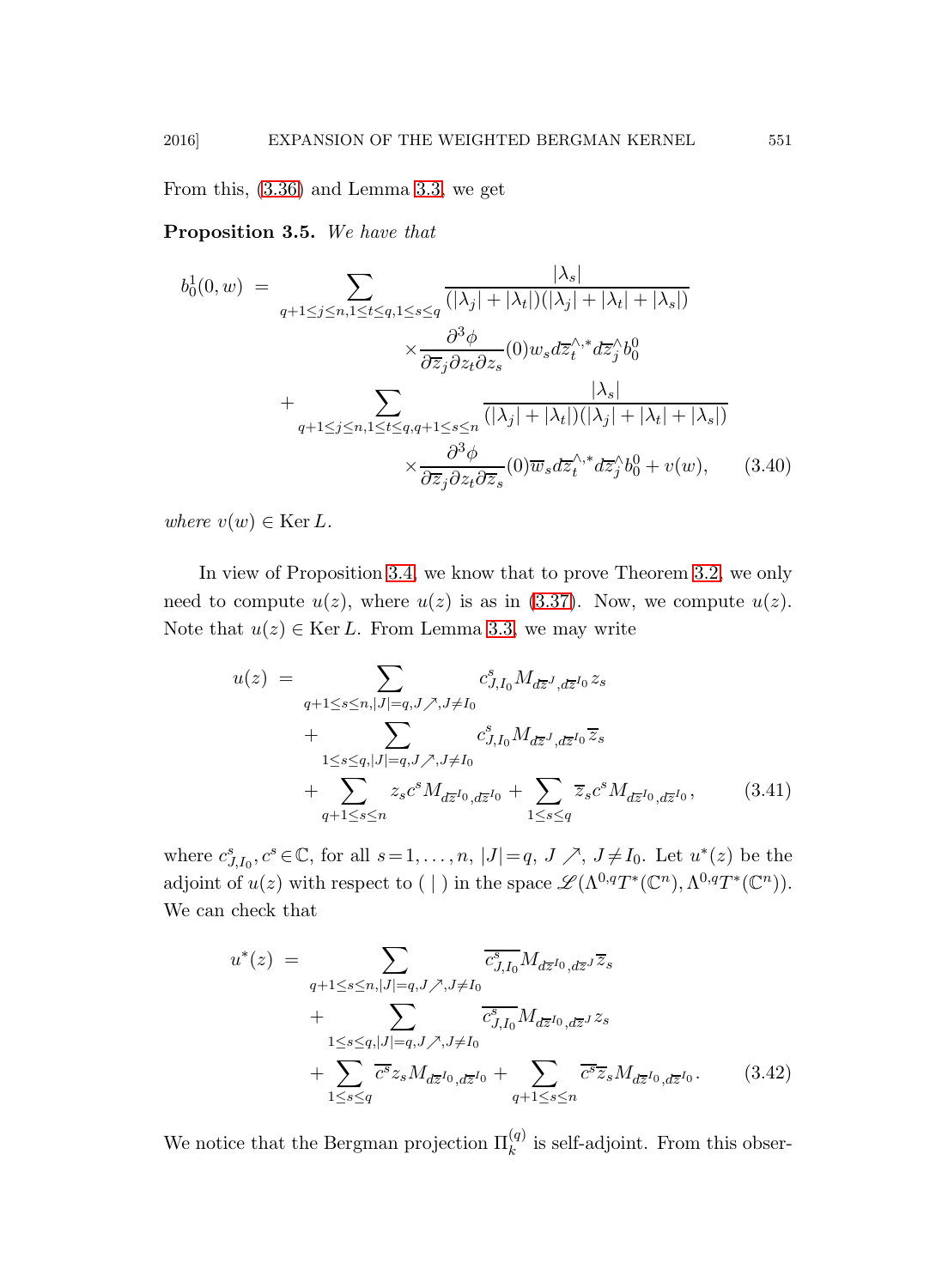From this, (3.36) and Lemma 3.3, we get

**Proposition 3.5.** *We have that*

$$
\begin{aligned}
b_0^1(0,w) \;=\; & \sum_{q+1\leq j\leq n, 1\leq t\leq q, 1\leq s\leq q} \frac{|\lambda_s|}{(|\lambda_j|+|\lambda_t|)(|\lambda_j|+|\lambda_t|+|\lambda_s|)} \\
& \qquad\qquad \times \frac{\partial^3\phi}{\partial\overline{z}_j\partial z_t\partial z_s}(0) w_s d\overline{z}_t^{\wedge,*} d\overline{z}_j^{\wedge} b_0^0 \\
& + \sum_{q+1\leq j\leq n, 1\leq t\leq q, q+1\leq s\leq n} \frac{|\lambda_s|}{(|\lambda_j|+|\lambda_t|)(|\lambda_j|+|\lambda_t|+|\lambda_s|)} \\
& \qquad\qquad \times \frac{\partial^3\phi}{\partial\overline{z}_j\partial z_t\partial \overline{z}_s}(0) \overline{w}_s d\overline{z}_t^{\wedge,*} d\overline{z}_j^{\wedge} b_0^0 + v(w), \qquad (3.40)
\end{aligned}
$$

*where* $v(w) \in \operatorname{Ker} L$.

In view of Proposition 3.4, we know that to prove Theorem 3.2, we only need to compute $u(z)$, where $u(z)$ is as in (3.37). Now, we compute $u(z)$. Note that $u(z) \in \operatorname{Ker} L$. From Lemma 3.3, we may write

$$
\begin{aligned}
u(z) \;=\; & \sum_{q+1\leq s\leq n, |J|=q, J\nearrow, J\neq I_0} c^s_{J,I_0} M_{d\overline{z}^J, d\overline{z}^{I_0}} z_s \\
& + \sum_{1\leq s\leq q, |J|=q, J\nearrow, J\neq I_0} c^s_{J,I_0} M_{d\overline{z}^J, d\overline{z}^{I_0}} \overline{z}_s \\
& + \sum_{q+1\leq s\leq n} z_s c^s M_{d\overline{z}^{I_0}, d\overline{z}^{I_0}} + \sum_{1\leq s\leq q} \overline{z}_s c^s M_{d\overline{z}^{I_0}, d\overline{z}^{I_0}}, \qquad (3.41)
\end{aligned}
$$

where $c^s_{J,I_0}, c^s \in \mathbb{C}$, for all $s = 1, \ldots, n$, $|J| = q$, $J \nearrow$, $J \neq I_0$. Let $u^*(z)$ be the adjoint of $u(z)$ with respect to $(\ |\ )$ in the space $\mathscr{L}(\Lambda^{0,q}T^*(\mathbb{C}^n), \Lambda^{0,q}T^*(\mathbb{C}^n))$. We can check that

$$
\begin{aligned}
u^*(z) \;=\; & \sum_{q+1\leq s\leq n, |J|=q, J\nearrow, J\neq I_0} \overline{c^s_{J,I_0}} M_{d\overline{z}^{I_0}, d\overline{z}^J} \overline{z}_s \\
& + \sum_{1\leq s\leq q, |J|=q, J\nearrow, J\neq I_0} \overline{c^s_{J,I_0}} M_{d\overline{z}^{I_0}, d\overline{z}^J} z_s \\
& + \sum_{1\leq s\leq q} \overline{c^s} z_s M_{d\overline{z}^{I_0}, d\overline{z}^{I_0}} + \sum_{q+1\leq s\leq n} \overline{c^s}\overline{z}_s M_{d\overline{z}^{I_0}, d\overline{z}^{I_0}}. \qquad (3.42)
\end{aligned}
$$

We notice that the Bergman projection $\Pi_k^{(q)}$ is self-adjoint. From this obser-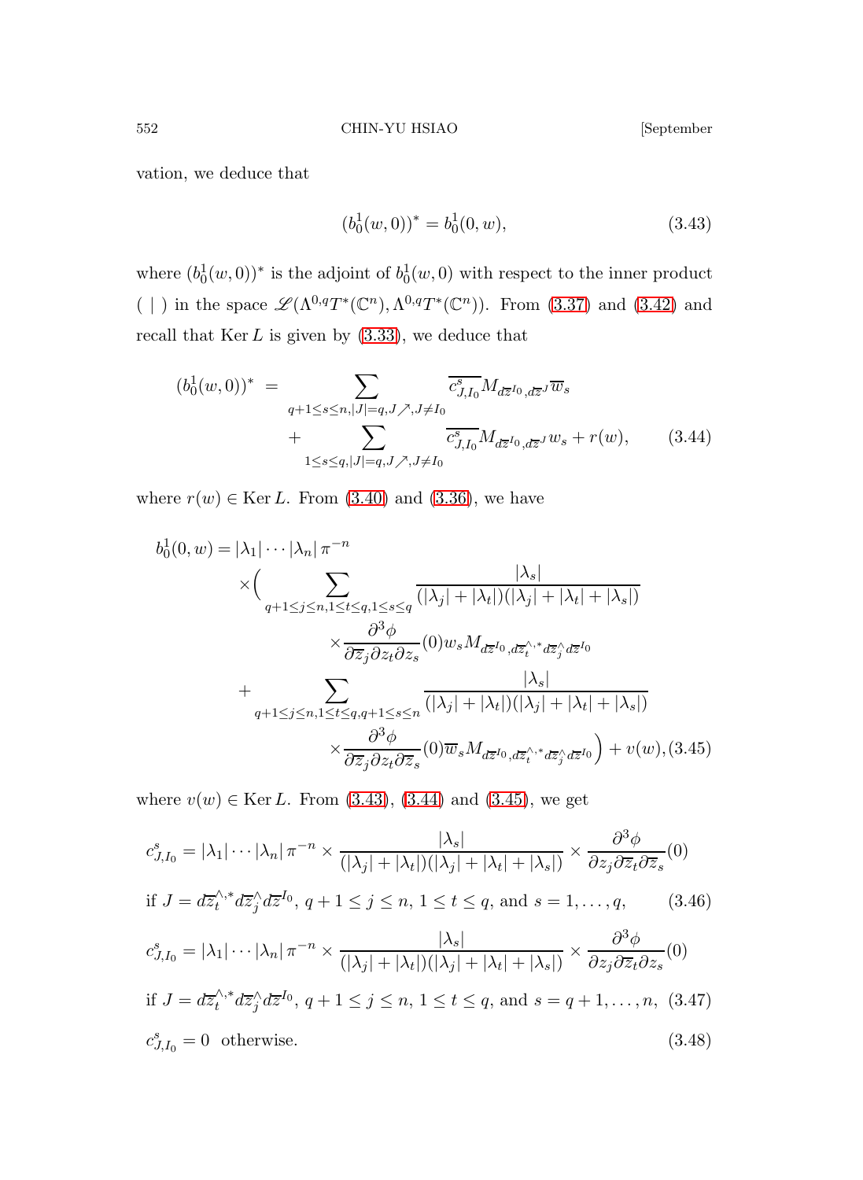vation, we deduce that

$$(b_0^1(w,0))^* = b_0^1(0,w), \tag{3.43}$$

where $(b_0^1(w,0))^*$ is the adjoint of $b_0^1(w,0)$ with respect to the inner product $(\ |\ )$ in the space $\mathscr{L}(\Lambda^{0,q}T^*(\mathbb{C}^n), \Lambda^{0,q}T^*(\mathbb{C}^n))$. From (3.37) and (3.42) and recall that $\operatorname{Ker} L$ is given by (3.33), we deduce that

$$\begin{aligned}(b_0^1(w,0))^* &= \sum_{q+1\leq s\leq n, |J|=q, J\nearrow, J\neq I_0} \overline{c^s_{J,I_0}} M_{d\overline{z}^{I_0}, d\overline{z}^J} \overline{w}_s \\ &\quad + \sum_{1\leq s\leq q, |J|=q, J\nearrow, J\neq I_0} \overline{c^s_{J,I_0}} M_{d\overline{z}^{I_0}, d\overline{z}^J} w_s + r(w), \end{aligned} \tag{3.44}$$

where $r(w) \in \operatorname{Ker} L$. From (3.40) and (3.36), we have

$$\begin{aligned} b_0^1(0,w) = &\left|\lambda_1\right| \cdots \left|\lambda_n\right| \pi^{-n} \\ &\times \Big( \sum_{q+1\leq j\leq n, 1\leq t\leq q, 1\leq s\leq q} \frac{|\lambda_s|}{(|\lambda_j|+|\lambda_t|)(|\lambda_j|+|\lambda_t|+|\lambda_s|)} \\ &\qquad \times \frac{\partial^3 \phi}{\partial \overline{z}_j \partial z_t \partial z_s}(0) w_s M_{d\overline{z}^{I_0}, d\overline{z}_t^{\wedge,*} d\overline{z}_j^{\wedge} d\overline{z}^{I_0}} \\ &\quad + \sum_{q+1\leq j\leq n, 1\leq t\leq q, q+1\leq s\leq n} \frac{|\lambda_s|}{(|\lambda_j|+|\lambda_t|)(|\lambda_j|+|\lambda_t|+|\lambda_s|)} \\ &\qquad \times \frac{\partial^3 \phi}{\partial \overline{z}_j \partial z_t \partial \overline{z}_s}(0) \overline{w}_s M_{d\overline{z}^{I_0}, d\overline{z}_t^{\wedge,*} d\overline{z}_j^{\wedge} d\overline{z}^{I_0}} \Big) + v(w), \end{aligned} \tag{3.45}$$

where $v(w) \in \operatorname{Ker} L$. From (3.43), (3.44) and (3.45), we get

$$c^s_{J,I_0} = |\lambda_1| \cdots |\lambda_n| \pi^{-n} \times \frac{|\lambda_s|}{(|\lambda_j|+|\lambda_t|)(|\lambda_j|+|\lambda_t|+|\lambda_s|)} \times \frac{\partial^3 \phi}{\partial z_j \partial \overline{z}_t \partial \overline{z}_s}(0)$$

$$\text{if } J = d\overline{z}_t^{\wedge,*} d\overline{z}_j^{\wedge} d\overline{z}^{I_0},\ q+1\leq j\leq n,\ 1\leq t\leq q, \text{ and } s=1,\ldots,q, \tag{3.46}$$

$$c^s_{J,I_0} = |\lambda_1| \cdots |\lambda_n| \pi^{-n} \times \frac{|\lambda_s|}{(|\lambda_j|+|\lambda_t|)(|\lambda_j|+|\lambda_t|+|\lambda_s|)} \times \frac{\partial^3 \phi}{\partial z_j \partial \overline{z}_t \partial z_s}(0)$$

$$\text{if } J = d\overline{z}_t^{\wedge,*} d\overline{z}_j^{\wedge} d\overline{z}^{I_0},\ q+1\leq j\leq n,\ 1\leq t\leq q, \text{ and } s=q+1,\ldots,n, \tag{3.47}$$

$$c^s_{J,I_0} = 0 \ \text{ otherwise.} \tag{3.48}$$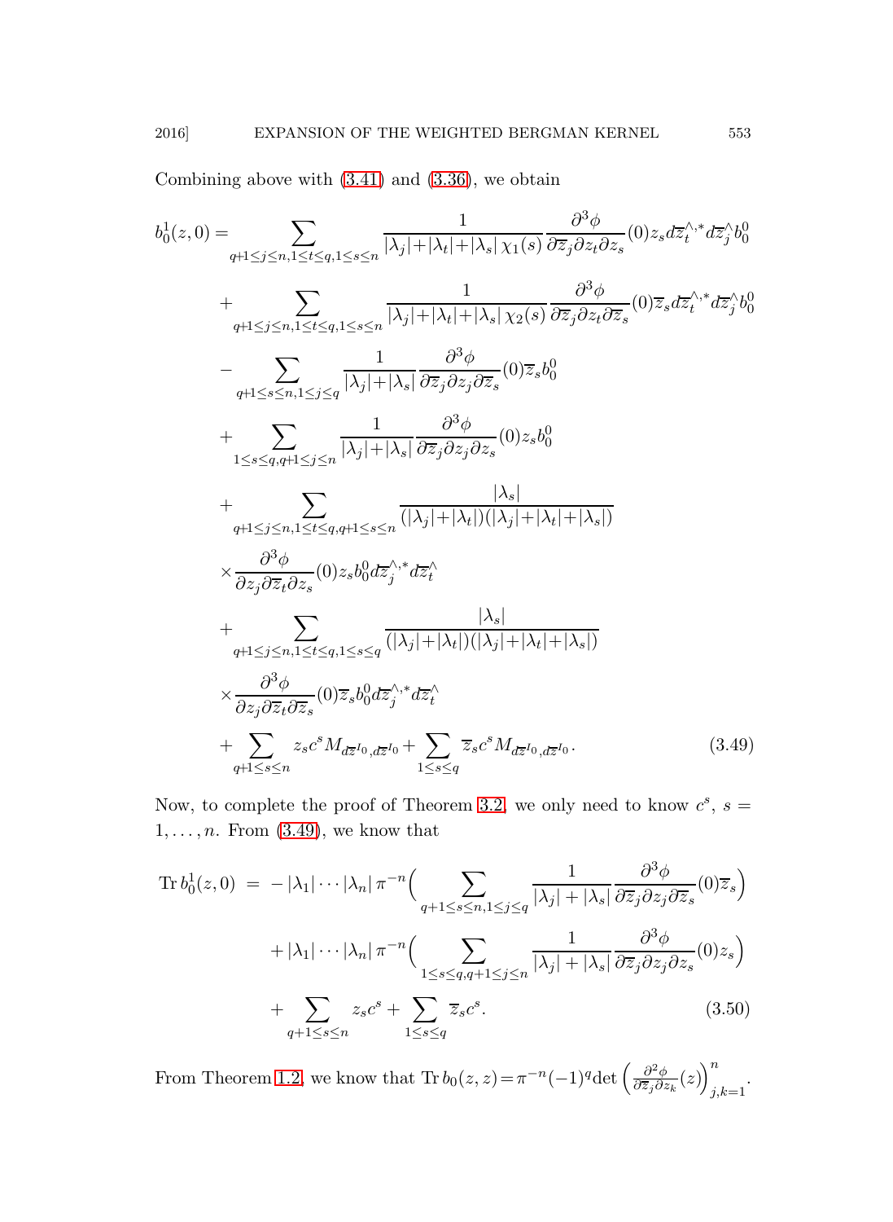Combining above with (3.41) and (3.36), we obtain

$$
\begin{aligned}
b_0^1(z,0) = & \sum_{q+1\leq j\leq n, 1\leq t\leq q, 1\leq s\leq n} \frac{1}{|\lambda_j|+|\lambda_t|+|\lambda_s|\,\chi_1(s)} \frac{\partial^3\phi}{\partial\overline{z}_j\partial z_t\partial z_s}(0) z_s d\overline{z}_t^{\wedge,*} d\overline{z}_j^{\wedge} b_0^0 \\
& + \sum_{q+1\leq j\leq n, 1\leq t\leq q, 1\leq s\leq n} \frac{1}{|\lambda_j|+|\lambda_t|+|\lambda_s|\,\chi_2(s)} \frac{\partial^3\phi}{\partial\overline{z}_j\partial z_t\partial\overline{z}_s}(0) \overline{z}_s d\overline{z}_t^{\wedge,*} d\overline{z}_j^{\wedge} b_0^0 \\
& - \sum_{q+1\leq s\leq n, 1\leq j\leq q} \frac{1}{|\lambda_j|+|\lambda_s|} \frac{\partial^3\phi}{\partial\overline{z}_j\partial z_j\partial\overline{z}_s}(0) \overline{z}_s b_0^0 \\
& + \sum_{1\leq s\leq q, q+1\leq j\leq n} \frac{1}{|\lambda_j|+|\lambda_s|} \frac{\partial^3\phi}{\partial\overline{z}_j\partial z_j\partial z_s}(0) z_s b_0^0 \\
& + \sum_{q+1\leq j\leq n, 1\leq t\leq q, q+1\leq s\leq n} \frac{|\lambda_s|}{(|\lambda_j|+|\lambda_t|)(|\lambda_j|+|\lambda_t|+|\lambda_s|)} \\
& \times \frac{\partial^3\phi}{\partial z_j\partial\overline{z}_t\partial z_s}(0) z_s b_0^0 d\overline{z}_j^{\wedge,*} d\overline{z}_t^{\wedge} \\
& + \sum_{q+1\leq j\leq n, 1\leq t\leq q, 1\leq s\leq q} \frac{|\lambda_s|}{(|\lambda_j|+|\lambda_t|)(|\lambda_j|+|\lambda_t|+|\lambda_s|)} \\
& \times \frac{\partial^3\phi}{\partial z_j\partial\overline{z}_t\partial\overline{z}_s}(0) \overline{z}_s b_0^0 d\overline{z}_j^{\wedge,*} d\overline{z}_t^{\wedge} \\
& + \sum_{q+1\leq s\leq n} z_s c^s M_{d\overline{z}^{I_0}, d\overline{z}^{I_0}} + \sum_{1\leq s\leq q} \overline{z}_s c^s M_{d\overline{z}^{I_0}, d\overline{z}^{I_0}}.
\end{aligned}
\tag{3.49}
$$

Now, to complete the proof of Theorem 3.2, we only need to know $c^s$, $s = 1,\ldots,n$. From (3.49), we know that

$$
\begin{aligned}
\operatorname{Tr} b_0^1(z,0) \;=\; & -|\lambda_1|\cdots|\lambda_n|\,\pi^{-n}\Big(\sum_{q+1\leq s\leq n, 1\leq j\leq q} \frac{1}{|\lambda_j|+|\lambda_s|} \frac{\partial^3\phi}{\partial\overline{z}_j\partial z_j\partial\overline{z}_s}(0)\overline{z}_s\Big) \\
& + |\lambda_1|\cdots|\lambda_n|\,\pi^{-n}\Big(\sum_{1\leq s\leq q, q+1\leq j\leq n} \frac{1}{|\lambda_j|+|\lambda_s|} \frac{\partial^3\phi}{\partial\overline{z}_j\partial z_j\partial z_s}(0) z_s\Big) \\
& + \sum_{q+1\leq s\leq n} z_s c^s + \sum_{1\leq s\leq q} \overline{z}_s c^s.
\end{aligned}
\tag{3.50}
$$

From Theorem 1.2, we know that $\operatorname{Tr} b_0(z,z) = \pi^{-n}(-1)^q \det\left(\frac{\partial^2\phi}{\partial\overline{z}_j\partial z_k}(z)\right)_{j,k=1}^n$.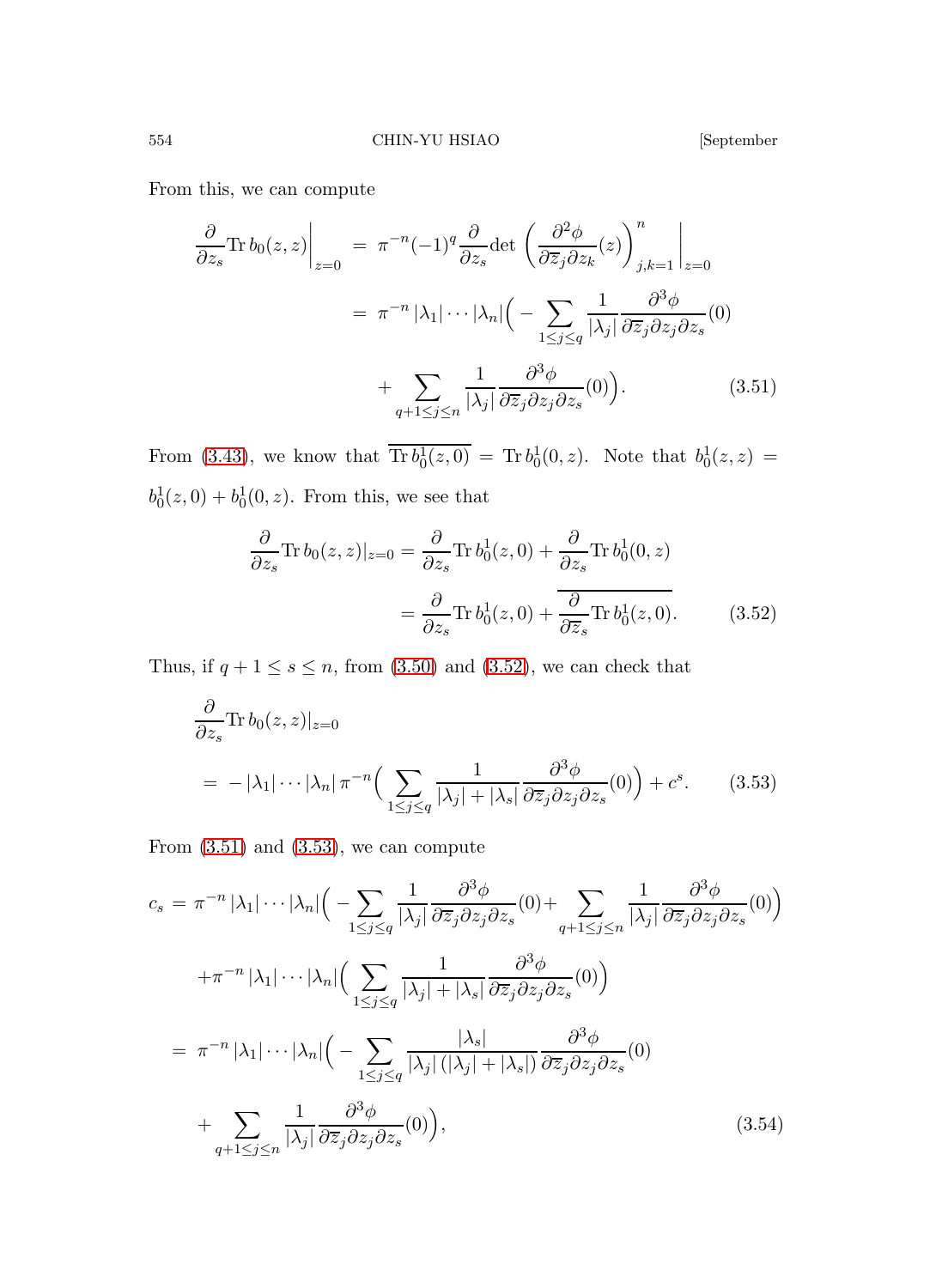From this, we can compute

$$\begin{aligned}\frac{\partial}{\partial z_s}\mathrm{Tr}\, b_0(z,z)\Big|_{z=0} &= \pi^{-n}(-1)^q\frac{\partial}{\partial z_s}\det\left(\frac{\partial^2\phi}{\partial\overline{z}_j\partial z_k}(z)\right)_{j,k=1}^n\Big|_{z=0}\\ &= \pi^{-n}\left|\lambda_1\right|\cdots\left|\lambda_n\right|\Big(-\sum_{1\leq j\leq q}\frac{1}{|\lambda_j|}\frac{\partial^3\phi}{\partial\overline{z}_j\partial z_j\partial z_s}(0)\\ &\quad+\sum_{q+1\leq j\leq n}\frac{1}{|\lambda_j|}\frac{\partial^3\phi}{\partial\overline{z}_j\partial z_j\partial z_s}(0)\Big).\end{aligned} \tag{3.51}$$

From (3.43), we know that $\overline{\mathrm{Tr}\, b^1_0(z,0)} = \mathrm{Tr}\, b^1_0(0,z)$. Note that $b^1_0(z,z) = b^1_0(z,0) + b^1_0(0,z)$. From this, we see that

$$\begin{aligned}\frac{\partial}{\partial z_s}\mathrm{Tr}\, b_0(z,z)|_{z=0} &= \frac{\partial}{\partial z_s}\mathrm{Tr}\, b^1_0(z,0) + \frac{\partial}{\partial z_s}\mathrm{Tr}\, b^1_0(0,z)\\ &= \frac{\partial}{\partial z_s}\mathrm{Tr}\, b^1_0(z,0) + \overline{\frac{\partial}{\partial\overline{z}_s}\mathrm{Tr}\, b^1_0(z,0)}.\end{aligned} \tag{3.52}$$

Thus, if $q+1\leq s\leq n$, from (3.50) and (3.52), we can check that

$$\begin{aligned}&\frac{\partial}{\partial z_s}\mathrm{Tr}\, b_0(z,z)|_{z=0}\\ &= -\left|\lambda_1\right|\cdots\left|\lambda_n\right|\pi^{-n}\Big(\sum_{1\leq j\leq q}\frac{1}{|\lambda_j|+|\lambda_s|}\frac{\partial^3\phi}{\partial\overline{z}_j\partial z_j\partial z_s}(0)\Big) + c^s.\end{aligned} \tag{3.53}$$

From (3.51) and (3.53), we can compute

$$\begin{aligned}c_s &= \pi^{-n}\left|\lambda_1\right|\cdots\left|\lambda_n\right|\Big(-\sum_{1\leq j\leq q}\frac{1}{|\lambda_j|}\frac{\partial^3\phi}{\partial\overline{z}_j\partial z_j\partial z_s}(0)+\sum_{q+1\leq j\leq n}\frac{1}{|\lambda_j|}\frac{\partial^3\phi}{\partial\overline{z}_j\partial z_j\partial z_s}(0)\Big)\\ &\quad+\pi^{-n}\left|\lambda_1\right|\cdots\left|\lambda_n\right|\Big(\sum_{1\leq j\leq q}\frac{1}{|\lambda_j|+|\lambda_s|}\frac{\partial^3\phi}{\partial\overline{z}_j\partial z_j\partial z_s}(0)\Big)\\ &= \pi^{-n}\left|\lambda_1\right|\cdots\left|\lambda_n\right|\Big(-\sum_{1\leq j\leq q}\frac{|\lambda_s|}{|\lambda_j|\left(|\lambda_j|+|\lambda_s|\right)}\frac{\partial^3\phi}{\partial\overline{z}_j\partial z_j\partial z_s}(0)\\ &\quad+\sum_{q+1\leq j\leq n}\frac{1}{|\lambda_j|}\frac{\partial^3\phi}{\partial\overline{z}_j\partial z_j\partial z_s}(0)\Big),\end{aligned} \tag{3.54}$$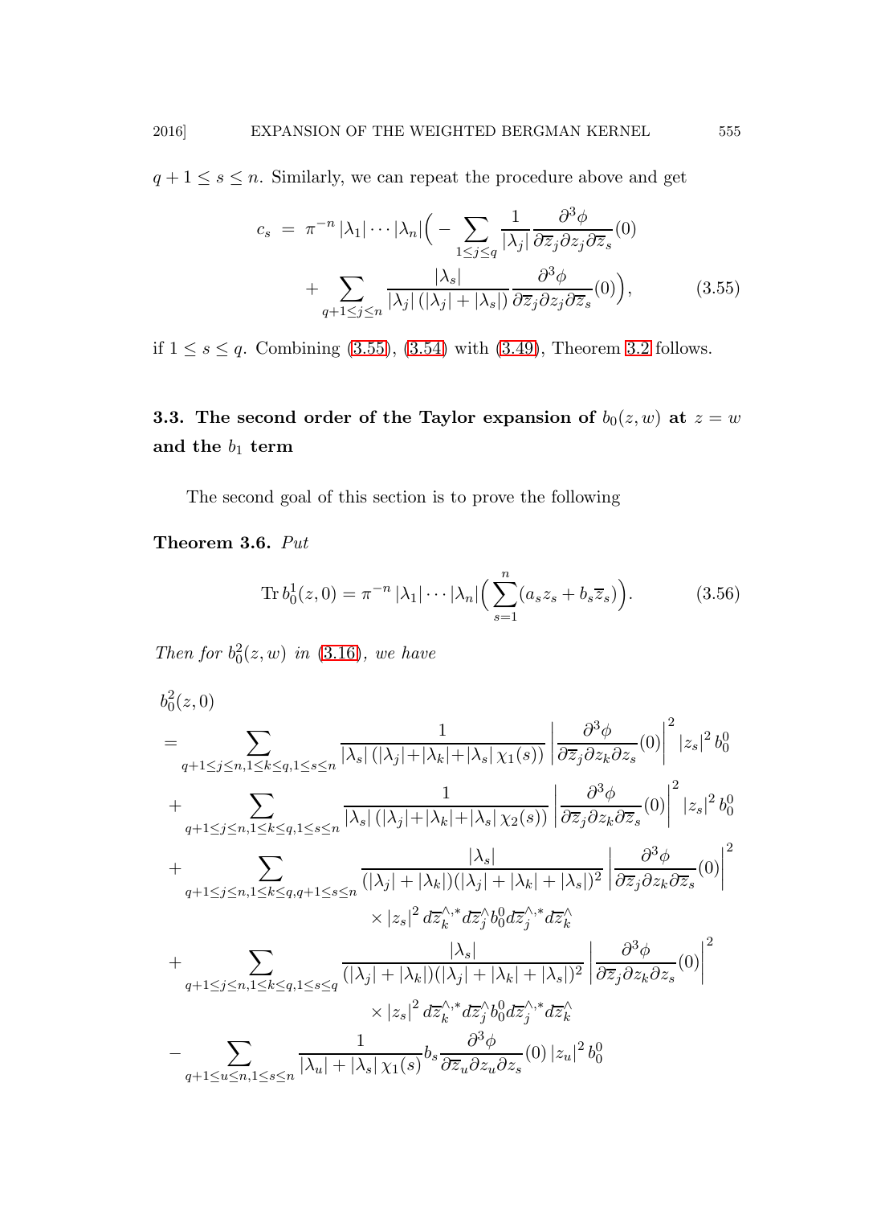$q+1 \leq s \leq n$. Similarly, we can repeat the procedure above and get

$$
\begin{aligned}
c_s \;=\; & \pi^{-n} \left|\lambda_1\right| \cdots \left|\lambda_n\right| \Big( -\sum_{1 \leq j \leq q} \frac{1}{|\lambda_j|} \frac{\partial^3 \phi}{\partial \overline{z}_j \partial z_j \partial \overline{z}_s}(0) \\
& + \sum_{q+1 \leq j \leq n} \frac{|\lambda_s|}{|\lambda_j| \left(|\lambda_j| + |\lambda_s|\right)} \frac{\partial^3 \phi}{\partial \overline{z}_j \partial z_j \partial \overline{z}_s}(0) \Big), \qquad (3.55)
\end{aligned}
$$

if $1 \leq s \leq q$. Combining (3.55), (3.54) with (3.49), Theorem 3.2 follows.

### 3.3. The second order of the Taylor expansion of $b_0(z,w)$ at $z = w$ and the $b_1$ term

The second goal of this section is to prove the following

**Theorem 3.6.** *Put*

$$
\operatorname{Tr} b_0^1(z,0) = \pi^{-n} \left|\lambda_1\right| \cdots \left|\lambda_n\right| \Big( \sum_{s=1}^{n} (a_s z_s + b_s \overline{z}_s) \Big). \qquad (3.56)
$$

*Then for $b_0^2(z,w)$ in (3.16), we have*

$$
\begin{aligned}
& b_0^2(z,0) \\
& = \sum_{q+1 \leq j \leq n, 1 \leq k \leq q, 1 \leq s \leq n} \frac{1}{|\lambda_s| \left(|\lambda_j| + |\lambda_k| + |\lambda_s| \, \chi_1(s)\right)} \left| \frac{\partial^3 \phi}{\partial \overline{z}_j \partial z_k \partial \overline{z}_s}(0) \right|^2 |z_s|^2 \, b_0^0 \\
& + \sum_{q+1 \leq j \leq n, 1 \leq k \leq q, 1 \leq s \leq n} \frac{1}{|\lambda_s| \left(|\lambda_j| + |\lambda_k| + |\lambda_s| \, \chi_2(s)\right)} \left| \frac{\partial^3 \phi}{\partial \overline{z}_j \partial z_k \partial \overline{z}_s}(0) \right|^2 |z_s|^2 \, b_0^0 \\
& + \sum_{q+1 \leq j \leq n, 1 \leq k \leq q, q+1 \leq s \leq n} \frac{|\lambda_s|}{(|\lambda_j| + |\lambda_k|)(|\lambda_j| + |\lambda_k| + |\lambda_s|)^2} \left| \frac{\partial^3 \phi}{\partial \overline{z}_j \partial z_k \partial \overline{z}_s}(0) \right|^2 \\
& \qquad\qquad \times |z_s|^2 \, d\overline{z}_k^{\wedge,*} d\overline{z}_j^{\wedge} b_0^0 d\overline{z}_j^{\wedge,*} d\overline{z}_k^{\wedge} \\
& + \sum_{q+1 \leq j \leq n, 1 \leq k \leq q, 1 \leq s \leq q} \frac{|\lambda_s|}{(|\lambda_j| + |\lambda_k|)(|\lambda_j| + |\lambda_k| + |\lambda_s|)^2} \left| \frac{\partial^3 \phi}{\partial \overline{z}_j \partial z_k \partial z_s}(0) \right|^2 \\
& \qquad\qquad \times |z_s|^2 \, d\overline{z}_k^{\wedge,*} d\overline{z}_j^{\wedge} b_0^0 d\overline{z}_j^{\wedge,*} d\overline{z}_k^{\wedge} \\
& - \sum_{q+1 \leq u \leq n, 1 \leq s \leq n} \frac{1}{|\lambda_u| + |\lambda_s| \, \chi_1(s)} b_s \frac{\partial^3 \phi}{\partial \overline{z}_u \partial z_u \partial z_s}(0) \, |z_u|^2 \, b_0^0
\end{aligned}
$$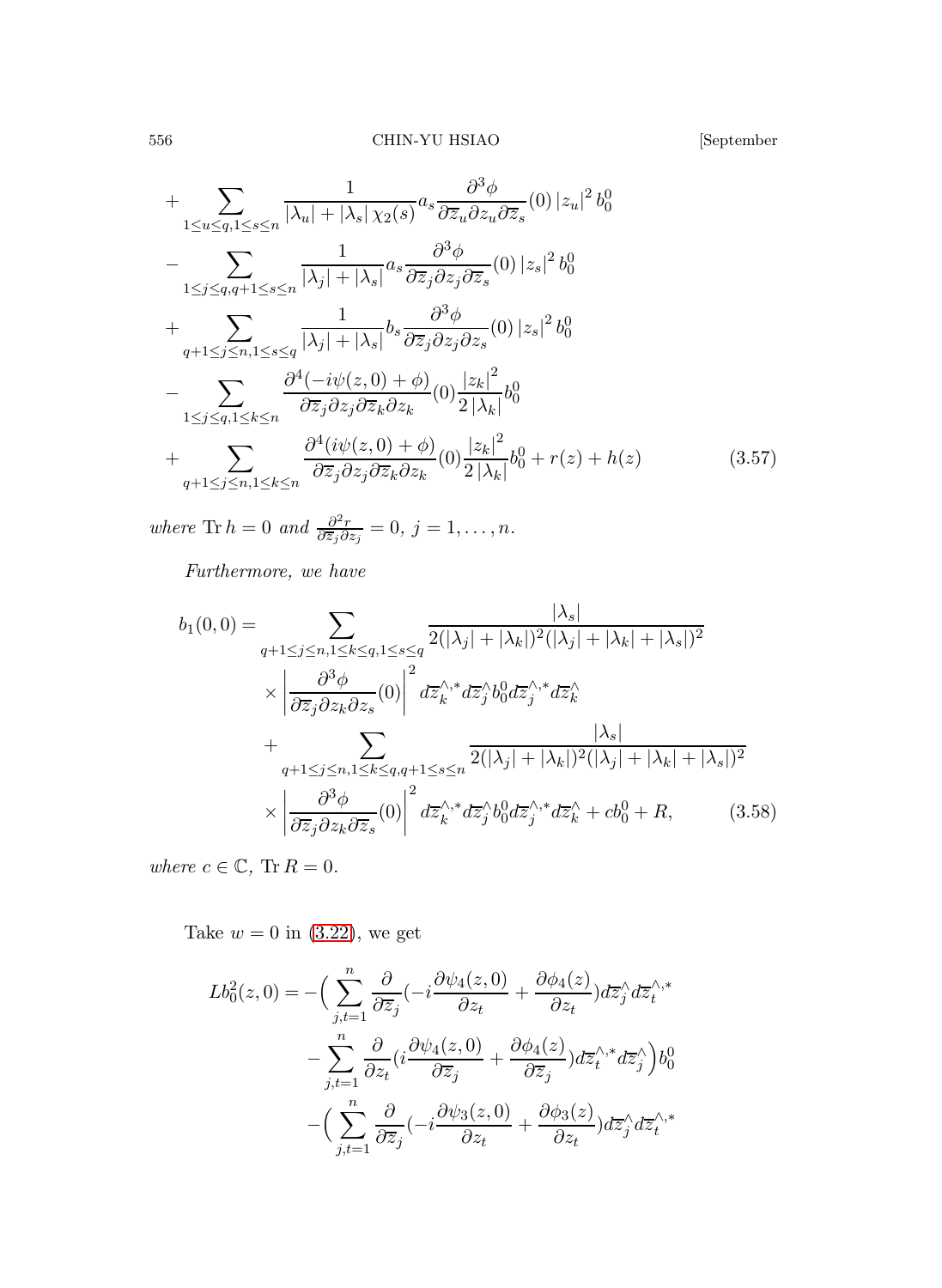$$
\begin{aligned}
&+\sum_{1\leq u\leq q,1\leq s\leq n}\frac{1}{|\lambda_u|+|\lambda_s|\,\chi_2(s)}a_s\frac{\partial^3\phi}{\partial\overline{z}_u\partial z_u\partial\overline{z}_s}(0)\,|z_u|^2\,b_0^0\\
&-\sum_{1\leq j\leq q,q+1\leq s\leq n}\frac{1}{|\lambda_j|+|\lambda_s|}a_s\frac{\partial^3\phi}{\partial\overline{z}_j\partial z_j\partial\overline{z}_s}(0)\,|z_s|^2\,b_0^0\\
&+\sum_{q+1\leq j\leq n,1\leq s\leq q}\frac{1}{|\lambda_j|+|\lambda_s|}b_s\frac{\partial^3\phi}{\partial\overline{z}_j\partial z_j\partial z_s}(0)\,|z_s|^2\,b_0^0\\
&-\sum_{1\leq j\leq q,1\leq k\leq n}\frac{\partial^4(-i\psi(z,0)+\phi)}{\partial\overline{z}_j\partial z_j\partial\overline{z}_k\partial z_k}(0)\frac{|z_k|^2}{2\,|\lambda_k|}b_0^0\\
&+\sum_{q+1\leq j\leq n,1\leq k\leq n}\frac{\partial^4(i\psi(z,0)+\phi)}{\partial\overline{z}_j\partial z_j\partial\overline{z}_k\partial z_k}(0)\frac{|z_k|^2}{2\,|\lambda_k|}b_0^0+r(z)+h(z)
\end{aligned}\tag{3.57}
$$

*where* $\operatorname{Tr} h=0$ *and* $\frac{\partial^2 r}{\partial\overline{z}_j\partial z_j}=0$, $j=1,\ldots,n$.

*Furthermore, we have*

$$
\begin{aligned}
b_1(0,0)=&\sum_{q+1\leq j\leq n,1\leq k\leq q,1\leq s\leq q}\frac{|\lambda_s|}{2(|\lambda_j|+|\lambda_k|)^2(|\lambda_j|+|\lambda_k|+|\lambda_s|)^2}\\
&\times\left|\frac{\partial^3\phi}{\partial\overline{z}_j\partial z_k\partial z_s}(0)\right|^2 d\overline{z}_k^{\wedge,*}d\overline{z}_j^{\wedge}b_0^0 d\overline{z}_j^{\wedge,*}d\overline{z}_k^{\wedge}\\
&+\sum_{q+1\leq j\leq n,1\leq k\leq q,q+1\leq s\leq n}\frac{|\lambda_s|}{2(|\lambda_j|+|\lambda_k|)^2(|\lambda_j|+|\lambda_k|+|\lambda_s|)^2}\\
&\times\left|\frac{\partial^3\phi}{\partial\overline{z}_j\partial z_k\partial\overline{z}_s}(0)\right|^2 d\overline{z}_k^{\wedge,*}d\overline{z}_j^{\wedge}b_0^0 d\overline{z}_j^{\wedge,*}d\overline{z}_k^{\wedge}+cb_0^0+R,
\end{aligned}\tag{3.58}
$$

*where* $c\in\mathbb{C}$, $\operatorname{Tr} R=0$.

Take $w=0$ in (3.22), we get

$$
\begin{aligned}
Lb_0^2(z,0)=&-\Big(\sum_{j,t=1}^{n}\frac{\partial}{\partial\overline{z}_j}(-i\frac{\partial\psi_4(z,0)}{\partial z_t}+\frac{\partial\phi_4(z)}{\partial z_t})d\overline{z}_j^{\wedge}d\overline{z}_t^{\wedge,*}\\
&-\sum_{j,t=1}^{n}\frac{\partial}{\partial z_t}(i\frac{\partial\psi_4(z,0)}{\partial\overline{z}_j}+\frac{\partial\phi_4(z)}{\partial\overline{z}_j})d\overline{z}_t^{\wedge,*}d\overline{z}_j^{\wedge}\Big)b_0^0\\
&-\Big(\sum_{j,t=1}^{n}\frac{\partial}{\partial\overline{z}_j}(-i\frac{\partial\psi_3(z,0)}{\partial z_t}+\frac{\partial\phi_3(z)}{\partial z_t})d\overline{z}_j^{\wedge}d\overline{z}_t^{\wedge,*}
\end{aligned}
$$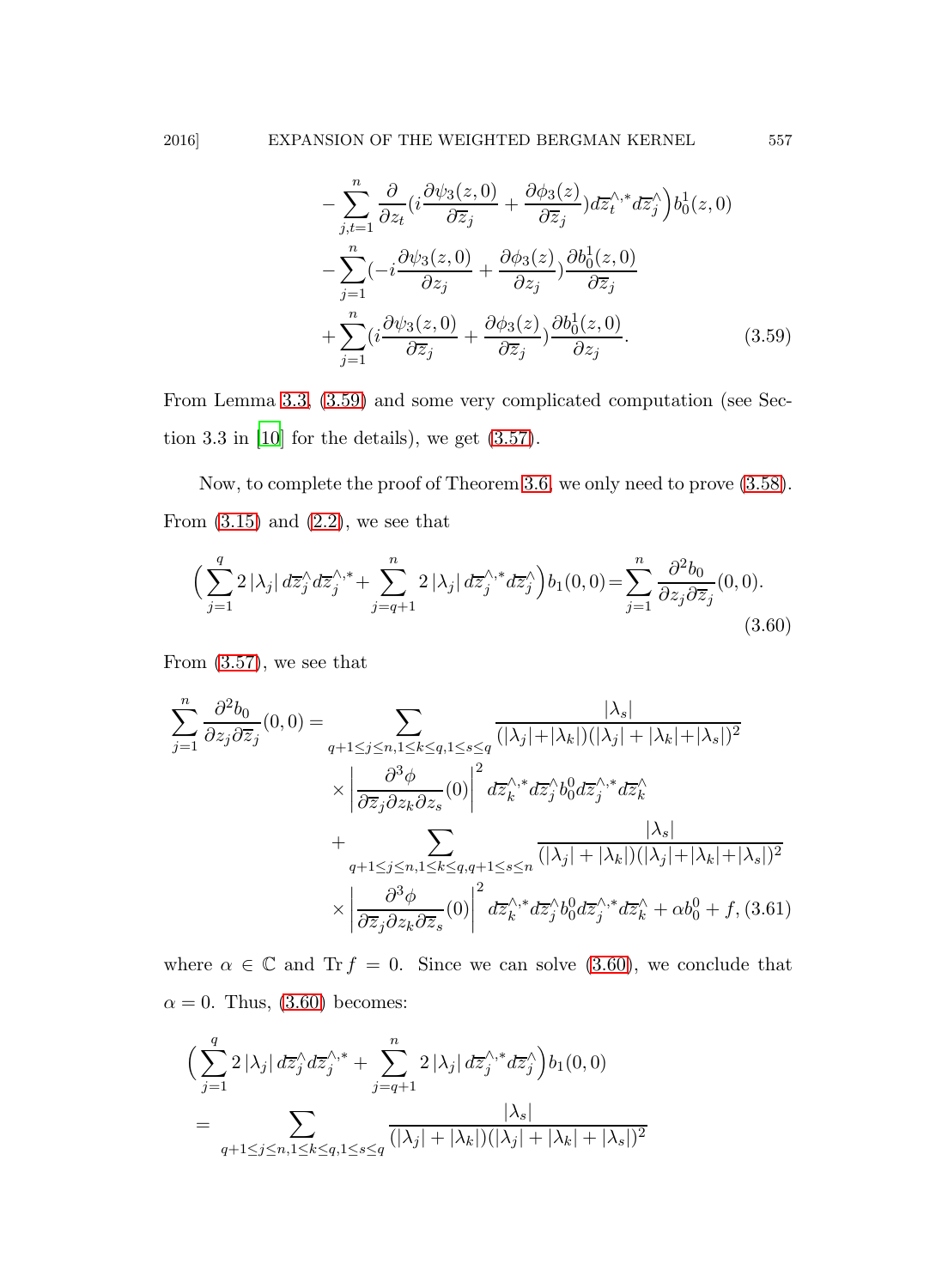$$
\begin{aligned}
&-\sum_{j,t=1}^{n} \frac{\partial}{\partial z_t}\Big(i\frac{\partial \psi_3(z,0)}{\partial \overline{z}_j} + \frac{\partial \phi_3(z)}{\partial \overline{z}_j}\Big) d\overline{z}_t^{\wedge,*} d\overline{z}_j^{\wedge}\Big) b_0^1(z,0) \\
&-\sum_{j=1}^{n}\Big(-i\frac{\partial \psi_3(z,0)}{\partial z_j} + \frac{\partial \phi_3(z)}{\partial z_j}\Big)\frac{\partial b_0^1(z,0)}{\partial \overline{z}_j} \\
&+\sum_{j=1}^{n}\Big(i\frac{\partial \psi_3(z,0)}{\partial \overline{z}_j} + \frac{\partial \phi_3(z)}{\partial \overline{z}_j}\Big)\frac{\partial b_0^1(z,0)}{\partial z_j}. \qquad (3.59)
\end{aligned}
$$

From Lemma 3.3, (3.59) and some very complicated computation (see Section 3.3 in [10] for the details), we get (3.57).

Now, to complete the proof of Theorem 3.6, we only need to prove (3.58). From (3.15) and (2.2), we see that

$$
\Big(\sum_{j=1}^{q} 2\,|\lambda_j|\, d\overline{z}_j^{\wedge} d\overline{z}_j^{\wedge,*} + \sum_{j=q+1}^{n} 2\,|\lambda_j|\, d\overline{z}_j^{\wedge,*} d\overline{z}_j^{\wedge}\Big) b_1(0,0) = \sum_{j=1}^{n} \frac{\partial^2 b_0}{\partial z_j \partial \overline{z}_j}(0,0). \qquad (3.60)
$$

From (3.57), we see that

$$
\begin{aligned}
\sum_{j=1}^{n} \frac{\partial^2 b_0}{\partial z_j \partial \overline{z}_j}(0,0) = & \sum_{q+1\le j\le n, 1\le k\le q, 1\le s\le q} \frac{|\lambda_s|}{(|\lambda_j|+|\lambda_k|)(|\lambda_j|+|\lambda_k|+|\lambda_s|)^2} \\
&\times \left|\frac{\partial^3 \phi}{\partial \overline{z}_j \partial z_k \partial z_s}(0)\right|^2 d\overline{z}_k^{\wedge,*} d\overline{z}_j^{\wedge} b_0^0 d\overline{z}_j^{\wedge,*} d\overline{z}_k^{\wedge} \\
&+ \sum_{q+1\le j\le n, 1\le k\le q, q+1\le s\le n} \frac{|\lambda_s|}{(|\lambda_j|+|\lambda_k|)(|\lambda_j|+|\lambda_k|+|\lambda_s|)^2} \\
&\times \left|\frac{\partial^3 \phi}{\partial \overline{z}_j \partial z_k \partial \overline{z}_s}(0)\right|^2 d\overline{z}_k^{\wedge,*} d\overline{z}_j^{\wedge} b_0^0 d\overline{z}_j^{\wedge,*} d\overline{z}_k^{\wedge} + \alpha b_0^0 + f, \quad (3.61)
\end{aligned}
$$

where $\alpha \in \mathbb{C}$ and $\operatorname{Tr} f = 0$. Since we can solve (3.60), we conclude that $\alpha = 0$. Thus, (3.60) becomes:

$$
\begin{aligned}
&\Big(\sum_{j=1}^{q} 2\,|\lambda_j|\, d\overline{z}_j^{\wedge} d\overline{z}_j^{\wedge,*} + \sum_{j=q+1}^{n} 2\,|\lambda_j|\, d\overline{z}_j^{\wedge,*} d\overline{z}_j^{\wedge}\Big) b_1(0,0) \\
&= \sum_{q+1\le j\le n, 1\le k\le q, 1\le s\le q} \frac{|\lambda_s|}{(|\lambda_j|+|\lambda_k|)(|\lambda_j|+|\lambda_k|+|\lambda_s|)^2}
\end{aligned}
$$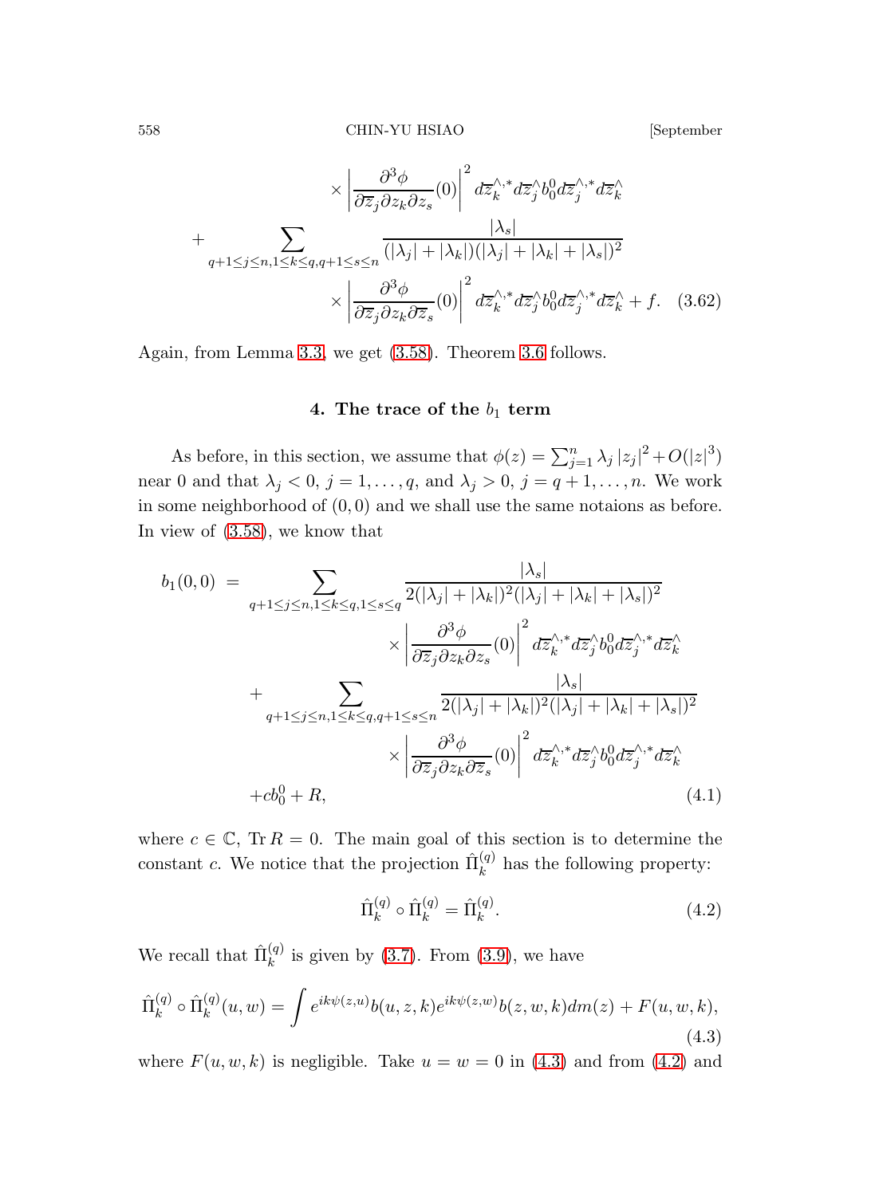$$
\times \left| \frac{\partial^3 \phi}{\partial \overline{z}_j \partial z_k \partial z_s}(0) \right|^2 d\overline{z}_k^{\wedge,*} d\overline{z}_j^{\wedge} b_0^0 d\overline{z}_j^{\wedge,*} d\overline{z}_k^{\wedge}
$$

$$
+ \sum_{q+1 \leq j \leq n, 1 \leq k \leq q, q+1 \leq s \leq n} \frac{|\lambda_s|}{(|\lambda_j| + |\lambda_k|)(|\lambda_j| + |\lambda_k| + |\lambda_s|)^2}
$$

$$
\times \left| \frac{\partial^3 \phi}{\partial \overline{z}_j \partial z_k \partial \overline{z}_s}(0) \right|^2 d\overline{z}_k^{\wedge,*} d\overline{z}_j^{\wedge} b_0^0 d\overline{z}_j^{\wedge,*} d\overline{z}_k^{\wedge} + f. \quad (3.62)
$$

Again, from Lemma 3.3, we get (3.58). Theorem 3.6 follows.

## 4. The trace of the $b_1$ term

As before, in this section, we assume that $\phi(z) = \sum_{j=1}^n \lambda_j |z_j|^2 + O(|z|^3)$ near 0 and that $\lambda_j < 0$, $j = 1, \ldots, q$, and $\lambda_j > 0$, $j = q+1, \ldots, n$. We work in some neighborhood of $(0,0)$ and we shall use the same notaions as before. In view of (3.58), we know that

$$
\begin{aligned}
b_1(0,0) \ = & \sum_{q+1 \leq j \leq n, 1 \leq k \leq q, 1 \leq s \leq q} \frac{|\lambda_s|}{2(|\lambda_j| + |\lambda_k|)^2(|\lambda_j| + |\lambda_k| + |\lambda_s|)^2} \\
& \qquad \times \left| \frac{\partial^3 \phi}{\partial \overline{z}_j \partial z_k \partial z_s}(0) \right|^2 d\overline{z}_k^{\wedge,*} d\overline{z}_j^{\wedge} b_0^0 d\overline{z}_j^{\wedge,*} d\overline{z}_k^{\wedge} \\
& + \sum_{q+1 \leq j \leq n, 1 \leq k \leq q, q+1 \leq s \leq n} \frac{|\lambda_s|}{2(|\lambda_j| + |\lambda_k|)^2(|\lambda_j| + |\lambda_k| + |\lambda_s|)^2} \\
& \qquad \times \left| \frac{\partial^3 \phi}{\partial \overline{z}_j \partial z_k \partial \overline{z}_s}(0) \right|^2 d\overline{z}_k^{\wedge,*} d\overline{z}_j^{\wedge} b_0^0 d\overline{z}_j^{\wedge,*} d\overline{z}_k^{\wedge} \\
& + c b_0^0 + R, 
\end{aligned} \quad (4.1)
$$

where $c \in \mathbb{C}$, $\operatorname{Tr} R = 0$. The main goal of this section is to determine the constant $c$. We notice that the projection $\hat{\Pi}_k^{(q)}$ has the following property:

$$
\hat{\Pi}_k^{(q)} \circ \hat{\Pi}_k^{(q)} = \hat{\Pi}_k^{(q)}. \quad (4.2)
$$

We recall that $\hat{\Pi}_k^{(q)}$ is given by (3.7). From (3.9), we have

$$
\hat{\Pi}_k^{(q)} \circ \hat{\Pi}_k^{(q)}(u, w) = \int e^{ik\psi(z,u)} b(u, z, k) e^{ik\psi(z,w)} b(z, w, k) dm(z) + F(u, w, k), \quad (4.3)
$$

where $F(u, w, k)$ is negligible. Take $u = w = 0$ in (4.3) and from (4.2) and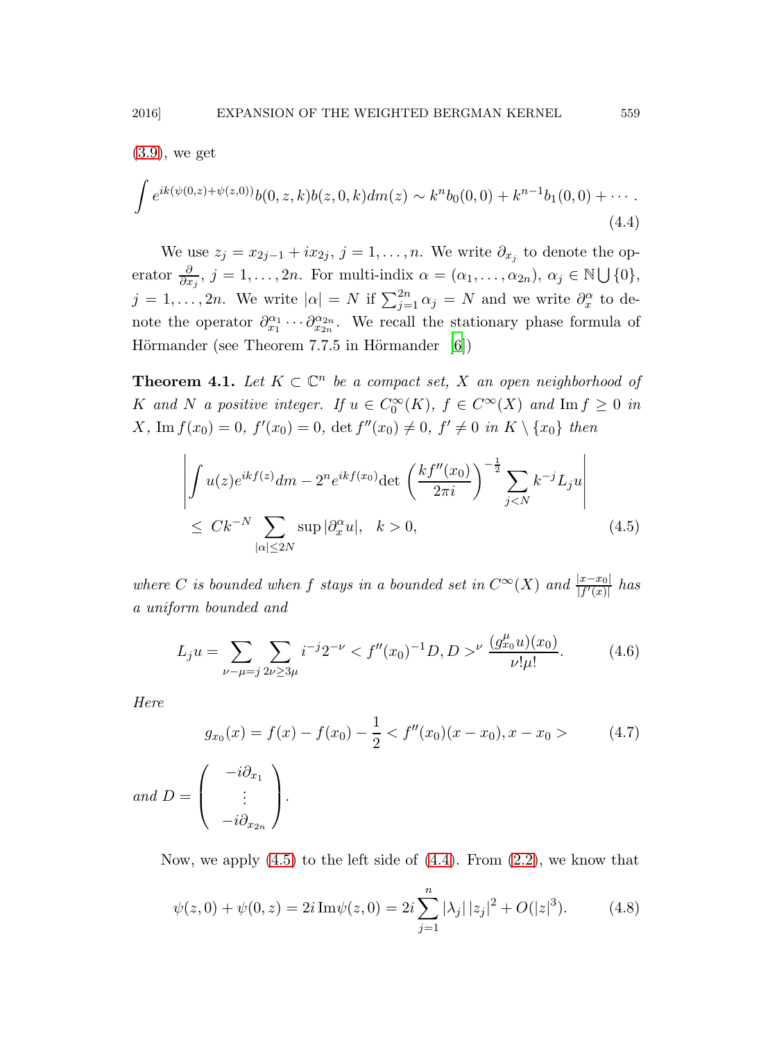(3.9), we get

$$\int e^{ik(\psi(0,z)+\psi(z,0))} b(0,z,k)b(z,0,k)dm(z) \sim k^n b_0(0,0) + k^{n-1}b_1(0,0) + \cdots. \tag{4.4}$$

We use $z_j = x_{2j-1} + ix_{2j}$, $j = 1, \ldots, n$. We write $\partial_{x_j}$ to denote the operator $\frac{\partial}{\partial x_j}$, $j = 1, \ldots, 2n$. For multi-index $\alpha = (\alpha_1, \ldots, \alpha_{2n})$, $\alpha_j \in \mathbb{N} \bigcup \{0\}$, $j = 1, \ldots, 2n$. We write $|\alpha| = N$ if $\sum_{j=1}^{2n} \alpha_j = N$ and we write $\partial_x^\alpha$ to denote the operator $\partial_{x_1}^{\alpha_1} \cdots \partial_{x_{2n}}^{\alpha_{2n}}$. We recall the stationary phase formula of Hörmander (see Theorem 7.7.5 in Hörmander [6])

**Theorem 4.1.** *Let $K \subset \mathbb{C}^n$ be a compact set, $X$ an open neighborhood of $K$ and $N$ a positive integer. If $u \in C_0^\infty(K)$, $f \in C^\infty(X)$ and $\operatorname{Im} f \geq 0$ in $X$, $\operatorname{Im} f(x_0) = 0$, $f'(x_0) = 0$, $\det f''(x_0) \neq 0$, $f' \neq 0$ in $K \setminus \{x_0\}$ then*

$$\left| \int u(z) e^{ikf(z)} dm - 2^n e^{ikf(x_0)} \det \left( \frac{kf''(x_0)}{2\pi i} \right)^{-\frac{1}{2}} \sum_{j<N} k^{-j} L_j u \right| \leq Ck^{-N} \sum_{|\alpha| \leq 2N} \sup |\partial_x^\alpha u|, \quad k > 0, \tag{4.5}$$

*where $C$ is bounded when $f$ stays in a bounded set in $C^\infty(X)$ and $\frac{|x-x_0|}{|f'(x)|}$ has a uniform bounded and*

$$L_j u = \sum_{\nu - \mu = j} \sum_{2\nu \geq 3\mu} i^{-j} 2^{-\nu} < f''(x_0)^{-1} D, D >^\nu \frac{(g_{x_0}^\mu u)(x_0)}{\nu! \mu!}. \tag{4.6}$$

*Here*

$$g_{x_0}(x) = f(x) - f(x_0) - \frac{1}{2} < f''(x_0)(x - x_0), x - x_0 > \tag{4.7}$$

*and* $D = \begin{pmatrix} -i\partial_{x_1} \\ \vdots \\ -i\partial_{x_{2n}} \end{pmatrix}$.

Now, we apply (4.5) to the left side of (4.4). From (2.2), we know that

$$\psi(z,0) + \psi(0,z) = 2i \operatorname{Im}\psi(z,0) = 2i \sum_{j=1}^n |\lambda_j| |z_j|^2 + O(|z|^3). \tag{4.8}$$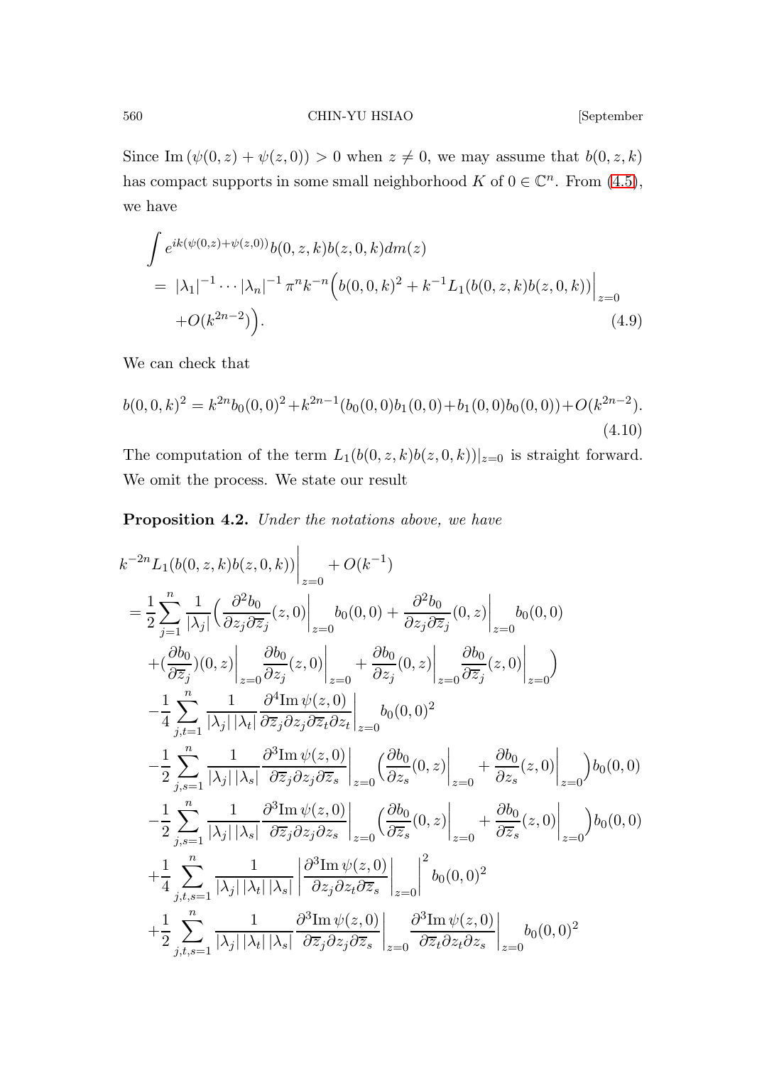Since $\mathrm{Im}\,(\psi(0,z)+\psi(z,0))>0$ when $z\neq 0$, we may assume that $b(0,z,k)$ has compact supports in some small neighborhood $K$ of $0\in\mathbb{C}^n$. From (4.5), we have

$$
\begin{aligned}
&\int e^{ik(\psi(0,z)+\psi(z,0))}b(0,z,k)b(z,0,k)dm(z)\\
&= |\lambda_1|^{-1}\cdots|\lambda_n|^{-1}\,\pi^n k^{-n}\Big(b(0,0,k)^2+k^{-1}L_1(b(0,z,k)b(z,0,k))\Big|_{z=0}\\
&\quad +O(k^{2n-2})\Big).
\end{aligned}
\tag{4.9}
$$

We can check that

$$
b(0,0,k)^2=k^{2n}b_0(0,0)^2+k^{2n-1}(b_0(0,0)b_1(0,0)+b_1(0,0)b_0(0,0))+O(k^{2n-2}).
\tag{4.10}
$$

The computation of the term $L_1(b(0,z,k)b(z,0,k))|_{z=0}$ is straight forward. We omit the process. We state our result

**Proposition 4.2.** *Under the notations above, we have*

$$
\begin{aligned}
&k^{-2n}L_1(b(0,z,k)b(z,0,k))\Big|_{z=0}+O(k^{-1})\\
&=\frac{1}{2}\sum_{j=1}^{n}\frac{1}{|\lambda_j|}\Big(\frac{\partial^2 b_0}{\partial z_j\partial\overline{z}_j}(z,0)\Big|_{z=0}b_0(0,0)+\frac{\partial^2 b_0}{\partial z_j\partial\overline{z}_j}(0,z)\Big|_{z=0}b_0(0,0)\\
&\quad+(\frac{\partial b_0}{\partial\overline{z}_j})(0,z)\Big|_{z=0}\frac{\partial b_0}{\partial z_j}(z,0)\Big|_{z=0}+\frac{\partial b_0}{\partial z_j}(0,z)\Big|_{z=0}\frac{\partial b_0}{\partial\overline{z}_j}(z,0)\Big|_{z=0}\Big)\\
&\quad-\frac{1}{4}\sum_{j,t=1}^{n}\frac{1}{|\lambda_j|\,|\lambda_t|}\frac{\partial^4\mathrm{Im}\,\psi(z,0)}{\partial\overline{z}_j\partial z_j\partial\overline{z}_t\partial z_t}\Big|_{z=0}b_0(0,0)^2\\
&\quad-\frac{1}{2}\sum_{j,s=1}^{n}\frac{1}{|\lambda_j|\,|\lambda_s|}\frac{\partial^3\mathrm{Im}\,\psi(z,0)}{\partial\overline{z}_j\partial z_j\partial\overline{z}_s}\Big|_{z=0}\Big(\frac{\partial b_0}{\partial z_s}(0,z)\Big|_{z=0}+\frac{\partial b_0}{\partial z_s}(z,0)\Big|_{z=0}\Big)b_0(0,0)\\
&\quad-\frac{1}{2}\sum_{j,s=1}^{n}\frac{1}{|\lambda_j|\,|\lambda_s|}\frac{\partial^3\mathrm{Im}\,\psi(z,0)}{\partial\overline{z}_j\partial z_j\partial z_s}\Big|_{z=0}\Big(\frac{\partial b_0}{\partial\overline{z}_s}(0,z)\Big|_{z=0}+\frac{\partial b_0}{\partial\overline{z}_s}(z,0)\Big|_{z=0}\Big)b_0(0,0)\\
&\quad+\frac{1}{4}\sum_{j,t,s=1}^{n}\frac{1}{|\lambda_j|\,|\lambda_t|\,|\lambda_s|}\left|\frac{\partial^3\mathrm{Im}\,\psi(z,0)}{\partial z_j\partial z_t\partial\overline{z}_s}\Big|_{z=0}\right|^2 b_0(0,0)^2\\
&\quad+\frac{1}{2}\sum_{j,t,s=1}^{n}\frac{1}{|\lambda_j|\,|\lambda_t|\,|\lambda_s|}\frac{\partial^3\mathrm{Im}\,\psi(z,0)}{\partial\overline{z}_j\partial z_j\partial\overline{z}_s}\Big|_{z=0}\frac{\partial^3\mathrm{Im}\,\psi(z,0)}{\partial\overline{z}_t\partial z_t\partial z_s}\Big|_{z=0}b_0(0,0)^2
\end{aligned}
$$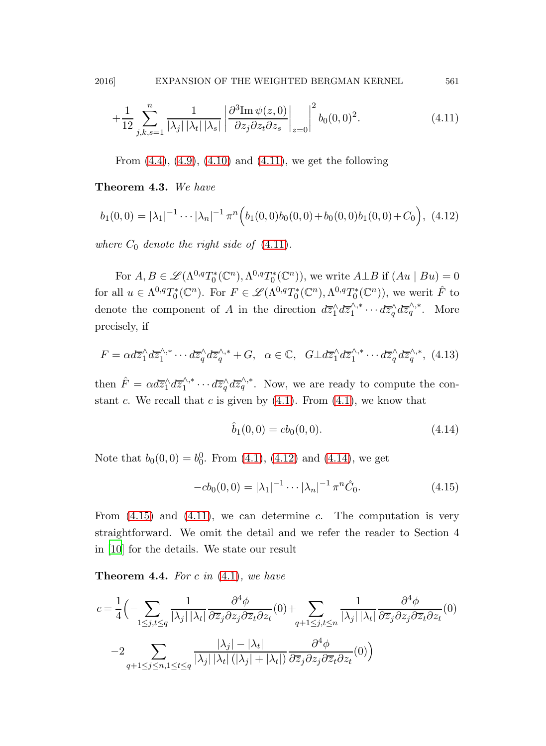$$+\frac{1}{12}\sum_{j,k,s=1}^{n}\frac{1}{|\lambda_j|\,|\lambda_t|\,|\lambda_s|}\left|\frac{\partial^3 \mathrm{Im}\,\psi(z,0)}{\partial z_j \partial z_t \partial z_s}\Big|_{z=0}\right|^2 b_0(0,0)^2. \tag{4.11}$$

From (4.4), (4.9), (4.10) and (4.11), we get the following

**Theorem 4.3.** *We have*

$$b_1(0,0) = |\lambda_1|^{-1}\cdots|\lambda_n|^{-1}\,\pi^n\Big(b_1(0,0)b_0(0,0)+b_0(0,0)b_1(0,0)+C_0\Big), \tag{4.12}$$

*where $C_0$ denote the right side of (4.11).*

For $A, B \in \mathscr{L}(\Lambda^{0,q}T_0^*(\mathbb{C}^n), \Lambda^{0,q}T_0^*(\mathbb{C}^n))$, we write $A \perp B$ if $(Au \mid Bu) = 0$ for all $u \in \Lambda^{0,q}T_0^*(\mathbb{C}^n)$. For $F \in \mathscr{L}(\Lambda^{0,q}T_0^*(\mathbb{C}^n), \Lambda^{0,q}T_0^*(\mathbb{C}^n))$, we werit $\hat{F}$ to denote the component of $A$ in the direction $d\overline{z}_1^{\wedge} d\overline{z}_1^{\wedge,*}\cdots d\overline{z}_q^{\wedge} d\overline{z}_q^{\wedge,*}$. More precisely, if

$$F = \alpha d\overline{z}_1^{\wedge} d\overline{z}_1^{\wedge,*}\cdots d\overline{z}_q^{\wedge} d\overline{z}_q^{\wedge,*} + G,\quad \alpha\in\mathbb{C},\quad G\perp d\overline{z}_1^{\wedge} d\overline{z}_1^{\wedge,*}\cdots d\overline{z}_q^{\wedge} d\overline{z}_q^{\wedge,*}, \tag{4.13}$$

then $\hat{F} = \alpha d\overline{z}_1^{\wedge} d\overline{z}_1^{\wedge,*}\cdots d\overline{z}_q^{\wedge} d\overline{z}_q^{\wedge,*}$. Now, we are ready to compute the constant $c$. We recall that $c$ is given by (4.1). From (4.1), we know that

$$\hat{b}_1(0,0) = cb_0(0,0). \tag{4.14}$$

Note that $b_0(0,0) = b_0^0$. From (4.1), (4.12) and (4.14), we get

$$-cb_0(0,0) = |\lambda_1|^{-1}\cdots|\lambda_n|^{-1}\,\pi^n\hat{C}_0. \tag{4.15}$$

From (4.15) and (4.11), we can determine $c$. The computation is very straightforward. We omit the detail and we refer the reader to Section 4 in [10] for the details. We state our result

**Theorem 4.4.** *For $c$ in (4.1), we have*

$$c=\frac{1}{4}\Big(-\sum_{1\leq j,t\leq q}\frac{1}{|\lambda_j|\,|\lambda_t|}\frac{\partial^4\phi}{\partial\overline{z}_j\partial z_j\partial\overline{z}_t\partial z_t}(0)+\sum_{q+1\leq j,t\leq n}\frac{1}{|\lambda_j|\,|\lambda_t|}\frac{\partial^4\phi}{\partial\overline{z}_j\partial z_j\partial\overline{z}_t\partial z_t}(0)$$

$$-2\sum_{q+1\leq j\leq n,1\leq t\leq q}\frac{|\lambda_j|-|\lambda_t|}{|\lambda_j|\,|\lambda_t|\,(|\lambda_j|+|\lambda_t|)}\frac{\partial^4\phi}{\partial\overline{z}_j\partial z_j\partial\overline{z}_t\partial z_t}(0)\Big)$$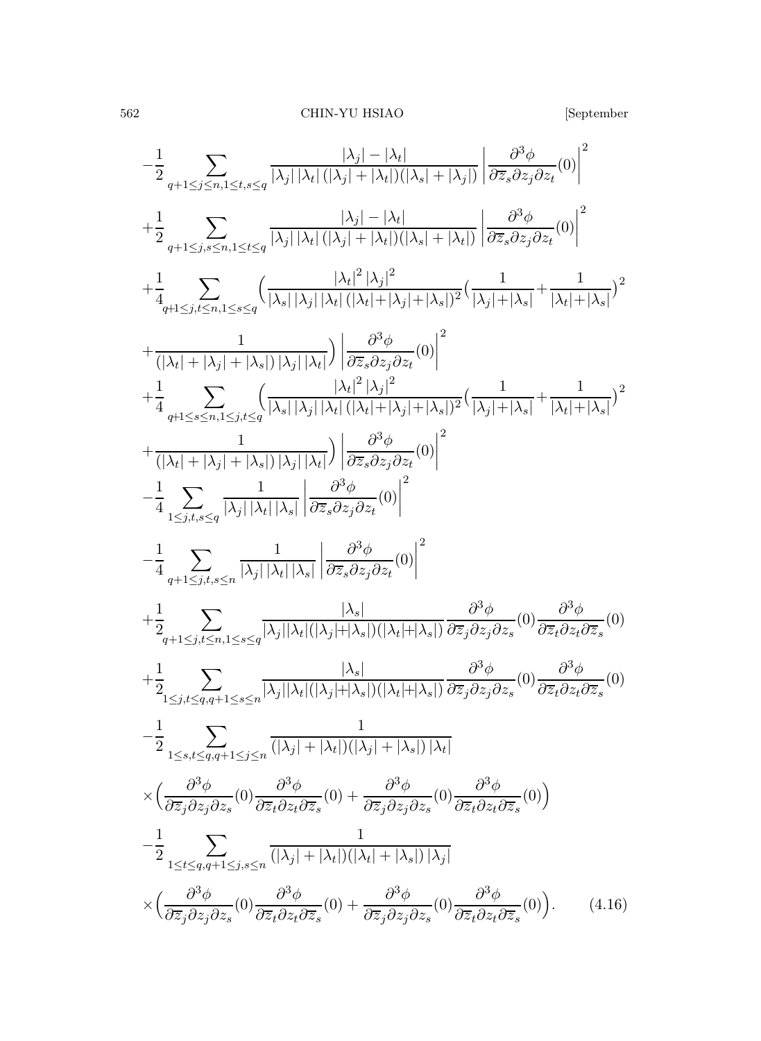$$
\begin{aligned}
&-\frac{1}{2}\sum_{q+1\leq j\leq n,1\leq t,s\leq q}\frac{\left|\lambda_j\right|-\left|\lambda_t\right|}{\left|\lambda_j\right|\left|\lambda_t\right|(\left|\lambda_j\right|+\left|\lambda_t\right|)(\left|\lambda_s\right|+\left|\lambda_j\right|)}\left|\frac{\partial^3\phi}{\partial\overline{z}_s\partial z_j\partial z_t}(0)\right|^2\\
&+\frac{1}{2}\sum_{q+1\leq j,s\leq n,1\leq t\leq q}\frac{\left|\lambda_j\right|-\left|\lambda_t\right|}{\left|\lambda_j\right|\left|\lambda_t\right|(\left|\lambda_j\right|+\left|\lambda_t\right|)(\left|\lambda_s\right|+\left|\lambda_t\right|)}\left|\frac{\partial^3\phi}{\partial\overline{z}_s\partial z_j\partial z_t}(0)\right|^2\\
&+\frac{1}{4}\sum_{q+1\leq j,t\leq n,1\leq s\leq q}\Big(\frac{\left|\lambda_t\right|^2\left|\lambda_j\right|^2}{\left|\lambda_s\right|\left|\lambda_j\right|\left|\lambda_t\right|(\left|\lambda_t\right|+\left|\lambda_j\right|+\left|\lambda_s\right|)^2}\Big(\frac{1}{\left|\lambda_j\right|+\left|\lambda_s\right|}+\frac{1}{\left|\lambda_t\right|+\left|\lambda_s\right|}\Big)^2\\
&+\frac{1}{(\left|\lambda_t\right|+\left|\lambda_j\right|+\left|\lambda_s\right|)\left|\lambda_j\right|\left|\lambda_t\right|}\Big)\left|\frac{\partial^3\phi}{\partial\overline{z}_s\partial z_j\partial z_t}(0)\right|^2\\
&+\frac{1}{4}\sum_{q+1\leq s\leq n,1\leq j,t\leq q}\Big(\frac{\left|\lambda_t\right|^2\left|\lambda_j\right|^2}{\left|\lambda_s\right|\left|\lambda_j\right|\left|\lambda_t\right|(\left|\lambda_t\right|+\left|\lambda_j\right|+\left|\lambda_s\right|)^2}\Big(\frac{1}{\left|\lambda_j\right|+\left|\lambda_s\right|}+\frac{1}{\left|\lambda_t\right|+\left|\lambda_s\right|}\Big)^2\\
&+\frac{1}{(\left|\lambda_t\right|+\left|\lambda_j\right|+\left|\lambda_s\right|)\left|\lambda_j\right|\left|\lambda_t\right|}\Big)\left|\frac{\partial^3\phi}{\partial\overline{z}_s\partial z_j\partial z_t}(0)\right|^2\\
&-\frac{1}{4}\sum_{1\leq j,t,s\leq q}\frac{1}{\left|\lambda_j\right|\left|\lambda_t\right|\left|\lambda_s\right|}\left|\frac{\partial^3\phi}{\partial\overline{z}_s\partial z_j\partial z_t}(0)\right|^2\\
&-\frac{1}{4}\sum_{q+1\leq j,t,s\leq n}\frac{1}{\left|\lambda_j\right|\left|\lambda_t\right|\left|\lambda_s\right|}\left|\frac{\partial^3\phi}{\partial\overline{z}_s\partial z_j\partial z_t}(0)\right|^2\\
&+\frac{1}{2}\sum_{q+1\leq j,t\leq n,1\leq s\leq q}\frac{\left|\lambda_s\right|}{\left|\lambda_j\right|\left|\lambda_t\right|(\left|\lambda_j\right|+\left|\lambda_s\right|)(\left|\lambda_t\right|+\left|\lambda_s\right|)}\frac{\partial^3\phi}{\partial\overline{z}_j\partial z_j\partial z_s}(0)\frac{\partial^3\phi}{\partial\overline{z}_t\partial z_t\partial\overline{z}_s}(0)\\
&+\frac{1}{2}\sum_{1\leq j,t\leq q,q+1\leq s\leq n}\frac{\left|\lambda_s\right|}{\left|\lambda_j\right|\left|\lambda_t\right|(\left|\lambda_j\right|+\left|\lambda_s\right|)(\left|\lambda_t\right|+\left|\lambda_s\right|)}\frac{\partial^3\phi}{\partial\overline{z}_j\partial z_j\partial z_s}(0)\frac{\partial^3\phi}{\partial\overline{z}_t\partial z_t\partial\overline{z}_s}(0)\\
&-\frac{1}{2}\sum_{1\leq s,t\leq q,q+1\leq j\leq n}\frac{1}{(\left|\lambda_j\right|+\left|\lambda_t\right|)(\left|\lambda_j\right|+\left|\lambda_s\right|)\left|\lambda_t\right|}\\
&\times\Big(\frac{\partial^3\phi}{\partial\overline{z}_j\partial z_j\partial z_s}(0)\frac{\partial^3\phi}{\partial\overline{z}_t\partial z_t\partial\overline{z}_s}(0)+\frac{\partial^3\phi}{\partial\overline{z}_j\partial z_j\partial z_s}(0)\frac{\partial^3\phi}{\partial\overline{z}_t\partial z_t\partial\overline{z}_s}(0)\Big)\\
&-\frac{1}{2}\sum_{1\leq t\leq q,q+1\leq j,s\leq n}\frac{1}{(\left|\lambda_j\right|+\left|\lambda_t\right|)(\left|\lambda_t\right|+\left|\lambda_s\right|)\left|\lambda_j\right|}\\
&\times\Big(\frac{\partial^3\phi}{\partial\overline{z}_j\partial z_j\partial z_s}(0)\frac{\partial^3\phi}{\partial\overline{z}_t\partial z_t\partial\overline{z}_s}(0)+\frac{\partial^3\phi}{\partial\overline{z}_j\partial z_j\partial z_s}(0)\frac{\partial^3\phi}{\partial\overline{z}_t\partial z_t\partial\overline{z}_s}(0)\Big). \qquad (4.16)
\end{aligned}
$$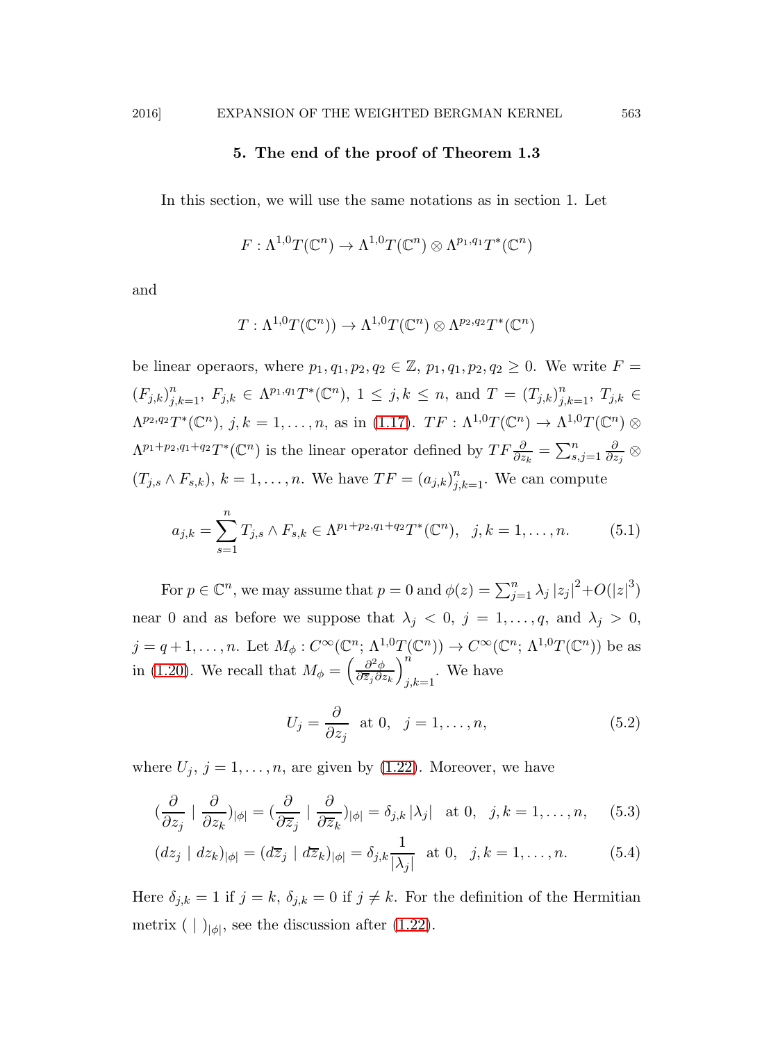## 5. The end of the proof of Theorem 1.3

In this section, we will use the same notations as in section 1. Let

$$F : \Lambda^{1,0}T(\mathbb{C}^n) \to \Lambda^{1,0}T(\mathbb{C}^n) \otimes \Lambda^{p_1,q_1}T^*(\mathbb{C}^n)$$

and

$$T : \Lambda^{1,0}T(\mathbb{C}^n)) \to \Lambda^{1,0}T(\mathbb{C}^n) \otimes \Lambda^{p_2,q_2}T^*(\mathbb{C}^n)$$

be linear operaors, where $p_1, q_1, p_2, q_2 \in \mathbb{Z}$, $p_1, q_1, p_2, q_2 \geq 0$. We write $F = (F_{j,k})_{j,k=1}^n$, $F_{j,k} \in \Lambda^{p_1,q_1}T^*(\mathbb{C}^n)$, $1 \leq j, k \leq n$, and $T = (T_{j,k})_{j,k=1}^n$, $T_{j,k} \in \Lambda^{p_2,q_2}T^*(\mathbb{C}^n)$, $j, k = 1, \ldots, n$, as in (1.17). $TF : \Lambda^{1,0}T(\mathbb{C}^n) \to \Lambda^{1,0}T(\mathbb{C}^n) \otimes \Lambda^{p_1+p_2,q_1+q_2}T^*(\mathbb{C}^n)$ is the linear operator defined by $TF\frac{\partial}{\partial z_k} = \sum_{s,j=1}^n \frac{\partial}{\partial z_j} \otimes (T_{j,s} \wedge F_{s,k})$, $k = 1, \ldots, n$. We have $TF = (a_{j,k})_{j,k=1}^n$. We can compute

$$a_{j,k} = \sum_{s=1}^n T_{j,s} \wedge F_{s,k} \in \Lambda^{p_1+p_2,q_1+q_2}T^*(\mathbb{C}^n), \quad j, k = 1, \ldots, n. \tag{5.1}$$

For $p \in \mathbb{C}^n$, we may assume that $p = 0$ and $\phi(z) = \sum_{j=1}^n \lambda_j |z_j|^2 + O(|z|^3)$ near 0 and as before we suppose that $\lambda_j < 0$, $j = 1, \ldots, q$, and $\lambda_j > 0$, $j = q+1, \ldots, n$. Let $M_\phi : C^\infty(\mathbb{C}^n; \Lambda^{1,0}T(\mathbb{C}^n)) \to C^\infty(\mathbb{C}^n; \Lambda^{1,0}T(\mathbb{C}^n))$ be as in (1.20). We recall that $M_\phi = \left(\frac{\partial^2 \phi}{\partial \overline{z}_j \partial z_k}\right)_{j,k=1}^n$. We have

$$U_j = \frac{\partial}{\partial z_j} \ \text{ at } 0, \quad j = 1, \ldots, n, \tag{5.2}$$

where $U_j$, $j = 1, \ldots, n$, are given by (1.22). Moreover, we have

$$\left(\frac{\partial}{\partial z_j} \mid \frac{\partial}{\partial z_k}\right)_{|\phi|} = \left(\frac{\partial}{\partial \overline{z}_j} \mid \frac{\partial}{\partial \overline{z}_k}\right)_{|\phi|} = \delta_{j,k} |\lambda_j| \ \text{ at } 0, \quad j, k = 1, \ldots, n, \tag{5.3}$$

$$(dz_j \mid dz_k)_{|\phi|} = (d\overline{z}_j \mid d\overline{z}_k)_{|\phi|} = \delta_{j,k} \frac{1}{|\lambda_j|} \ \text{ at } 0, \quad j, k = 1, \ldots, n. \tag{5.4}$$

Here $\delta_{j,k} = 1$ if $j = k$, $\delta_{j,k} = 0$ if $j \neq k$. For the definition of the Hermitian metrix $(\ |\ )_{|\phi|}$, see the discussion after (1.22).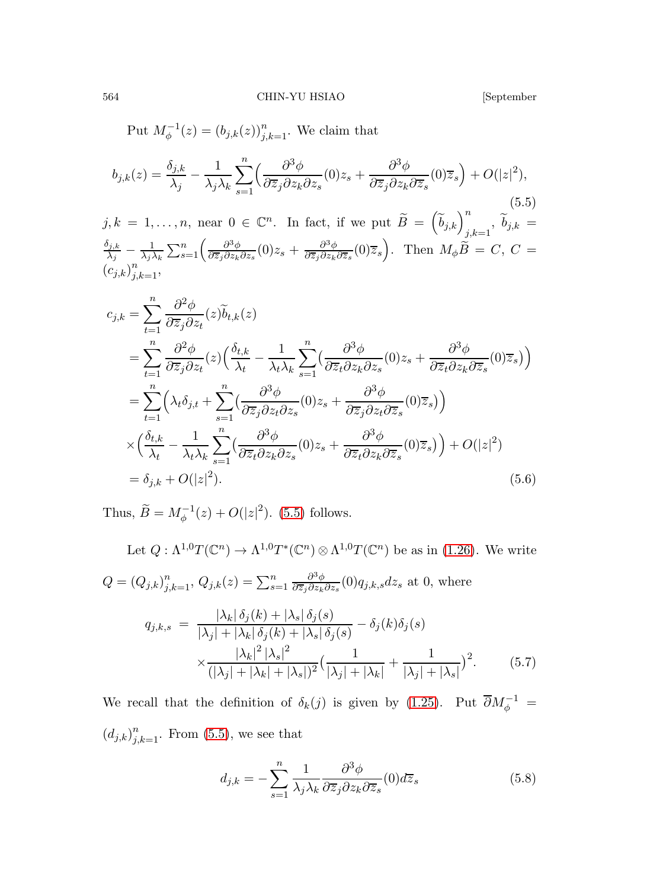Put $M_\phi^{-1}(z) = (b_{j,k}(z))_{j,k=1}^n$. We claim that

$$b_{j,k}(z) = \frac{\delta_{j,k}}{\lambda_j} - \frac{1}{\lambda_j\lambda_k}\sum_{s=1}^n \Big(\frac{\partial^3\phi}{\partial\overline{z}_j\partial z_k\partial z_s}(0)z_s + \frac{\partial^3\phi}{\partial\overline{z}_j\partial z_k\partial\overline{z}_s}(0)\overline{z}_s\Big) + O(|z|^2), \tag{5.5}$$

$j,k = 1,\ldots,n$, near $0\in\mathbb{C}^n$. In fact, if we put $\widetilde{B} = \Big(\widetilde{b}_{j,k}\Big)_{j,k=1}^n$, $\widetilde{b}_{j,k} = \frac{\delta_{j,k}}{\lambda_j} - \frac{1}{\lambda_j\lambda_k}\sum_{s=1}^n\Big(\frac{\partial^3\phi}{\partial\overline{z}_j\partial z_k\partial z_s}(0)z_s + \frac{\partial^3\phi}{\partial\overline{z}_j\partial z_k\partial\overline{z}_s}(0)\overline{z}_s\Big)$. Then $M_\phi\widetilde{B} = C$, $C = (c_{j,k})_{j,k=1}^n$,

$$\begin{aligned}
c_{j,k} &= \sum_{t=1}^n \frac{\partial^2\phi}{\partial\overline{z}_j\partial z_t}(z)\widetilde{b}_{t,k}(z)\\
&= \sum_{t=1}^n \frac{\partial^2\phi}{\partial\overline{z}_j\partial z_t}(z)\Big(\frac{\delta_{t,k}}{\lambda_t} - \frac{1}{\lambda_t\lambda_k}\sum_{s=1}^n\big(\frac{\partial^3\phi}{\partial\overline{z}_t\partial z_k\partial z_s}(0)z_s + \frac{\partial^3\phi}{\partial\overline{z}_t\partial z_k\partial\overline{z}_s}(0)\overline{z}_s\big)\Big)\\
&= \sum_{t=1}^n\Big(\lambda_t\delta_{j,t} + \sum_{s=1}^n\big(\frac{\partial^3\phi}{\partial\overline{z}_j\partial z_t\partial z_s}(0)z_s + \frac{\partial^3\phi}{\partial\overline{z}_j\partial z_t\partial\overline{z}_s}(0)\overline{z}_s\big)\Big)\\
&\quad\times\Big(\frac{\delta_{t,k}}{\lambda_t} - \frac{1}{\lambda_t\lambda_k}\sum_{s=1}^n\big(\frac{\partial^3\phi}{\partial\overline{z}_t\partial z_k\partial z_s}(0)z_s + \frac{\partial^3\phi}{\partial\overline{z}_t\partial z_k\partial\overline{z}_s}(0)\overline{z}_s\big)\Big) + O(|z|^2)\\
&= \delta_{j,k} + O(|z|^2).
\end{aligned}\tag{5.6}$$

Thus, $\widetilde{B} = M_\phi^{-1}(z) + O(|z|^2)$. (5.5) follows.

Let $Q : \Lambda^{1,0}T(\mathbb{C}^n) \to \Lambda^{1,0}T^*(\mathbb{C}^n)\otimes\Lambda^{1,0}T(\mathbb{C}^n)$ be as in (1.26). We write $Q = (Q_{j,k})_{j,k=1}^n$, $Q_{j,k}(z) = \sum_{s=1}^n \frac{\partial^3\phi}{\partial\overline{z}_j\partial z_k\partial z_s}(0)q_{j,k,s}dz_s$ at 0, where

$$\begin{aligned}
q_{j,k,s} \;=\; &\frac{|\lambda_k|\,\delta_j(k) + |\lambda_s|\,\delta_j(s)}{|\lambda_j| + |\lambda_k|\,\delta_j(k) + |\lambda_s|\,\delta_j(s)} - \delta_j(k)\delta_j(s)\\
&\times\frac{|\lambda_k|^2\,|\lambda_s|^2}{(|\lambda_j| + |\lambda_k| + |\lambda_s|)^2}\Big(\frac{1}{|\lambda_j|+|\lambda_k|} + \frac{1}{|\lambda_j|+|\lambda_s|}\Big)^2.
\end{aligned}\tag{5.7}$$

We recall that the definition of $\delta_k(j)$ is given by (1.25). Put $\overline{\partial}M_\phi^{-1} = (d_{j,k})_{j,k=1}^n$. From (5.5), we see that

$$d_{j,k} = -\sum_{s=1}^n \frac{1}{\lambda_j\lambda_k}\frac{\partial^3\phi}{\partial\overline{z}_j\partial z_k\partial\overline{z}_s}(0)d\overline{z}_s \tag{5.8}$$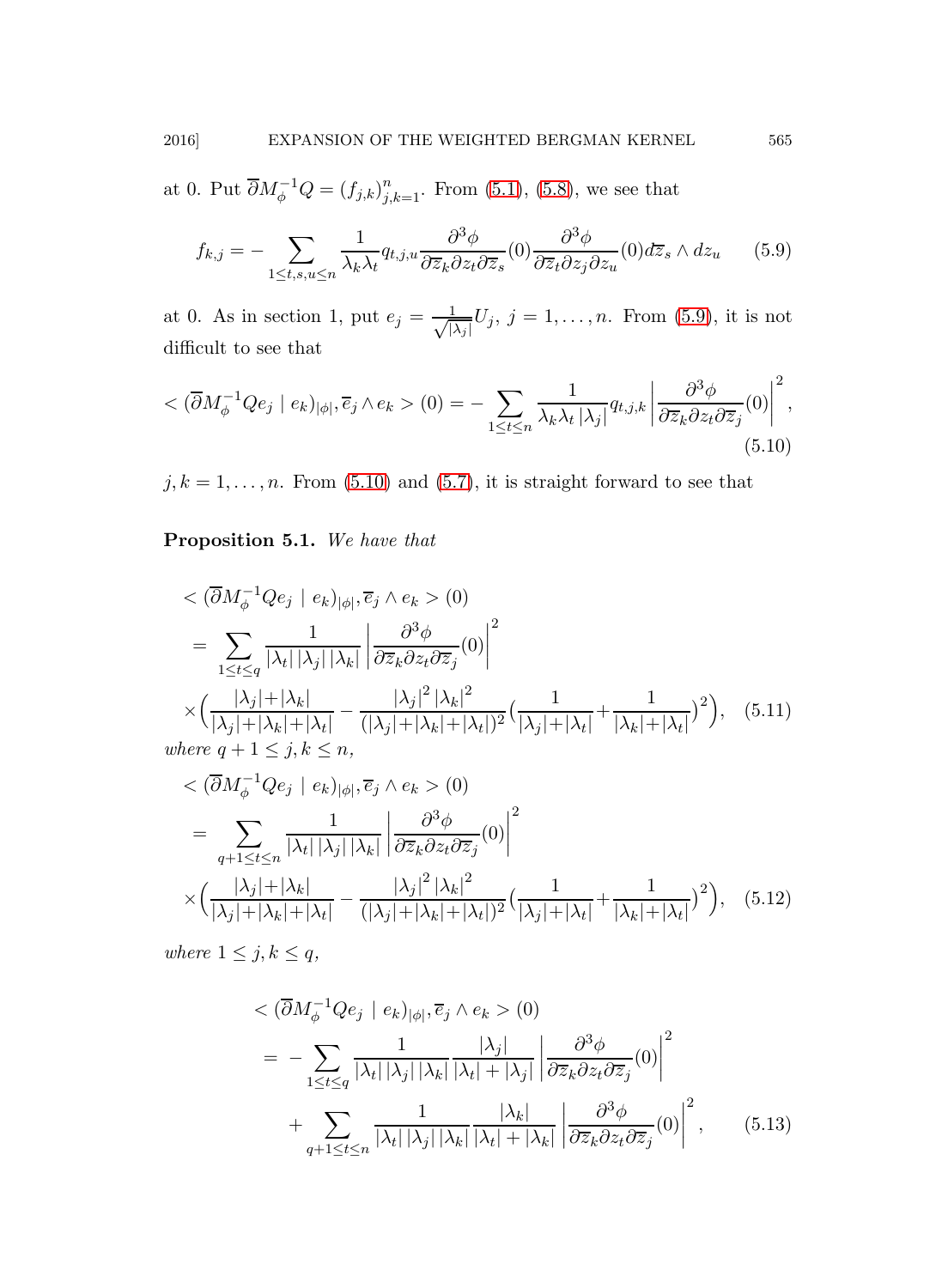at 0. Put $\overline{\partial}M_\phi^{-1}Q = (f_{j,k})_{j,k=1}^n$. From (5.1), (5.8), we see that

$$f_{k,j} = -\sum_{1\leq t,s,u\leq n} \frac{1}{\lambda_k\lambda_t} q_{t,j,u} \frac{\partial^3\phi}{\partial\overline{z}_k\partial z_t\partial\overline{z}_s}(0)\frac{\partial^3\phi}{\partial\overline{z}_t\partial z_j\partial z_u}(0) d\overline{z}_s\wedge dz_u \tag{5.9}$$

at 0. As in section 1, put $e_j = \frac{1}{\sqrt{|\lambda_j|}}U_j$, $j = 1,\ldots,n$. From (5.9), it is not difficult to see that

$$< (\overline{\partial}M_\phi^{-1}Qe_j \mid e_k)_{|\phi|}, \overline{e}_j\wedge e_k > (0) = -\sum_{1\leq t\leq n}\frac{1}{\lambda_k\lambda_t\,|\lambda_j|}q_{t,j,k}\left|\frac{\partial^3\phi}{\partial\overline{z}_k\partial z_t\partial\overline{z}_j}(0)\right|^2, \tag{5.10}$$

$j,k = 1,\ldots,n$. From (5.10) and (5.7), it is straight forward to see that

**Proposition 5.1.** *We have that*

$$\begin{aligned}
&< (\overline{\partial}M_\phi^{-1}Qe_j \mid e_k)_{|\phi|}, \overline{e}_j\wedge e_k > (0)\\
&= \sum_{1\leq t\leq q}\frac{1}{|\lambda_t|\,|\lambda_j|\,|\lambda_k|}\left|\frac{\partial^3\phi}{\partial\overline{z}_k\partial z_t\partial\overline{z}_j}(0)\right|^2\\
&\times\Big(\frac{|\lambda_j|+|\lambda_k|}{|\lambda_j|+|\lambda_k|+|\lambda_t|} - \frac{|\lambda_j|^2\,|\lambda_k|^2}{(|\lambda_j|+|\lambda_k|+|\lambda_t|)^2}\big(\frac{1}{|\lambda_j|+|\lambda_t|}+\frac{1}{|\lambda_k|+|\lambda_t|}\big)^2\Big),
\end{aligned} \tag{5.11}$$

*where* $q+1\leq j,k\leq n$,

$$\begin{aligned}
&< (\overline{\partial}M_\phi^{-1}Qe_j \mid e_k)_{|\phi|}, \overline{e}_j\wedge e_k > (0)\\
&= \sum_{q+1\leq t\leq n}\frac{1}{|\lambda_t|\,|\lambda_j|\,|\lambda_k|}\left|\frac{\partial^3\phi}{\partial\overline{z}_k\partial z_t\partial\overline{z}_j}(0)\right|^2\\
&\times\Big(\frac{|\lambda_j|+|\lambda_k|}{|\lambda_j|+|\lambda_k|+|\lambda_t|} - \frac{|\lambda_j|^2\,|\lambda_k|^2}{(|\lambda_j|+|\lambda_k|+|\lambda_t|)^2}\big(\frac{1}{|\lambda_j|+|\lambda_t|}+\frac{1}{|\lambda_k|+|\lambda_t|}\big)^2\Big),
\end{aligned} \tag{5.12}$$

*where* $1\leq j,k\leq q$,

$$\begin{aligned}
&< (\overline{\partial}M_\phi^{-1}Qe_j \mid e_k)_{|\phi|}, \overline{e}_j\wedge e_k > (0)\\
&= -\sum_{1\leq t\leq q}\frac{1}{|\lambda_t|\,|\lambda_j|\,|\lambda_k|}\frac{|\lambda_j|}{|\lambda_t|+|\lambda_j|}\left|\frac{\partial^3\phi}{\partial\overline{z}_k\partial z_t\partial\overline{z}_j}(0)\right|^2\\
&\quad+\sum_{q+1\leq t\leq n}\frac{1}{|\lambda_t|\,|\lambda_j|\,|\lambda_k|}\frac{|\lambda_k|}{|\lambda_t|+|\lambda_k|}\left|\frac{\partial^3\phi}{\partial\overline{z}_k\partial z_t\partial\overline{z}_j}(0)\right|^2,
\end{aligned} \tag{5.13}$$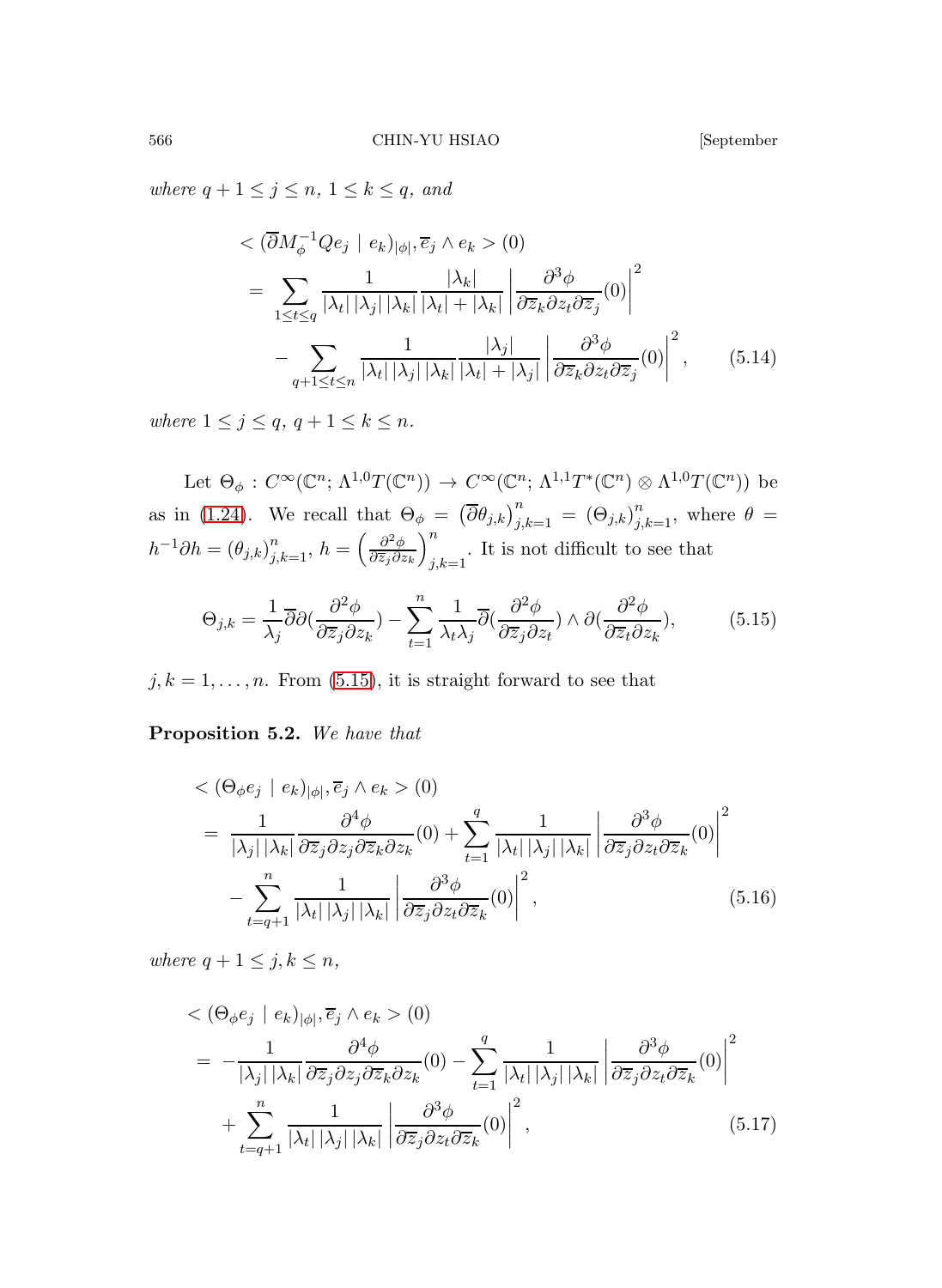where $q+1 \leq j \leq n$, $1 \leq k \leq q$, and

$$
\begin{aligned}
&< (\overline{\partial} M_\phi^{-1} Q e_j \mid e_k)_{|\phi|}, \overline{e}_j \wedge e_k > (0) \\
&= \sum_{1 \leq t \leq q} \frac{1}{|\lambda_t|\,|\lambda_j|\,|\lambda_k|} \frac{|\lambda_k|}{|\lambda_t| + |\lambda_k|} \left| \frac{\partial^3 \phi}{\partial \overline{z}_k \partial z_t \partial \overline{z}_j}(0) \right|^2 \\
&\quad - \sum_{q+1 \leq t \leq n} \frac{1}{|\lambda_t|\,|\lambda_j|\,|\lambda_k|} \frac{|\lambda_j|}{|\lambda_t| + |\lambda_j|} \left| \frac{\partial^3 \phi}{\partial \overline{z}_k \partial z_t \partial \overline{z}_j}(0) \right|^2, \qquad (5.14)
\end{aligned}
$$

where $1 \leq j \leq q$, $q+1 \leq k \leq n$.

Let $\Theta_\phi : C^\infty(\mathbb{C}^n; \Lambda^{1,0}T(\mathbb{C}^n)) \to C^\infty(\mathbb{C}^n; \Lambda^{1,1}T^*(\mathbb{C}^n) \otimes \Lambda^{1,0}T(\mathbb{C}^n))$ be as in (1.24). We recall that $\Theta_\phi = \left(\overline{\partial}\theta_{j,k}\right)_{j,k=1}^n = (\Theta_{j,k})_{j,k=1}^n$, where $\theta = h^{-1}\partial h = (\theta_{j,k})_{j,k=1}^n$, $h = \left(\frac{\partial^2 \phi}{\partial \overline{z}_j \partial z_k}\right)_{j,k=1}^n$. It is not difficult to see that

$$
\Theta_{j,k} = \frac{1}{\lambda_j} \overline{\partial}\partial\left(\frac{\partial^2 \phi}{\partial \overline{z}_j \partial z_k}\right) - \sum_{t=1}^n \frac{1}{\lambda_t \lambda_j} \overline{\partial}\left(\frac{\partial^2 \phi}{\partial \overline{z}_j \partial z_t}\right) \wedge \partial\left(\frac{\partial^2 \phi}{\partial \overline{z}_t \partial z_k}\right), \qquad (5.15)
$$

$j, k = 1, \ldots, n$. From (5.15), it is straight forward to see that

**Proposition 5.2.** *We have that*

$$
\begin{aligned}
&< (\Theta_\phi e_j \mid e_k)_{|\phi|}, \overline{e}_j \wedge e_k > (0) \\
&= \frac{1}{|\lambda_j|\,|\lambda_k|} \frac{\partial^4 \phi}{\partial \overline{z}_j \partial z_j \partial \overline{z}_k \partial z_k}(0) + \sum_{t=1}^q \frac{1}{|\lambda_t|\,|\lambda_j|\,|\lambda_k|} \left| \frac{\partial^3 \phi}{\partial \overline{z}_j \partial z_t \partial \overline{z}_k}(0) \right|^2 \\
&\quad - \sum_{t=q+1}^n \frac{1}{|\lambda_t|\,|\lambda_j|\,|\lambda_k|} \left| \frac{\partial^3 \phi}{\partial \overline{z}_j \partial z_t \partial \overline{z}_k}(0) \right|^2, \qquad (5.16)
\end{aligned}
$$

*where $q+1 \leq j, k \leq n$,*

$$
\begin{aligned}
&< (\Theta_\phi e_j \mid e_k)_{|\phi|}, \overline{e}_j \wedge e_k > (0) \\
&= -\frac{1}{|\lambda_j|\,|\lambda_k|} \frac{\partial^4 \phi}{\partial \overline{z}_j \partial z_j \partial \overline{z}_k \partial z_k}(0) - \sum_{t=1}^q \frac{1}{|\lambda_t|\,|\lambda_j|\,|\lambda_k|} \left| \frac{\partial^3 \phi}{\partial \overline{z}_j \partial z_t \partial \overline{z}_k}(0) \right|^2 \\
&\quad + \sum_{t=q+1}^n \frac{1}{|\lambda_t|\,|\lambda_j|\,|\lambda_k|} \left| \frac{\partial^3 \phi}{\partial \overline{z}_j \partial z_t \partial \overline{z}_k}(0) \right|^2, \qquad (5.17)
\end{aligned}
$$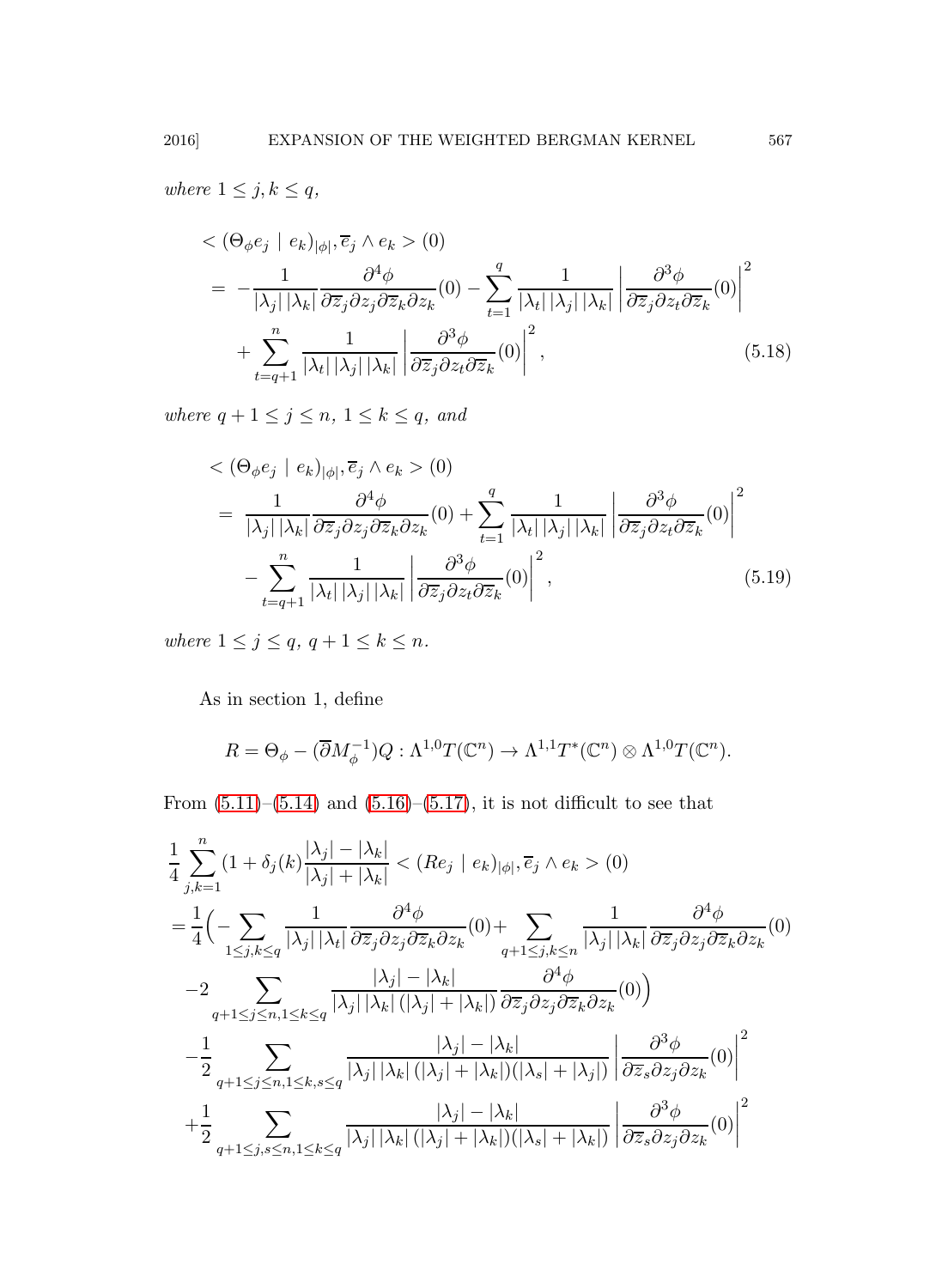*where* $1 \leq j, k \leq q$,

$$
\begin{aligned}
&< (\Theta_\phi e_j \mid e_k)_{|\phi|}, \overline{e}_j \wedge e_k > (0) \\
&= -\frac{1}{|\lambda_j|\,|\lambda_k|}\frac{\partial^4 \phi}{\partial \overline{z}_j \partial z_j \partial \overline{z}_k \partial z_k}(0) - \sum_{t=1}^{q} \frac{1}{|\lambda_t|\,|\lambda_j|\,|\lambda_k|}\left|\frac{\partial^3 \phi}{\partial \overline{z}_j \partial z_t \partial \overline{z}_k}(0)\right|^2 \\
&\quad + \sum_{t=q+1}^{n} \frac{1}{|\lambda_t|\,|\lambda_j|\,|\lambda_k|}\left|\frac{\partial^3 \phi}{\partial \overline{z}_j \partial z_t \partial \overline{z}_k}(0)\right|^2, \qquad (5.18)
\end{aligned}
$$

*where* $q+1 \leq j \leq n$, $1 \leq k \leq q$, *and*

$$
\begin{aligned}
&< (\Theta_\phi e_j \mid e_k)_{|\phi|}, \overline{e}_j \wedge e_k > (0) \\
&= \frac{1}{|\lambda_j|\,|\lambda_k|}\frac{\partial^4 \phi}{\partial \overline{z}_j \partial z_j \partial \overline{z}_k \partial z_k}(0) + \sum_{t=1}^{q} \frac{1}{|\lambda_t|\,|\lambda_j|\,|\lambda_k|}\left|\frac{\partial^3 \phi}{\partial \overline{z}_j \partial z_t \partial \overline{z}_k}(0)\right|^2 \\
&\quad - \sum_{t=q+1}^{n} \frac{1}{|\lambda_t|\,|\lambda_j|\,|\lambda_k|}\left|\frac{\partial^3 \phi}{\partial \overline{z}_j \partial z_t \partial \overline{z}_k}(0)\right|^2, \qquad (5.19)
\end{aligned}
$$

*where* $1 \leq j \leq q$, $q+1 \leq k \leq n$.

As in section 1, define

$$
R = \Theta_\phi - (\overline{\partial} M_\phi^{-1}) Q : \Lambda^{1,0} T(\mathbb{C}^n) \to \Lambda^{1,1} T^*(\mathbb{C}^n) \otimes \Lambda^{1,0} T(\mathbb{C}^n).
$$

From (5.11)–(5.14) and (5.16)–(5.17), it is not difficult to see that

$$
\begin{aligned}
&\frac{1}{4}\sum_{j,k=1}^{n}(1+\delta_j(k)\frac{|\lambda_j|-|\lambda_k|}{|\lambda_j|+|\lambda_k|} < (Re_j \mid e_k)_{|\phi|}, \overline{e}_j \wedge e_k > (0) \\
&= \frac{1}{4}\Big(-\sum_{1\leq j,k\leq q}\frac{1}{|\lambda_j|\,|\lambda_t|}\frac{\partial^4 \phi}{\partial \overline{z}_j \partial z_j \partial \overline{z}_k \partial z_k}(0) + \sum_{q+1\leq j,k\leq n}\frac{1}{|\lambda_j|\,|\lambda_k|}\frac{\partial^4 \phi}{\partial \overline{z}_j \partial z_j \partial \overline{z}_k \partial z_k}(0) \\
&\quad -2\sum_{q+1\leq j\leq n, 1\leq k\leq q}\frac{|\lambda_j|-|\lambda_k|}{|\lambda_j|\,|\lambda_k|\,(|\lambda_j|+|\lambda_k|)}\frac{\partial^4 \phi}{\partial \overline{z}_j \partial z_j \partial \overline{z}_k \partial z_k}(0)\Big) \\
&\quad -\frac{1}{2}\sum_{q+1\leq j\leq n, 1\leq k,s\leq q}\frac{|\lambda_j|-|\lambda_k|}{|\lambda_j|\,|\lambda_k|\,(|\lambda_j|+|\lambda_k|)(|\lambda_s|+|\lambda_j|)}\left|\frac{\partial^3 \phi}{\partial \overline{z}_s \partial z_j \partial z_k}(0)\right|^2 \\
&\quad +\frac{1}{2}\sum_{q+1\leq j,s\leq n, 1\leq k\leq q}\frac{|\lambda_j|-|\lambda_k|}{|\lambda_j|\,|\lambda_k|\,(|\lambda_j|+|\lambda_k|)(|\lambda_s|+|\lambda_k|)}\left|\frac{\partial^3 \phi}{\partial \overline{z}_s \partial z_j \partial z_k}(0)\right|^2
\end{aligned}
$$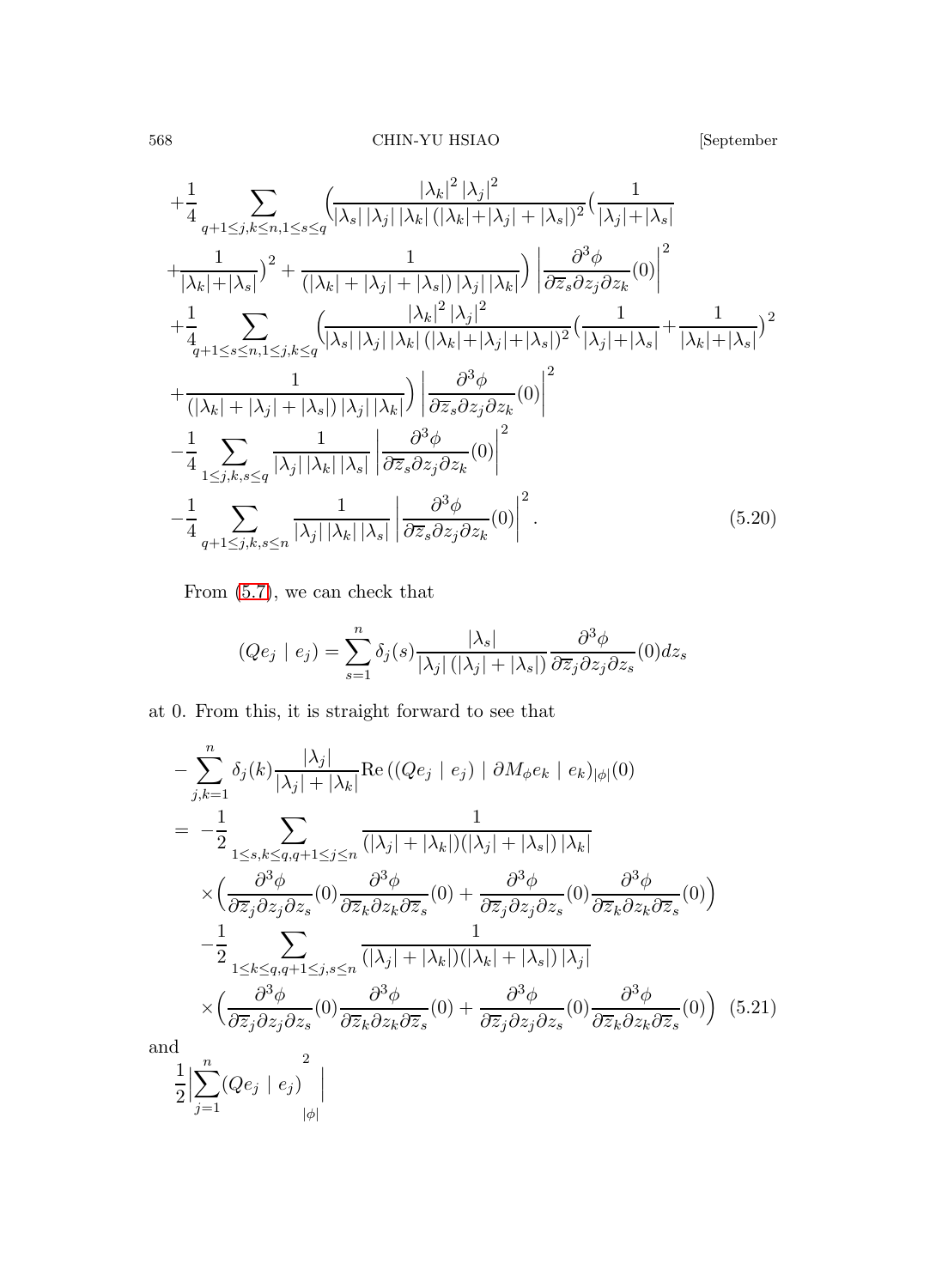$$
\begin{aligned}
&+\frac{1}{4}\sum_{q+1\leq j,k\leq n,1\leq s\leq q}\Big(\frac{|\lambda_k|^2\,|\lambda_j|^2}{|\lambda_s|\,|\lambda_j|\,|\lambda_k|\,(|\lambda_k|+|\lambda_j|+|\lambda_s|)^2}\big(\frac{1}{|\lambda_j|+|\lambda_s|}\\
&+\frac{1}{|\lambda_k|+|\lambda_s|}\big)^2+\frac{1}{(|\lambda_k|+|\lambda_j|+|\lambda_s|)\,|\lambda_j|\,|\lambda_k|}\Big)\left|\frac{\partial^3\phi}{\partial\overline{z}_s\partial z_j\partial z_k}(0)\right|^2\\
&+\frac{1}{4}\sum_{q+1\leq s\leq n,1\leq j,k\leq q}\Big(\frac{|\lambda_k|^2\,|\lambda_j|^2}{|\lambda_s|\,|\lambda_j|\,|\lambda_k|\,(|\lambda_k|+|\lambda_j|+|\lambda_s|)^2}\big(\frac{1}{|\lambda_j|+|\lambda_s|}+\frac{1}{|\lambda_k|+|\lambda_s|}\big)^2\\
&+\frac{1}{(|\lambda_k|+|\lambda_j|+|\lambda_s|)\,|\lambda_j|\,|\lambda_k|}\Big)\left|\frac{\partial^3\phi}{\partial\overline{z}_s\partial z_j\partial z_k}(0)\right|^2\\
&-\frac{1}{4}\sum_{1\leq j,k,s\leq q}\frac{1}{|\lambda_j|\,|\lambda_k|\,|\lambda_s|}\left|\frac{\partial^3\phi}{\partial\overline{z}_s\partial z_j\partial z_k}(0)\right|^2\\
&-\frac{1}{4}\sum_{q+1\leq j,k,s\leq n}\frac{1}{|\lambda_j|\,|\lambda_k|\,|\lambda_s|}\left|\frac{\partial^3\phi}{\partial\overline{z}_s\partial z_j\partial z_k}(0)\right|^2. \qquad (5.20)
\end{aligned}
$$

From (5.7), we can check that

$$
(Qe_j\mid e_j)=\sum_{s=1}^{n}\delta_j(s)\frac{|\lambda_s|}{|\lambda_j|\,(|\lambda_j|+|\lambda_s|)}\frac{\partial^3\phi}{\partial\overline{z}_j\partial z_j\partial z_s}(0)dz_s
$$

at 0. From this, it is straight forward to see that

$$
\begin{aligned}
&-\sum_{j,k=1}^{n}\delta_j(k)\frac{|\lambda_j|}{|\lambda_j|+|\lambda_k|}\mathrm{Re}\,((Qe_j\mid e_j)\mid \partial M_\phi e_k\mid e_k)_{|\phi|}(0)\\
&=\ -\frac{1}{2}\sum_{1\leq s,k\leq q,q+1\leq j\leq n}\frac{1}{(|\lambda_j|+|\lambda_k|)(|\lambda_j|+|\lambda_s|)\,|\lambda_k|}\\
&\quad\times\Big(\frac{\partial^3\phi}{\partial\overline{z}_j\partial z_j\partial z_s}(0)\frac{\partial^3\phi}{\partial\overline{z}_k\partial z_k\partial\overline{z}_s}(0)+\frac{\partial^3\phi}{\partial\overline{z}_j\partial z_j\partial z_s}(0)\frac{\partial^3\phi}{\partial\overline{z}_k\partial z_k\partial\overline{z}_s}(0)\Big)\\
&\quad-\frac{1}{2}\sum_{1\leq k\leq q,q+1\leq j,s\leq n}\frac{1}{(|\lambda_j|+|\lambda_k|)(|\lambda_k|+|\lambda_s|)\,|\lambda_j|}\\
&\quad\times\Big(\frac{\partial^3\phi}{\partial\overline{z}_j\partial z_j\partial z_s}(0)\frac{\partial^3\phi}{\partial\overline{z}_k\partial z_k\partial\overline{z}_s}(0)+\frac{\partial^3\phi}{\partial\overline{z}_j\partial z_j\partial z_s}(0)\frac{\partial^3\phi}{\partial\overline{z}_k\partial z_k\partial\overline{z}_s}(0)\Big) \quad (5.21)
\end{aligned}
$$

and

$$
\frac{1}{2}\Big|\sum_{j=1}^{n}(Qe_j\mid e_j)\Big|^2_{|\phi|}
$$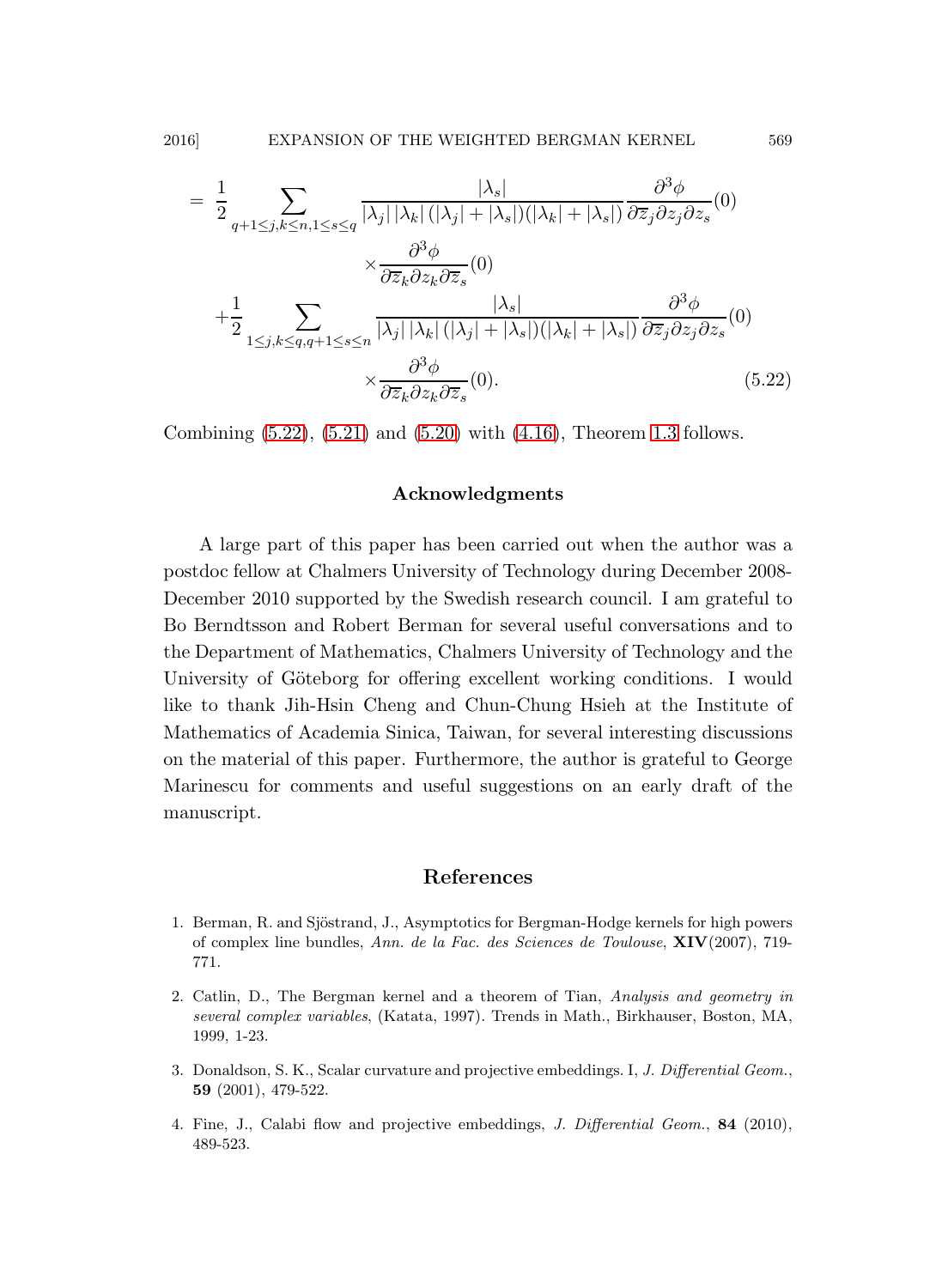$$
\begin{aligned}
= \ & \frac{1}{2} \sum_{q+1 \le j,k \le n, 1 \le s \le q} \frac{|\lambda_s|}{|\lambda_j|\,|\lambda_k|\,(|\lambda_j| + |\lambda_s|)(|\lambda_k| + |\lambda_s|)} \frac{\partial^3 \phi}{\partial \overline{z}_j \partial z_j \partial z_s}(0) \\
& \qquad \times \frac{\partial^3 \phi}{\partial \overline{z}_k \partial z_k \partial \overline{z}_s}(0) \\
& + \frac{1}{2} \sum_{1 \le j,k \le q, q+1 \le s \le n} \frac{|\lambda_s|}{|\lambda_j|\,|\lambda_k|\,(|\lambda_j| + |\lambda_s|)(|\lambda_k| + |\lambda_s|)} \frac{\partial^3 \phi}{\partial \overline{z}_j \partial z_j \partial z_s}(0) \\
& \qquad \times \frac{\partial^3 \phi}{\partial \overline{z}_k \partial z_k \partial \overline{z}_s}(0). \qquad (5.22)
\end{aligned}
$$

Combining (5.22), (5.21) and (5.20) with (4.16), Theorem 1.3 follows.

## Acknowledgments

A large part of this paper has been carried out when the author was a postdoc fellow at Chalmers University of Technology during December 2008-December 2010 supported by the Swedish research council. I am grateful to Bo Berndtsson and Robert Berman for several useful conversations and to the Department of Mathematics, Chalmers University of Technology and the University of Göteborg for offering excellent working conditions. I would like to thank Jih-Hsin Cheng and Chun-Chung Hsieh at the Institute of Mathematics of Academia Sinica, Taiwan, for several interesting discussions on the material of this paper. Furthermore, the author is grateful to George Marinescu for comments and useful suggestions on an early draft of the manuscript.

## References

1. Berman, R. and Sjöstrand, J., Asymptotics for Bergman-Hodge kernels for high powers of complex line bundles, *Ann. de la Fac. des Sciences de Toulouse*, **XIV**(2007), 719-771.

2. Catlin, D., The Bergman kernel and a theorem of Tian, *Analysis and geometry in several complex variables*, (Katata, 1997). Trends in Math., Birkhauser, Boston, MA, 1999, 1-23.

3. Donaldson, S. K., Scalar curvature and projective embeddings. I, *J. Differential Geom.*, **59** (2001), 479-522.

4. Fine, J., Calabi flow and projective embeddings, *J. Differential Geom.*, **84** (2010), 489-523.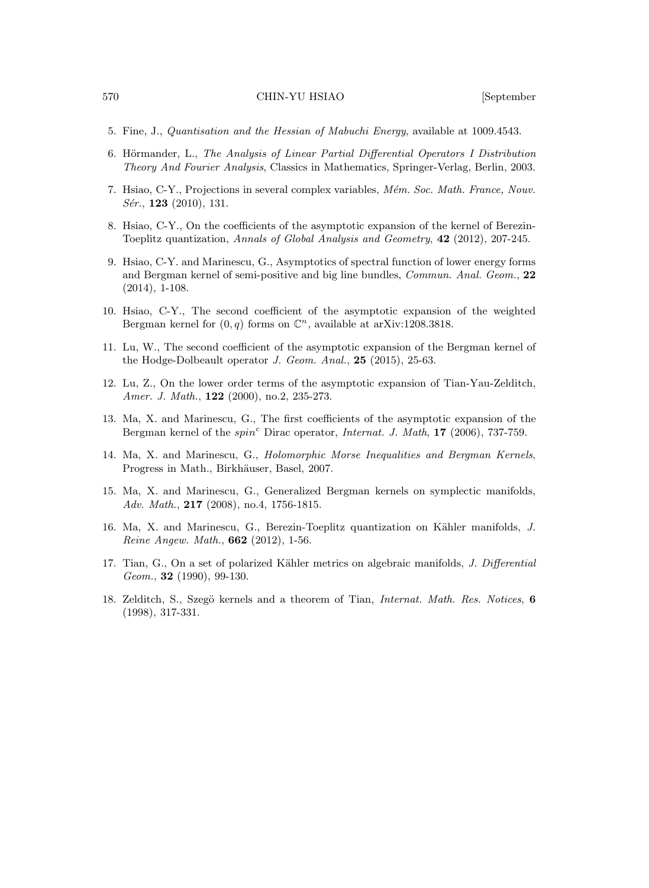5. Fine, J., *Quantisation and the Hessian of Mabuchi Energy*, available at 1009.4543.

6. Hörmander, L., *The Analysis of Linear Partial Differential Operators I Distribution Theory And Fourier Analysis*, Classics in Mathematics, Springer-Verlag, Berlin, 2003.

7. Hsiao, C-Y., Projections in several complex variables, *Mém. Soc. Math. France, Nouv. Sér.*, **123** (2010), 131.

8. Hsiao, C-Y., On the coefficients of the asymptotic expansion of the kernel of Berezin-Toeplitz quantization, *Annals of Global Analysis and Geometry*, **42** (2012), 207-245.

9. Hsiao, C-Y. and Marinescu, G., Asymptotics of spectral function of lower energy forms and Bergman kernel of semi-positive and big line bundles, *Commun. Anal. Geom.*, **22** (2014), 1-108.

10. Hsiao, C-Y., The second coefficient of the asymptotic expansion of the weighted Bergman kernel for $(0, q)$ forms on $\mathbb{C}^n$, available at arXiv:1208.3818.

11. Lu, W., The second coefficient of the asymptotic expansion of the Bergman kernel of the Hodge-Dolbeault operator *J. Geom. Anal.*, **25** (2015), 25-63.

12. Lu, Z., On the lower order terms of the asymptotic expansion of Tian-Yau-Zelditch, *Amer. J. Math.*, **122** (2000), no.2, 235-273.

13. Ma, X. and Marinescu, G., The first coefficients of the asymptotic expansion of the Bergman kernel of the $spin^c$ Dirac operator, *Internat. J. Math*, **17** (2006), 737-759.

14. Ma, X. and Marinescu, G., *Holomorphic Morse Inequalities and Bergman Kernels*, Progress in Math., Birkhäuser, Basel, 2007.

15. Ma, X. and Marinescu, G., Generalized Bergman kernels on symplectic manifolds, *Adv. Math.*, **217** (2008), no.4, 1756-1815.

16. Ma, X. and Marinescu, G., Berezin-Toeplitz quantization on Kähler manifolds, *J. Reine Angew. Math.*, **662** (2012), 1-56.

17. Tian, G., On a set of polarized Kähler metrics on algebraic manifolds, *J. Differential Geom.*, **32** (1990), 99-130.

18. Zelditch, S., Szegö kernels and a theorem of Tian, *Internat. Math. Res. Notices*, **6** (1998), 317-331.